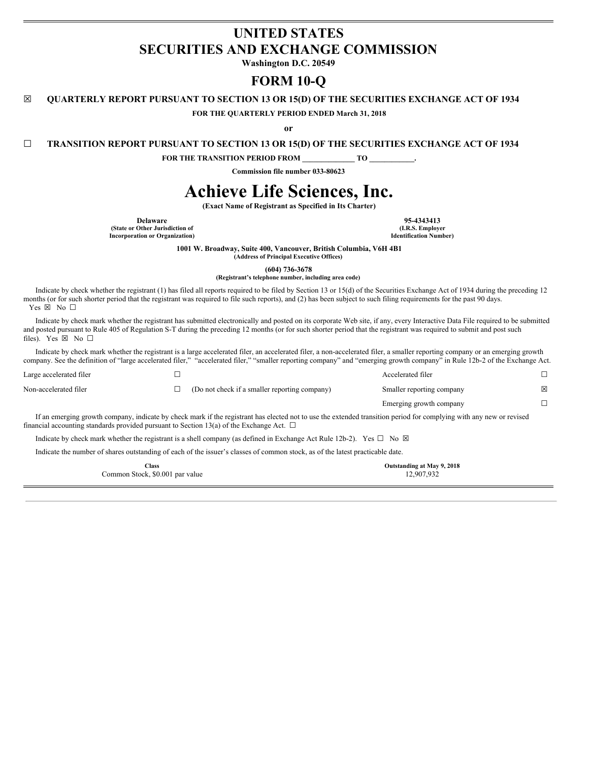# UNITED STATES
# SECURITIES AND EXCHANGE COMMISSION

**Washington D.C. 20549**

# FORM 10-Q

☒ **QUARTERLY REPORT PURSUANT TO SECTION 13 OR 15(D) OF THE SECURITIES EXCHANGE ACT OF 1934**

**FOR THE QUARTERLY PERIOD ENDED March 31, 2018**

**or**

☐ **TRANSITION REPORT PURSUANT TO SECTION 13 OR 15(D) OF THE SECURITIES EXCHANGE ACT OF 1934**

**FOR THE TRANSITION PERIOD FROM _____________ TO ___________.**

**Commission file number 033-80623**

# Achieve Life Sciences, Inc.

**(Exact Name of Registrant as Specified in Its Charter)**

| **Delaware** | **95-4343413** |
|---|---|
| **(State or Other Jurisdiction of Incorporation or Organization)** | **(I.R.S. Employer Identification Number)** |

**1001 W. Broadway, Suite 400, Vancouver, British Columbia, V6H 4B1**
**(Address of Principal Executive Offices)**

**(604) 736-3678**
**(Registrant's telephone number, including area code)**

Indicate by check whether the registrant (1) has filed all reports required to be filed by Section 13 or 15(d) of the Securities Exchange Act of 1934 during the preceding 12 months (or for such shorter period that the registrant was required to file such reports), and (2) has been subject to such filing requirements for the past 90 days. Yes ☒ No ☐

Indicate by check mark whether the registrant has submitted electronically and posted on its corporate Web site, if any, every Interactive Data File required to be submitted and posted pursuant to Rule 405 of Regulation S-T during the preceding 12 months (or for such shorter period that the registrant was required to submit and post such files). Yes ☒ No ☐

Indicate by check mark whether the registrant is a large accelerated filer, an accelerated filer, a non-accelerated filer, a smaller reporting company or an emerging growth company. See the definition of "large accelerated filer," "accelerated filer," "smaller reporting company" and "emerging growth company" in Rule 12b-2 of the Exchange Act.

| | | | | |
|---|---|---|---|---|
| Large accelerated filer | ☐ | | Accelerated filer | ☐ |
| Non-accelerated filer | ☐ | (Do not check if a smaller reporting company) | Smaller reporting company | ☒ |
| | | | Emerging growth company | ☐ |

If an emerging growth company, indicate by check mark if the registrant has elected not to use the extended transition period for complying with any new or revised financial accounting standards provided pursuant to Section 13(a) of the Exchange Act. ☐

Indicate by check mark whether the registrant is a shell company (as defined in Exchange Act Rule 12b-2). Yes ☐ No ☒

Indicate the number of shares outstanding of each of the issuer's classes of common stock, as of the latest practicable date.

| **Class** | **Outstanding at May 9, 2018** |
|---|---|
| Common Stock, $0.001 par value | 12,907,932 |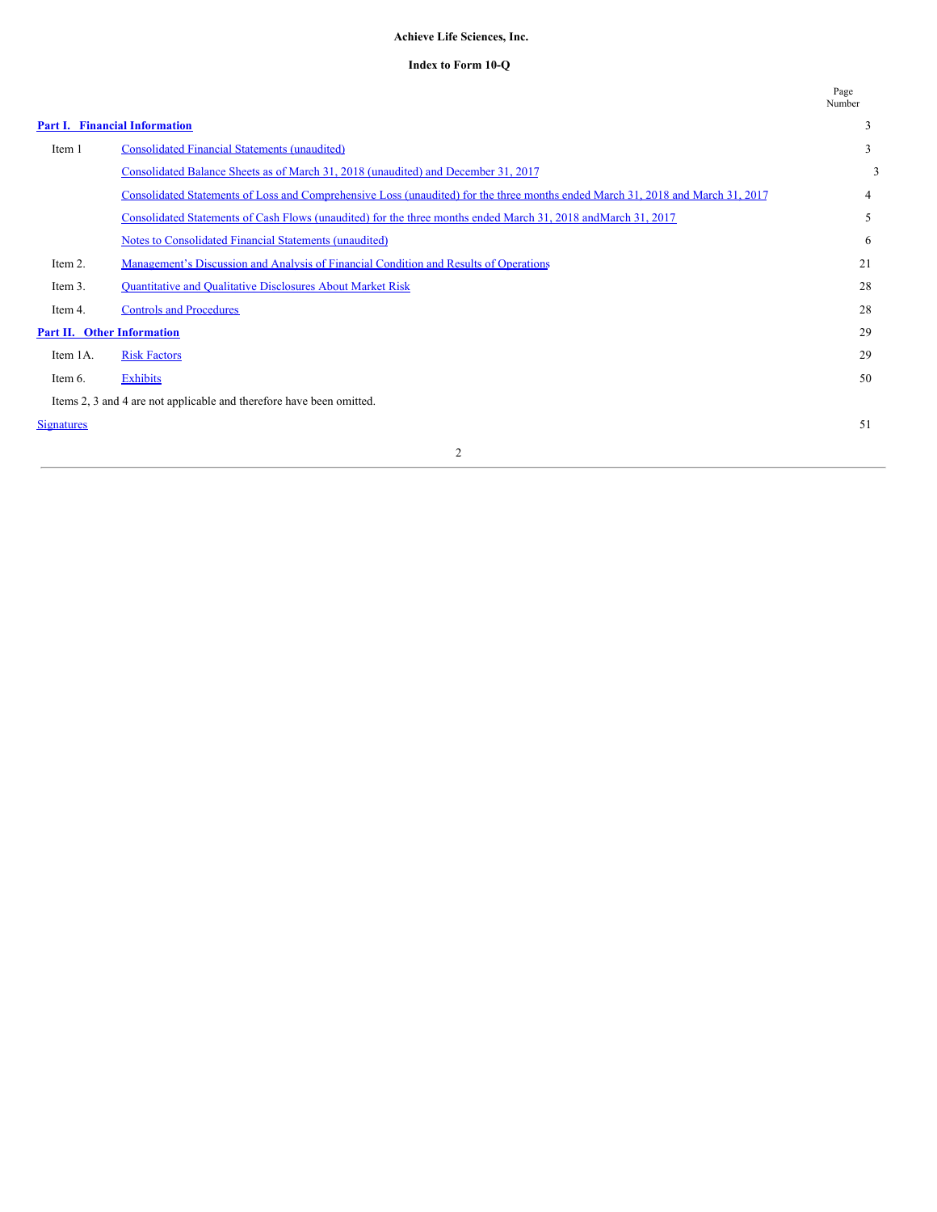**Achieve Life Sciences, Inc.**

**Index to Form 10-Q**

| | | Page Number |
|---|---|---|
| **Part I. Financial Information** | | 3 |
| Item 1 | Consolidated Financial Statements (unaudited) | 3 |
| | Consolidated Balance Sheets as of March 31, 2018 (unaudited) and December 31, 2017 | 3 |
| | Consolidated Statements of Loss and Comprehensive Loss (unaudited) for the three months ended March 31, 2018 and March 31, 2017 | 4 |
| | Consolidated Statements of Cash Flows (unaudited) for the three months ended March 31, 2018 andMarch 31, 2017 | 5 |
| | Notes to Consolidated Financial Statements (unaudited) | 6 |
| Item 2. | Management's Discussion and Analysis of Financial Condition and Results of Operations | 21 |
| Item 3. | Quantitative and Qualitative Disclosures About Market Risk | 28 |
| Item 4. | Controls and Procedures | 28 |
| **Part II. Other Information** | | 29 |
| Item 1A. | Risk Factors | 29 |
| Item 6. | Exhibits | 50 |
| Items 2, 3 and 4 are not applicable and therefore have been omitted. | | |
| Signatures | | 51 |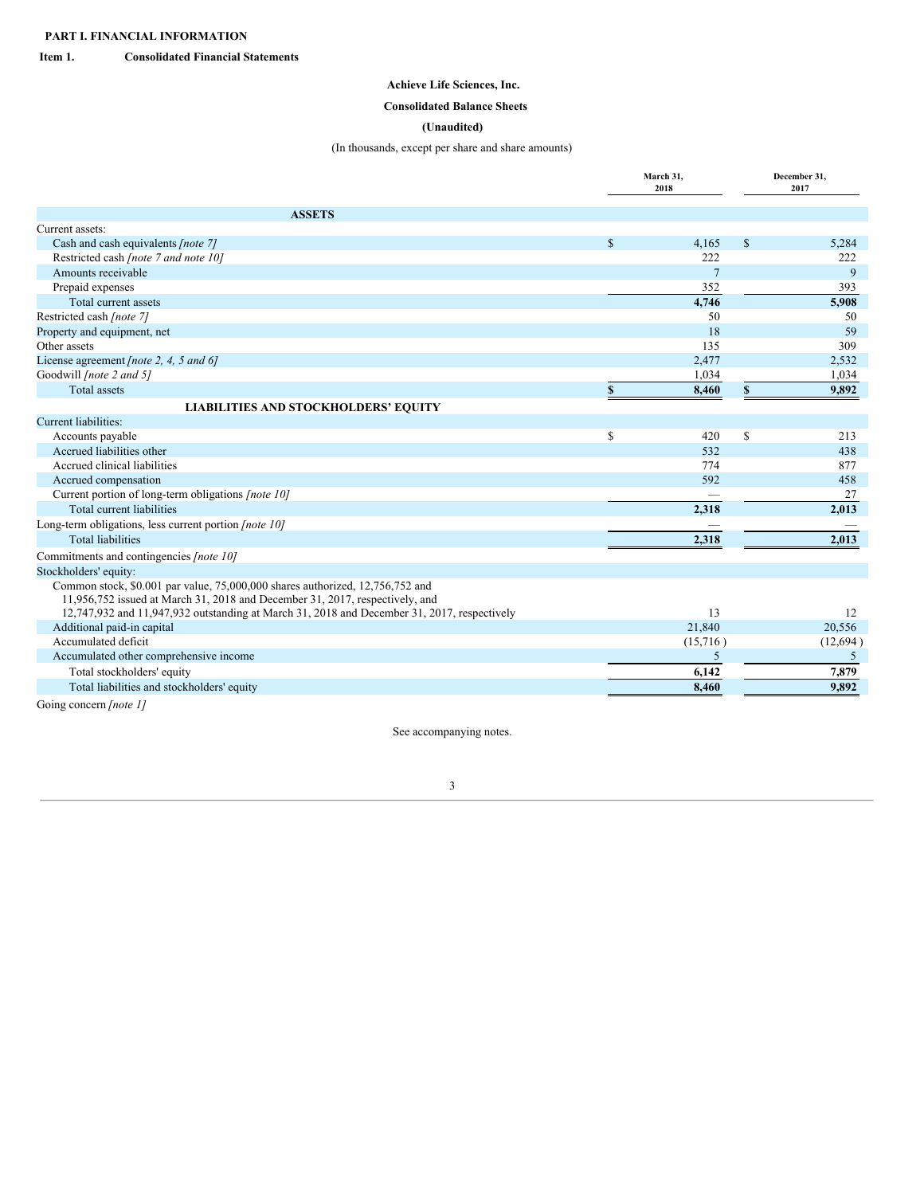**PART I. FINANCIAL INFORMATION**

**Item 1. Consolidated Financial Statements**

**Achieve Life Sciences, Inc.**

**Consolidated Balance Sheets**

**(Unaudited)**

(In thousands, except per share and share amounts)

| | March 31, 2018 | December 31, 2017 |
|---|---|---|
| **ASSETS** | | |
| Current assets: | | |
| Cash and cash equivalents *[note 7]* | $ 4,165 | $ 5,284 |
| Restricted cash *[note 7 and note 10]* | 222 | 222 |
| Amounts receivable | 7 | 9 |
| Prepaid expenses | 352 | 393 |
| Total current assets | **4,746** | **5,908** |
| Restricted cash *[note 7]* | 50 | 50 |
| Property and equipment, net | 18 | 59 |
| Other assets | 135 | 309 |
| License agreement *[note 2, 4, 5 and 6]* | 2,477 | 2,532 |
| Goodwill *[note 2 and 5]* | 1,034 | 1,034 |
| Total assets | **$ 8,460** | **$ 9,892** |
| **LIABILITIES AND STOCKHOLDERS' EQUITY** | | |
| Current liabilities: | | |
| Accounts payable | $ 420 | $ 213 |
| Accrued liabilities other | 532 | 438 |
| Accrued clinical liabilities | 774 | 877 |
| Accrued compensation | 592 | 458 |
| Current portion of long-term obligations *[note 10]* | — | 27 |
| Total current liabilities | **2,318** | **2,013** |
| Long-term obligations, less current portion *[note 10]* | — | — |
| Total liabilities | **2,318** | **2,013** |
| Commitments and contingencies *[note 10]* | | |
| Stockholders' equity: | | |
| Common stock, $0.001 par value, 75,000,000 shares authorized, 12,756,752 and 11,956,752 issued at March 31, 2018 and December 31, 2017, respectively, and 12,747,932 and 11,947,932 outstanding at March 31, 2018 and December 31, 2017, respectively | 13 | 12 |
| Additional paid-in capital | 21,840 | 20,556 |
| Accumulated deficit | (15,716 ) | (12,694 ) |
| Accumulated other comprehensive income | 5 | 5 |
| Total stockholders' equity | **6,142** | **7,879** |
| Total liabilities and stockholders' equity | **8,460** | **9,892** |

Going concern *[note 1]*

See accompanying notes.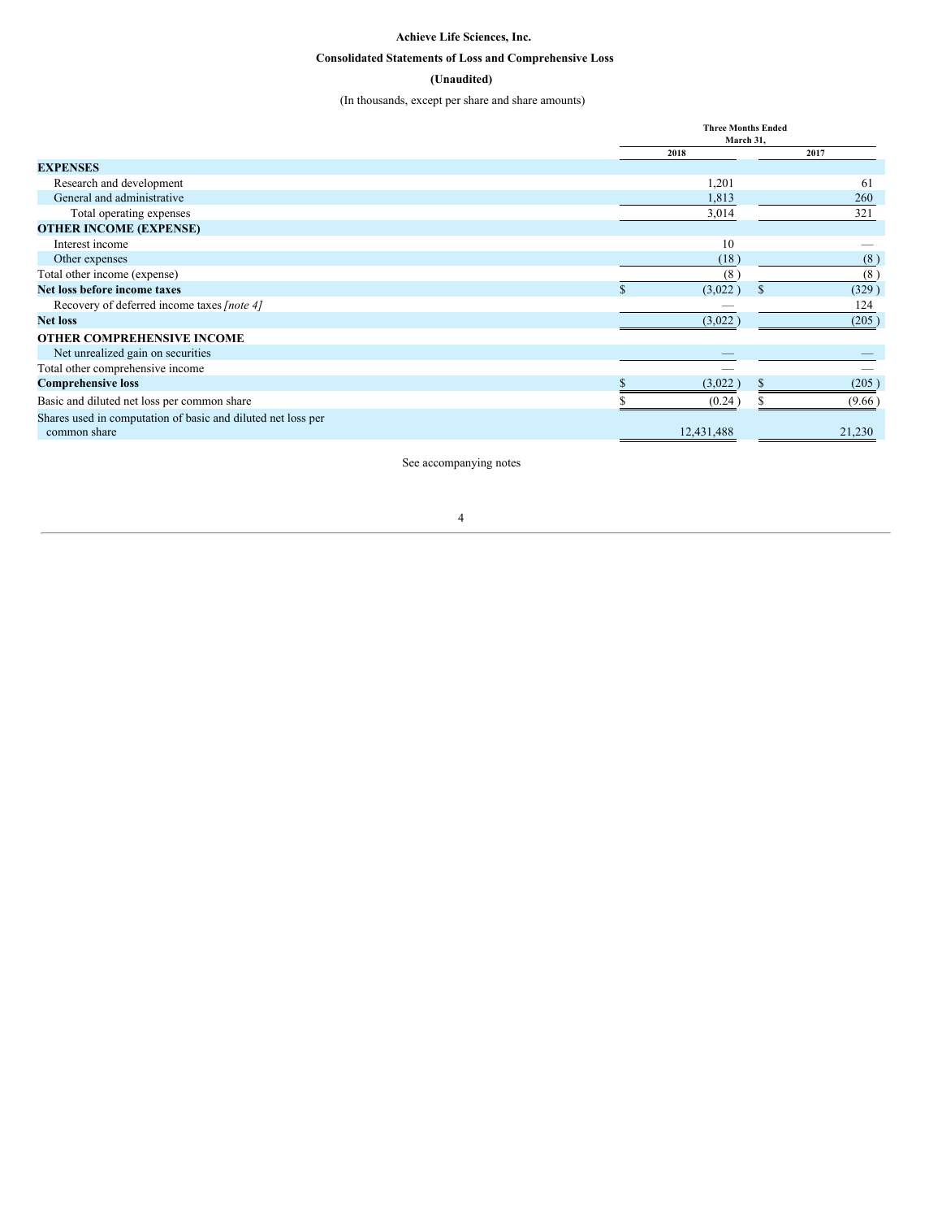**Achieve Life Sciences, Inc.**

**Consolidated Statements of Loss and Comprehensive Loss**

**(Unaudited)**

(In thousands, except per share and share amounts)

| | Three Months Ended March 31, 2018 | Three Months Ended March 31, 2017 |
|---|---|---|
| **EXPENSES** | | |
| Research and development | 1,201 | 61 |
| General and administrative | 1,813 | 260 |
| Total operating expenses | 3,014 | 321 |
| **OTHER INCOME (EXPENSE)** | | |
| Interest income | 10 | — |
| Other expenses | (18) | (8) |
| Total other income (expense) | (8) | (8) |
| **Net loss before income taxes** | $ (3,022) | $ (329) |
| Recovery of deferred income taxes *[note 4]* | — | 124 |
| **Net loss** | (3,022) | (205) |
| **OTHER COMPREHENSIVE INCOME** | | |
| Net unrealized gain on securities | — | — |
| Total other comprehensive income | — | — |
| **Comprehensive loss** | $ (3,022) | $ (205) |
| Basic and diluted net loss per common share | $ (0.24) | $ (9.66) |
| Shares used in computation of basic and diluted net loss per common share | 12,431,488 | 21,230 |

See accompanying notes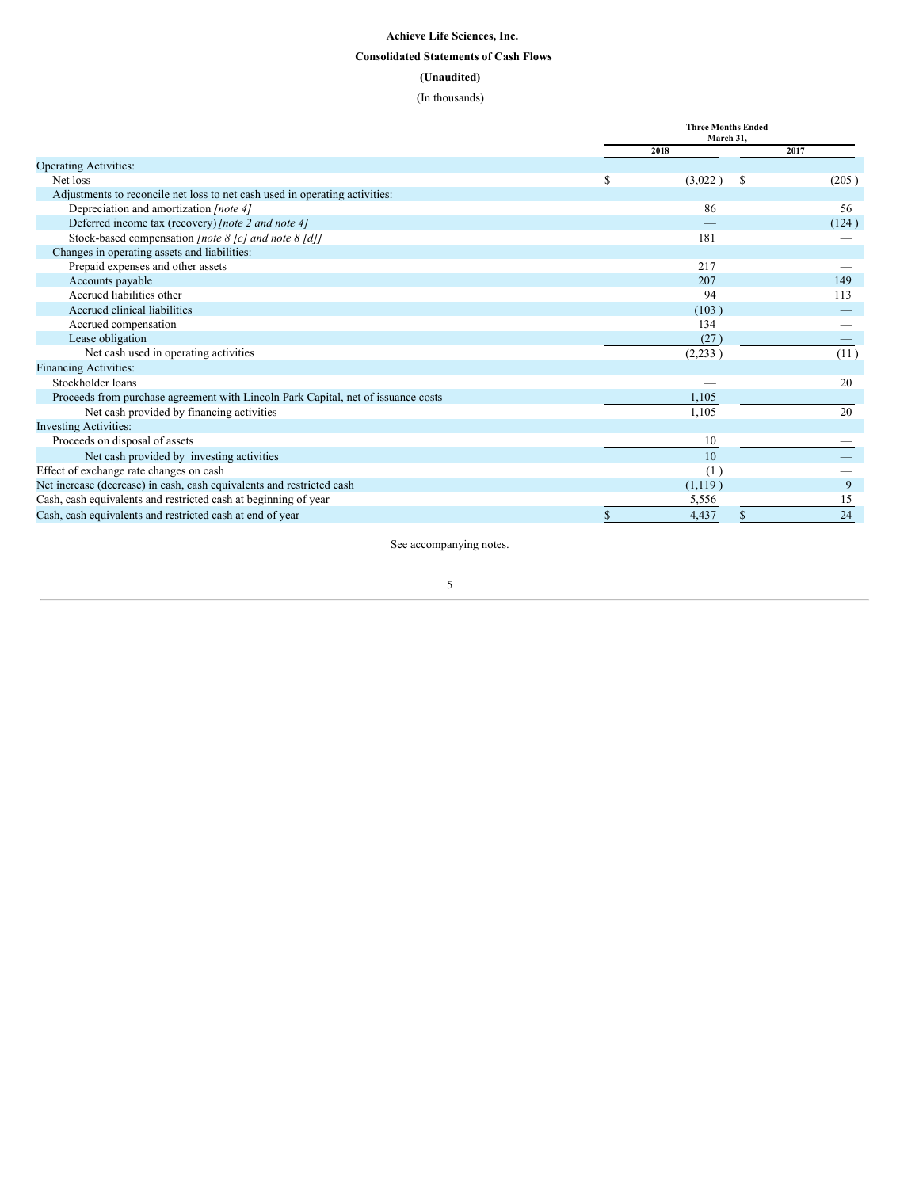**Achieve Life Sciences, Inc.**

**Consolidated Statements of Cash Flows**

**(Unaudited)**

(In thousands)

| | Three Months Ended March 31, | |
|---|---|---|
| | 2018 | 2017 |
| Operating Activities: | | |
| Net loss | $ (3,022 ) | $ (205 ) |
| Adjustments to reconcile net loss to net cash used in operating activities: | | |
| Depreciation and amortization *[note 4]* | 86 | 56 |
| Deferred income tax (recovery) *[note 2 and note 4]* | — | (124 ) |
| Stock-based compensation *[note 8 [c] and note 8 [d]]* | 181 | — |
| Changes in operating assets and liabilities: | | |
| Prepaid expenses and other assets | 217 | — |
| Accounts payable | 207 | 149 |
| Accrued liabilities other | 94 | 113 |
| Accrued clinical liabilities | (103 ) | — |
| Accrued compensation | 134 | — |
| Lease obligation | (27 ) | — |
| Net cash used in operating activities | (2,233 ) | (11 ) |
| Financing Activities: | | |
| Stockholder loans | — | 20 |
| Proceeds from purchase agreement with Lincoln Park Capital, net of issuance costs | 1,105 | — |
| Net cash provided by financing activities | 1,105 | 20 |
| Investing Activities: | | |
| Proceeds on disposal of assets | 10 | — |
| Net cash provided by investing activities | 10 | — |
| Effect of exchange rate changes on cash | (1 ) | — |
| Net increase (decrease) in cash, cash equivalents and restricted cash | (1,119 ) | 9 |
| Cash, cash equivalents and restricted cash at beginning of year | 5,556 | 15 |
| Cash, cash equivalents and restricted cash at end of year | $ 4,437 | $ 24 |

See accompanying notes.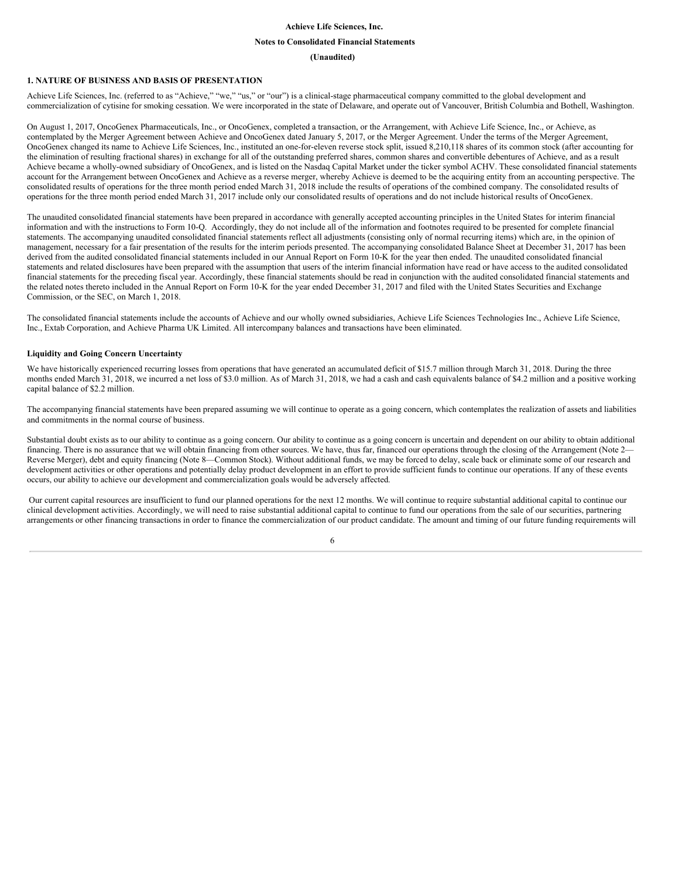**Achieve Life Sciences, Inc.**

**Notes to Consolidated Financial Statements**

**(Unaudited)**

**1. NATURE OF BUSINESS AND BASIS OF PRESENTATION**

Achieve Life Sciences, Inc. (referred to as "Achieve," "we," "us," or "our") is a clinical-stage pharmaceutical company committed to the global development and commercialization of cytisine for smoking cessation. We were incorporated in the state of Delaware, and operate out of Vancouver, British Columbia and Bothell, Washington.

On August 1, 2017, OncoGenex Pharmaceuticals, Inc., or OncoGenex, completed a transaction, or the Arrangement, with Achieve Life Science, Inc., or Achieve, as contemplated by the Merger Agreement between Achieve and OncoGenex dated January 5, 2017, or the Merger Agreement. Under the terms of the Merger Agreement, OncoGenex changed its name to Achieve Life Sciences, Inc., instituted an one-for-eleven reverse stock split, issued 8,210,118 shares of its common stock (after accounting for the elimination of resulting fractional shares) in exchange for all of the outstanding preferred shares, common shares and convertible debentures of Achieve, and as a result Achieve became a wholly-owned subsidiary of OncoGenex, and is listed on the Nasdaq Capital Market under the ticker symbol ACHV. These consolidated financial statements account for the Arrangement between OncoGenex and Achieve as a reverse merger, whereby Achieve is deemed to be the acquiring entity from an accounting perspective. The consolidated results of operations for the three month period ended March 31, 2018 include the results of operations of the combined company. The consolidated results of operations for the three month period ended March 31, 2017 include only our consolidated results of operations and do not include historical results of OncoGenex.

The unaudited consolidated financial statements have been prepared in accordance with generally accepted accounting principles in the United States for interim financial information and with the instructions to Form 10-Q. Accordingly, they do not include all of the information and footnotes required to be presented for complete financial statements. The accompanying unaudited consolidated financial statements reflect all adjustments (consisting only of normal recurring items) which are, in the opinion of management, necessary for a fair presentation of the results for the interim periods presented. The accompanying consolidated Balance Sheet at December 31, 2017 has been derived from the audited consolidated financial statements included in our Annual Report on Form 10-K for the year then ended. The unaudited consolidated financial statements and related disclosures have been prepared with the assumption that users of the interim financial information have read or have access to the audited consolidated financial statements for the preceding fiscal year. Accordingly, these financial statements should be read in conjunction with the audited consolidated financial statements and the related notes thereto included in the Annual Report on Form 10-K for the year ended December 31, 2017 and filed with the United States Securities and Exchange Commission, or the SEC, on March 1, 2018.

The consolidated financial statements include the accounts of Achieve and our wholly owned subsidiaries, Achieve Life Sciences Technologies Inc., Achieve Life Science, Inc., Extab Corporation, and Achieve Pharma UK Limited. All intercompany balances and transactions have been eliminated.

**Liquidity and Going Concern Uncertainty**

We have historically experienced recurring losses from operations that have generated an accumulated deficit of $15.7 million through March 31, 2018. During the three months ended March 31, 2018, we incurred a net loss of $3.0 million. As of March 31, 2018, we had a cash and cash equivalents balance of $4.2 million and a positive working capital balance of $2.2 million.

The accompanying financial statements have been prepared assuming we will continue to operate as a going concern, which contemplates the realization of assets and liabilities and commitments in the normal course of business.

Substantial doubt exists as to our ability to continue as a going concern. Our ability to continue as a going concern is uncertain and dependent on our ability to obtain additional financing. There is no assurance that we will obtain financing from other sources. We have, thus far, financed our operations through the closing of the Arrangement (Note 2—Reverse Merger), debt and equity financing (Note 8—Common Stock). Without additional funds, we may be forced to delay, scale back or eliminate some of our research and development activities or other operations and potentially delay product development in an effort to provide sufficient funds to continue our operations. If any of these events occurs, our ability to achieve our development and commercialization goals would be adversely affected.

Our current capital resources are insufficient to fund our planned operations for the next 12 months. We will continue to require substantial additional capital to continue our clinical development activities. Accordingly, we will need to raise substantial additional capital to continue to fund our operations from the sale of our securities, partnering arrangements or other financing transactions in order to finance the commercialization of our product candidate. The amount and timing of our future funding requirements will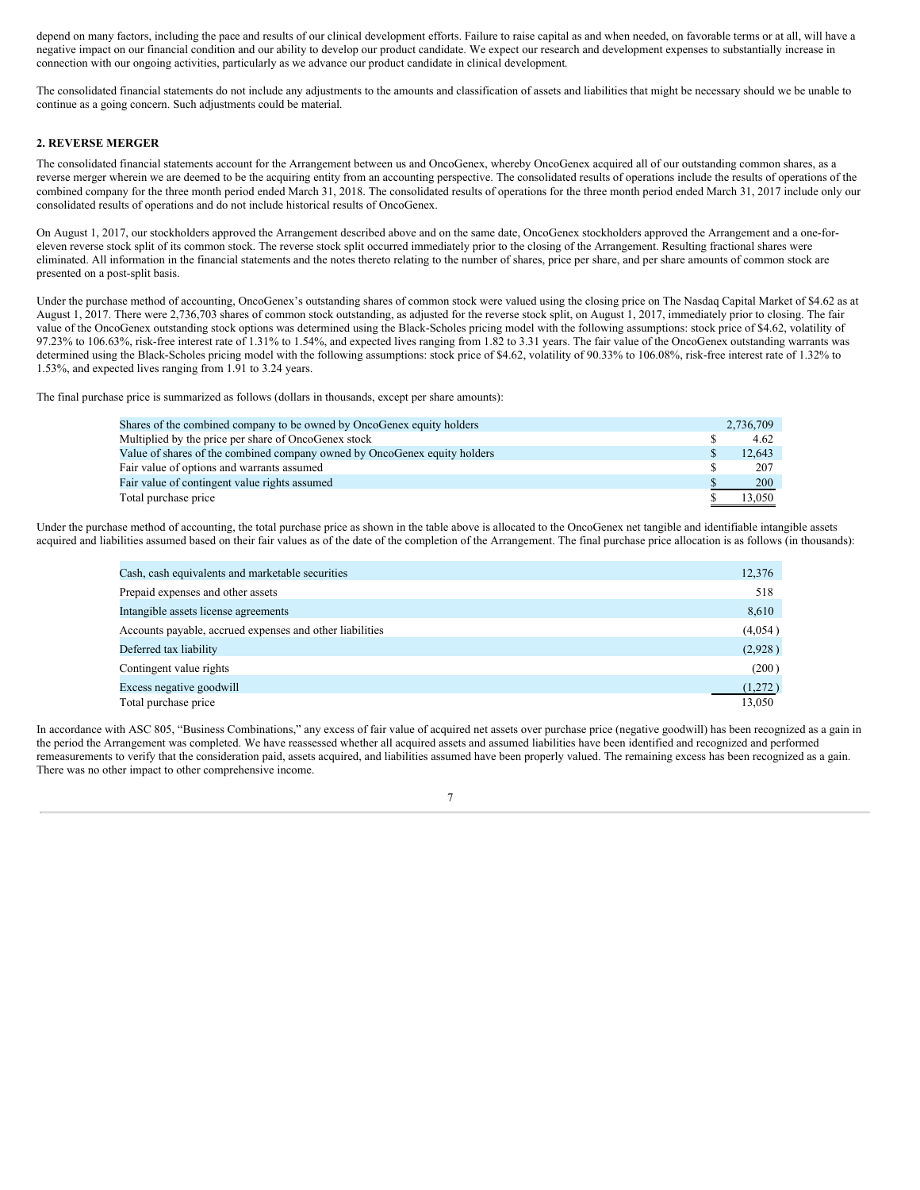depend on many factors, including the pace and results of our clinical development efforts. Failure to raise capital as and when needed, on favorable terms or at all, will have a negative impact on our financial condition and our ability to develop our product candidate. We expect our research and development expenses to substantially increase in connection with our ongoing activities, particularly as we advance our product candidate in clinical development.

The consolidated financial statements do not include any adjustments to the amounts and classification of assets and liabilities that might be necessary should we be unable to continue as a going concern. Such adjustments could be material.

**2. REVERSE MERGER**

The consolidated financial statements account for the Arrangement between us and OncoGenex, whereby OncoGenex acquired all of our outstanding common shares, as a reverse merger wherein we are deemed to be the acquiring entity from an accounting perspective. The consolidated results of operations include the results of operations of the combined company for the three month period ended March 31, 2018. The consolidated results of operations for the three month period ended March 31, 2017 include only our consolidated results of operations and do not include historical results of OncoGenex.

On August 1, 2017, our stockholders approved the Arrangement described above and on the same date, OncoGenex stockholders approved the Arrangement and a one-for-eleven reverse stock split of its common stock. The reverse stock split occurred immediately prior to the closing of the Arrangement. Resulting fractional shares were eliminated. All information in the financial statements and the notes thereto relating to the number of shares, price per share, and per share amounts of common stock are presented on a post-split basis.

Under the purchase method of accounting, OncoGenex's outstanding shares of common stock were valued using the closing price on The Nasdaq Capital Market of $4.62 as at August 1, 2017. There were 2,736,703 shares of common stock outstanding, as adjusted for the reverse stock split, on August 1, 2017, immediately prior to closing. The fair value of the OncoGenex outstanding stock options was determined using the Black-Scholes pricing model with the following assumptions: stock price of $4.62, volatility of 97.23% to 106.63%, risk-free interest rate of 1.31% to 1.54%, and expected lives ranging from 1.82 to 3.31 years. The fair value of the OncoGenex outstanding warrants was determined using the Black-Scholes pricing model with the following assumptions: stock price of $4.62, volatility of 90.33% to 106.08%, risk-free interest rate of 1.32% to 1.53%, and expected lives ranging from 1.91 to 3.24 years.

The final purchase price is summarized as follows (dollars in thousands, except per share amounts):

| | | |
|---|---|---|
| Shares of the combined company to be owned by OncoGenex equity holders | | 2,736,709 |
| Multiplied by the price per share of OncoGenex stock | $ | 4.62 |
| Value of shares of the combined company owned by OncoGenex equity holders | $ | 12,643 |
| Fair value of options and warrants assumed | $ | 207 |
| Fair value of contingent value rights assumed | $ | 200 |
| Total purchase price | $ | 13,050 |

Under the purchase method of accounting, the total purchase price as shown in the table above is allocated to the OncoGenex net tangible and identifiable intangible assets acquired and liabilities assumed based on their fair values as of the date of the completion of the Arrangement. The final purchase price allocation is as follows (in thousands):

| | |
|---|---|
| Cash, cash equivalents and marketable securities | 12,376 |
| Prepaid expenses and other assets | 518 |
| Intangible assets license agreements | 8,610 |
| Accounts payable, accrued expenses and other liabilities | (4,054) |
| Deferred tax liability | (2,928) |
| Contingent value rights | (200) |
| Excess negative goodwill | (1,272) |
| Total purchase price | 13,050 |

In accordance with ASC 805, "Business Combinations," any excess of fair value of acquired net assets over purchase price (negative goodwill) has been recognized as a gain in the period the Arrangement was completed. We have reassessed whether all acquired assets and assumed liabilities have been identified and recognized and performed remeasurements to verify that the consideration paid, assets acquired, and liabilities assumed have been properly valued. The remaining excess has been recognized as a gain. There was no other impact to other comprehensive income.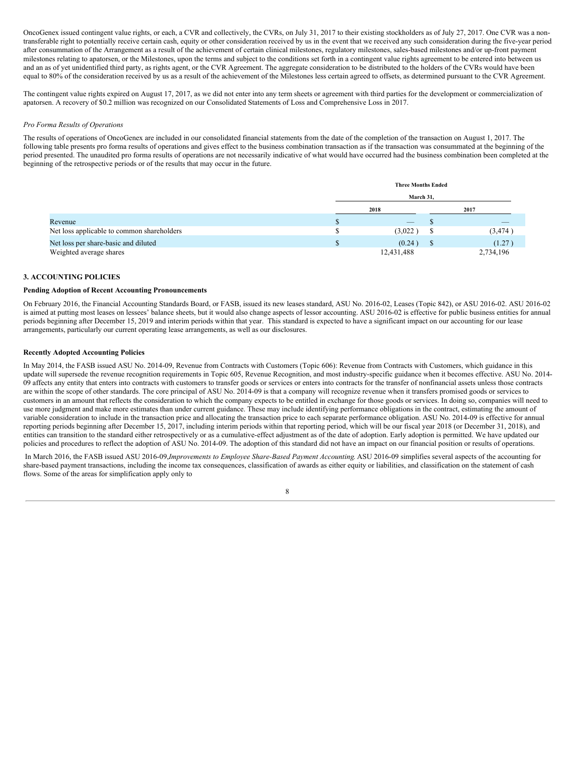OncoGenex issued contingent value rights, or each, a CVR and collectively, the CVRs, on July 31, 2017 to their existing stockholders as of July 27, 2017. One CVR was a non-transferable right to potentially receive certain cash, equity or other consideration received by us in the event that we received any such consideration during the five-year period after consummation of the Arrangement as a result of the achievement of certain clinical milestones, regulatory milestones, sales-based milestones and/or up-front payment milestones relating to apatorsen, or the Milestones, upon the terms and subject to the conditions set forth in a contingent value rights agreement to be entered into between us and an as of yet unidentified third party, as rights agent, or the CVR Agreement. The aggregate consideration to be distributed to the holders of the CVRs would have been equal to 80% of the consideration received by us as a result of the achievement of the Milestones less certain agreed to offsets, as determined pursuant to the CVR Agreement.

The contingent value rights expired on August 17, 2017, as we did not enter into any term sheets or agreement with third parties for the development or commercialization of apatorsen. A recovery of $0.2 million was recognized on our Consolidated Statements of Loss and Comprehensive Loss in 2017.

*Pro Forma Results of Operations*

The results of operations of OncoGenex are included in our consolidated financial statements from the date of the completion of the transaction on August 1, 2017. The following table presents pro forma results of operations and gives effect to the business combination transaction as if the transaction was consummated at the beginning of the period presented. The unaudited pro forma results of operations are not necessarily indicative of what would have occurred had the business combination been completed at the beginning of the retrospective periods or of the results that may occur in the future.

| | Three Months Ended March 31, | |
|---|---|---|
| | 2018 | 2017 |
| Revenue | $ — | $ — |
| Net loss applicable to common shareholders | $ (3,022 ) | $ (3,474 ) |
| Net loss per share-basic and diluted | $ (0.24 ) | $ (1.27 ) |
| Weighted average shares | 12,431,488 | 2,734,196 |

### 3. ACCOUNTING POLICIES

**Pending Adoption of Recent Accounting Pronouncements**

On February 2016, the Financial Accounting Standards Board, or FASB, issued its new leases standard, ASU No. 2016-02, Leases (Topic 842), or ASU 2016-02. ASU 2016-02 is aimed at putting most leases on lessees' balance sheets, but it would also change aspects of lessor accounting. ASU 2016-02 is effective for public business entities for annual periods beginning after December 15, 2019 and interim periods within that year. This standard is expected to have a significant impact on our accounting for our lease arrangements, particularly our current operating lease arrangements, as well as our disclosures.

**Recently Adopted Accounting Policies**

In May 2014, the FASB issued ASU No. 2014-09, Revenue from Contracts with Customers (Topic 606): Revenue from Contracts with Customers, which guidance in this update will supersede the revenue recognition requirements in Topic 605, Revenue Recognition, and most industry-specific guidance when it becomes effective. ASU No. 2014-09 affects any entity that enters into contracts with customers to transfer goods or services or enters into contracts for the transfer of nonfinancial assets unless those contracts are within the scope of other standards. The core principal of ASU No. 2014-09 is that a company will recognize revenue when it transfers promised goods or services to customers in an amount that reflects the consideration to which the company expects to be entitled in exchange for those goods or services. In doing so, companies will need to use more judgment and make more estimates than under current guidance. These may include identifying performance obligations in the contract, estimating the amount of variable consideration to include in the transaction price and allocating the transaction price to each separate performance obligation. ASU No. 2014-09 is effective for annual reporting periods beginning after December 15, 2017, including interim periods within that reporting period, which will be our fiscal year 2018 (or December 31, 2018), and entities can transition to the standard either retrospectively or as a cumulative-effect adjustment as of the date of adoption. Early adoption is permitted. We have updated our policies and procedures to reflect the adoption of ASU No. 2014-09. The adoption of this standard did not have an impact on our financial position or results of operations.

In March 2016, the FASB issued ASU 2016-09, *Improvements to Employee Share-Based Payment Accounting*. ASU 2016-09 simplifies several aspects of the accounting for share-based payment transactions, including the income tax consequences, classification of awards as either equity or liabilities, and classification on the statement of cash flows. Some of the areas for simplification apply only to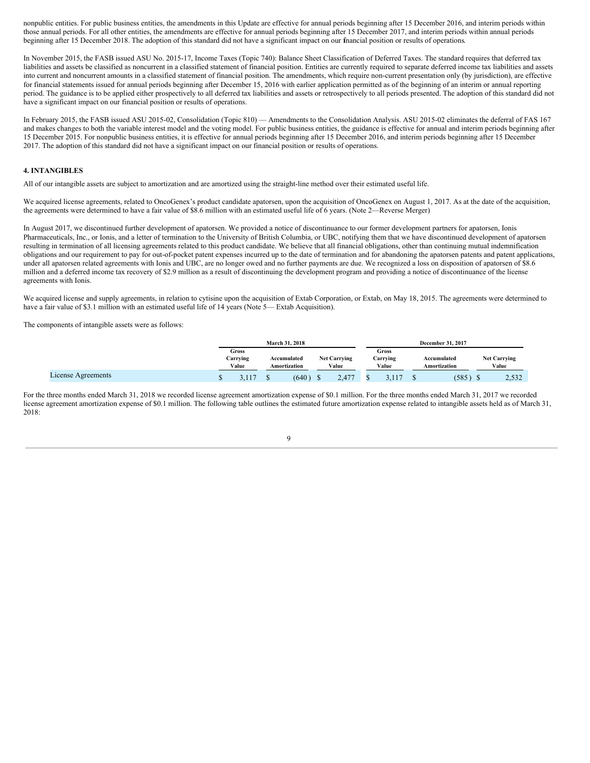nonpublic entities. For public business entities, the amendments in this Update are effective for annual periods beginning after 15 December 2016, and interim periods within those annual periods. For all other entities, the amendments are effective for annual periods beginning after 15 December 2017, and interim periods within annual periods beginning after 15 December 2018. The adoption of this standard did not have a significant impact on our financial position or results of operations.

In November 2015, the FASB issued ASU No. 2015-17, Income Taxes (Topic 740): Balance Sheet Classification of Deferred Taxes. The standard requires that deferred tax liabilities and assets be classified as noncurrent in a classified statement of financial position. Entities are currently required to separate deferred income tax liabilities and assets into current and noncurrent amounts in a classified statement of financial position. The amendments, which require non-current presentation only (by jurisdiction), are effective for financial statements issued for annual periods beginning after December 15, 2016 with earlier application permitted as of the beginning of an interim or annual reporting period. The guidance is to be applied either prospectively to all deferred tax liabilities and assets or retrospectively to all periods presented. The adoption of this standard did not have a significant impact on our financial position or results of operations.

In February 2015, the FASB issued ASU 2015-02, Consolidation (Topic 810) — Amendments to the Consolidation Analysis. ASU 2015-02 eliminates the deferral of FAS 167 and makes changes to both the variable interest model and the voting model. For public business entities, the guidance is effective for annual and interim periods beginning after 15 December 2015. For nonpublic business entities, it is effective for annual periods beginning after 15 December 2016, and interim periods beginning after 15 December 2017. The adoption of this standard did not have a significant impact on our financial position or results of operations.

**4. INTANGIBLES**

All of our intangible assets are subject to amortization and are amortized using the straight-line method over their estimated useful life.

We acquired license agreements, related to OncoGenex's product candidate apatorsen, upon the acquisition of OncoGenex on August 1, 2017. As at the date of the acquisition, the agreements were determined to have a fair value of $8.6 million with an estimated useful life of 6 years. (Note 2—Reverse Merger)

In August 2017, we discontinued further development of apatorsen. We provided a notice of discontinuance to our former development partners for apatorsen, Ionis Pharmaceuticals, Inc., or Ionis, and a letter of termination to the University of British Columbia, or UBC, notifying them that we have discontinued development of apatorsen resulting in termination of all licensing agreements related to this product candidate. We believe that all financial obligations, other than continuing mutual indemnification obligations and our requirement to pay for out-of-pocket patent expenses incurred up to the date of termination and for abandoning the apatorsen patents and patent applications, under all apatorsen related agreements with Ionis and UBC, are no longer owed and no further payments are due. We recognized a loss on disposition of apatorsen of $8.6 million and a deferred income tax recovery of $2.9 million as a result of discontinuing the development program and providing a notice of discontinuance of the license agreements with Ionis.

We acquired license and supply agreements, in relation to cytisine upon the acquisition of Extab Corporation, or Extab, on May 18, 2015. The agreements were determined to have a fair value of $3.1 million with an estimated useful life of 14 years (Note 5— Extab Acquisition).

The components of intangible assets were as follows:

| | March 31, 2018 | | | December 31, 2017 | | |
|---|---|---|---|---|---|---|
| | Gross Carrying Value | Accumulated Amortization | Net Carrying Value | Gross Carrying Value | Accumulated Amortization | Net Carrying Value |
| License Agreements | $ 3,117 | $ (640) | $ 2,477 | $ 3,117 | $ (585) | $ 2,532 |

For the three months ended March 31, 2018 we recorded license agreement amortization expense of $0.1 million. For the three months ended March 31, 2017 we recorded license agreement amortization expense of $0.1 million. The following table outlines the estimated future amortization expense related to intangible assets held as of March 31, 2018: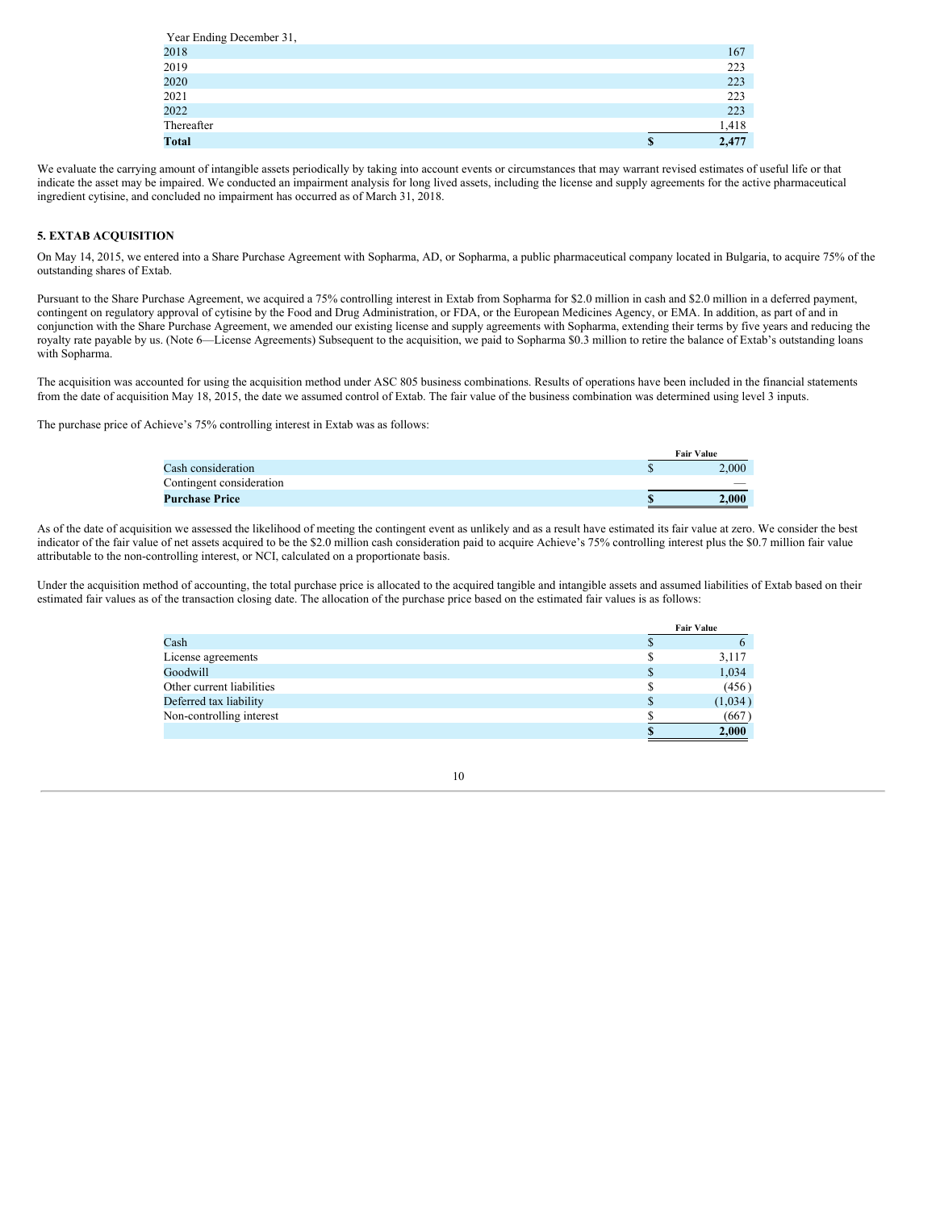| Year Ending December 31, | | |
|---|---|---|
| 2018 | | 167 |
| 2019 | | 223 |
| 2020 | | 223 |
| 2021 | | 223 |
| 2022 | | 223 |
| Thereafter | | 1,418 |
| **Total** | **$** | **2,477** |

We evaluate the carrying amount of intangible assets periodically by taking into account events or circumstances that may warrant revised estimates of useful life or that indicate the asset may be impaired. We conducted an impairment analysis for long lived assets, including the license and supply agreements for the active pharmaceutical ingredient cytisine, and concluded no impairment has occurred as of March 31, 2018.

## 5. EXTAB ACQUISITION

On May 14, 2015, we entered into a Share Purchase Agreement with Sopharma, AD, or Sopharma, a public pharmaceutical company located in Bulgaria, to acquire 75% of the outstanding shares of Extab.

Pursuant to the Share Purchase Agreement, we acquired a 75% controlling interest in Extab from Sopharma for $2.0 million in cash and $2.0 million in a deferred payment, contingent on regulatory approval of cytisine by the Food and Drug Administration, or FDA, or the European Medicines Agency, or EMA. In addition, as part of and in conjunction with the Share Purchase Agreement, we amended our existing license and supply agreements with Sopharma, extending their terms by five years and reducing the royalty rate payable by us. (Note 6—License Agreements) Subsequent to the acquisition, we paid to Sopharma $0.3 million to retire the balance of Extab's outstanding loans with Sopharma.

The acquisition was accounted for using the acquisition method under ASC 805 business combinations. Results of operations have been included in the financial statements from the date of acquisition May 18, 2015, the date we assumed control of Extab. The fair value of the business combination was determined using level 3 inputs.

The purchase price of Achieve's 75% controlling interest in Extab was as follows:

| | | Fair Value |
|---|---|---|
| Cash consideration | $ | 2,000 |
| Contingent consideration | | — |
| **Purchase Price** | **$** | **2,000** |

As of the date of acquisition we assessed the likelihood of meeting the contingent event as unlikely and as a result have estimated its fair value at zero. We consider the best indicator of the fair value of net assets acquired to be the $2.0 million cash consideration paid to acquire Achieve's 75% controlling interest plus the $0.7 million fair value attributable to the non-controlling interest, or NCI, calculated on a proportionate basis.

Under the acquisition method of accounting, the total purchase price is allocated to the acquired tangible and intangible assets and assumed liabilities of Extab based on their estimated fair values as of the transaction closing date. The allocation of the purchase price based on the estimated fair values is as follows:

| | | Fair Value |
|---|---|---|
| Cash | $ | 6 |
| License agreements | $ | 3,117 |
| Goodwill | $ | 1,034 |
| Other current liabilities | $ | (456) |
| Deferred tax liability | $ | (1,034) |
| Non-controlling interest | $ | (667) |
| | **$** | **2,000** |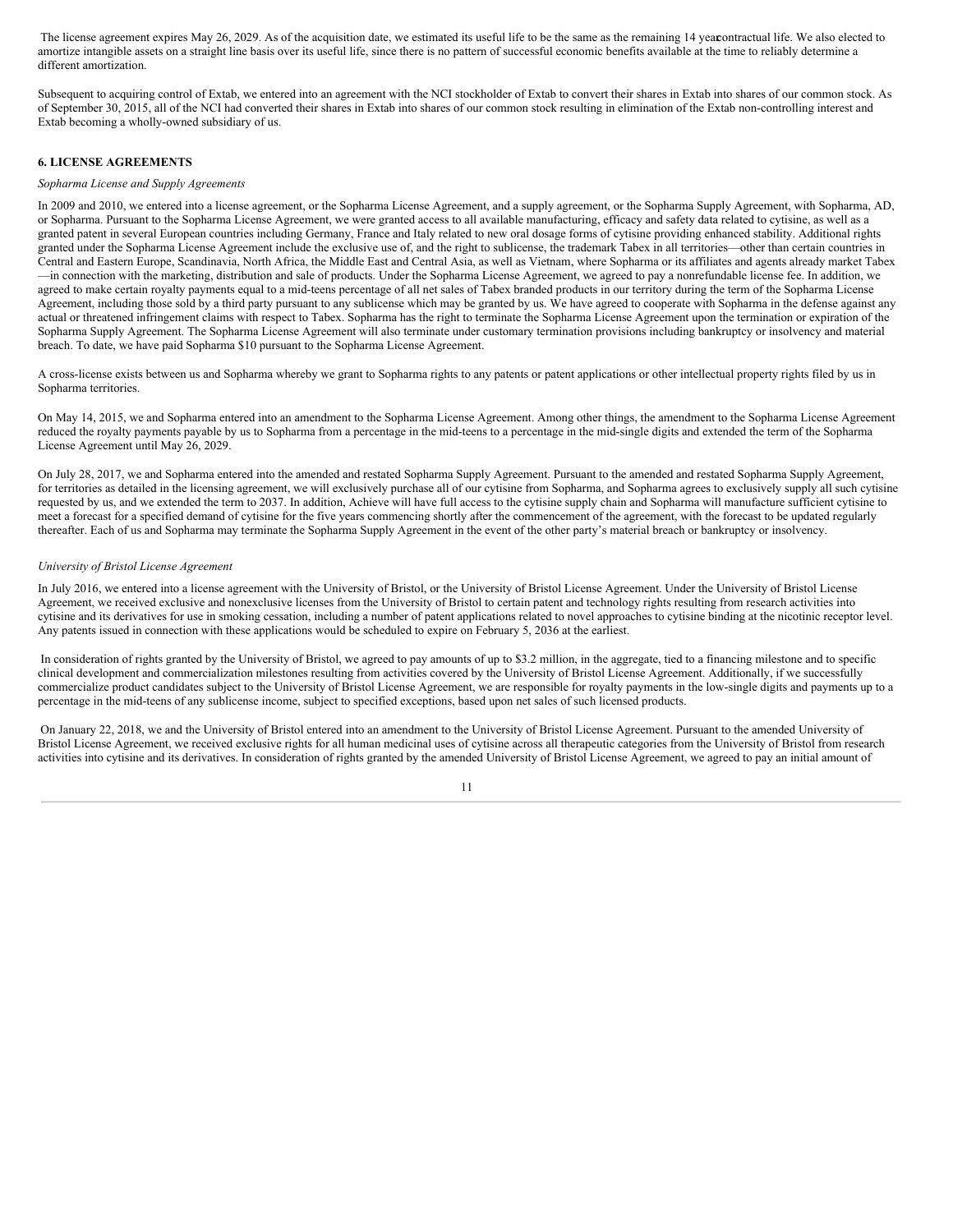The license agreement expires May 26, 2029. As of the acquisition date, we estimated its useful life to be the same as the remaining 14 year contractual life. We also elected to amortize intangible assets on a straight line basis over its useful life, since there is no pattern of successful economic benefits available at the time to reliably determine a different amortization.

Subsequent to acquiring control of Extab, we entered into an agreement with the NCI stockholder of Extab to convert their shares in Extab into shares of our common stock. As of September 30, 2015, all of the NCI had converted their shares in Extab into shares of our common stock resulting in elimination of the Extab non-controlling interest and Extab becoming a wholly-owned subsidiary of us.

## 6. LICENSE AGREEMENTS

*Sopharma License and Supply Agreements*

In 2009 and 2010, we entered into a license agreement, or the Sopharma License Agreement, and a supply agreement, or the Sopharma Supply Agreement, with Sopharma, AD, or Sopharma. Pursuant to the Sopharma License Agreement, we were granted access to all available manufacturing, efficacy and safety data related to cytisine, as well as a granted patent in several European countries including Germany, France and Italy related to new oral dosage forms of cytisine providing enhanced stability. Additional rights granted under the Sopharma License Agreement include the exclusive use of, and the right to sublicense, the trademark Tabex in all territories—other than certain countries in Central and Eastern Europe, Scandinavia, North Africa, the Middle East and Central Asia, as well as Vietnam, where Sopharma or its affiliates and agents already market Tabex—in connection with the marketing, distribution and sale of products. Under the Sopharma License Agreement, we agreed to pay a nonrefundable license fee. In addition, we agreed to make certain royalty payments equal to a mid-teens percentage of all net sales of Tabex branded products in our territory during the term of the Sopharma License Agreement, including those sold by a third party pursuant to any sublicense which may be granted by us. We have agreed to cooperate with Sopharma in the defense against any actual or threatened infringement claims with respect to Tabex. Sopharma has the right to terminate the Sopharma License Agreement upon the termination or expiration of the Sopharma Supply Agreement. The Sopharma License Agreement will also terminate under customary termination provisions including bankruptcy or insolvency and material breach. To date, we have paid Sopharma $10 pursuant to the Sopharma License Agreement.

A cross-license exists between us and Sopharma whereby we grant to Sopharma rights to any patents or patent applications or other intellectual property rights filed by us in Sopharma territories.

On May 14, 2015, we and Sopharma entered into an amendment to the Sopharma License Agreement. Among other things, the amendment to the Sopharma License Agreement reduced the royalty payments payable by us to Sopharma from a percentage in the mid-teens to a percentage in the mid-single digits and extended the term of the Sopharma License Agreement until May 26, 2029.

On July 28, 2017, we and Sopharma entered into the amended and restated Sopharma Supply Agreement. Pursuant to the amended and restated Sopharma Supply Agreement, for territories as detailed in the licensing agreement, we will exclusively purchase all of our cytisine from Sopharma, and Sopharma agrees to exclusively supply all such cytisine requested by us, and we extended the term to 2037. In addition, Achieve will have full access to the cytisine supply chain and Sopharma will manufacture sufficient cytisine to meet a forecast for a specified demand of cytisine for the five years commencing shortly after the commencement of the agreement, with the forecast to be updated regularly thereafter. Each of us and Sopharma may terminate the Sopharma Supply Agreement in the event of the other party's material breach or bankruptcy or insolvency.

*University of Bristol License Agreement*

In July 2016, we entered into a license agreement with the University of Bristol, or the University of Bristol License Agreement. Under the University of Bristol License Agreement, we received exclusive and nonexclusive licenses from the University of Bristol to certain patent and technology rights resulting from research activities into cytisine and its derivatives for use in smoking cessation, including a number of patent applications related to novel approaches to cytisine binding at the nicotinic receptor level. Any patents issued in connection with these applications would be scheduled to expire on February 5, 2036 at the earliest.

In consideration of rights granted by the University of Bristol, we agreed to pay amounts of up to $3.2 million, in the aggregate, tied to a financing milestone and to specific clinical development and commercialization milestones resulting from activities covered by the University of Bristol License Agreement. Additionally, if we successfully commercialize product candidates subject to the University of Bristol License Agreement, we are responsible for royalty payments in the low-single digits and payments up to a percentage in the mid-teens of any sublicense income, subject to specified exceptions, based upon net sales of such licensed products.

On January 22, 2018, we and the University of Bristol entered into an amendment to the University of Bristol License Agreement. Pursuant to the amended University of Bristol License Agreement, we received exclusive rights for all human medicinal uses of cytisine across all therapeutic categories from the University of Bristol from research activities into cytisine and its derivatives. In consideration of rights granted by the amended University of Bristol License Agreement, we agreed to pay an initial amount of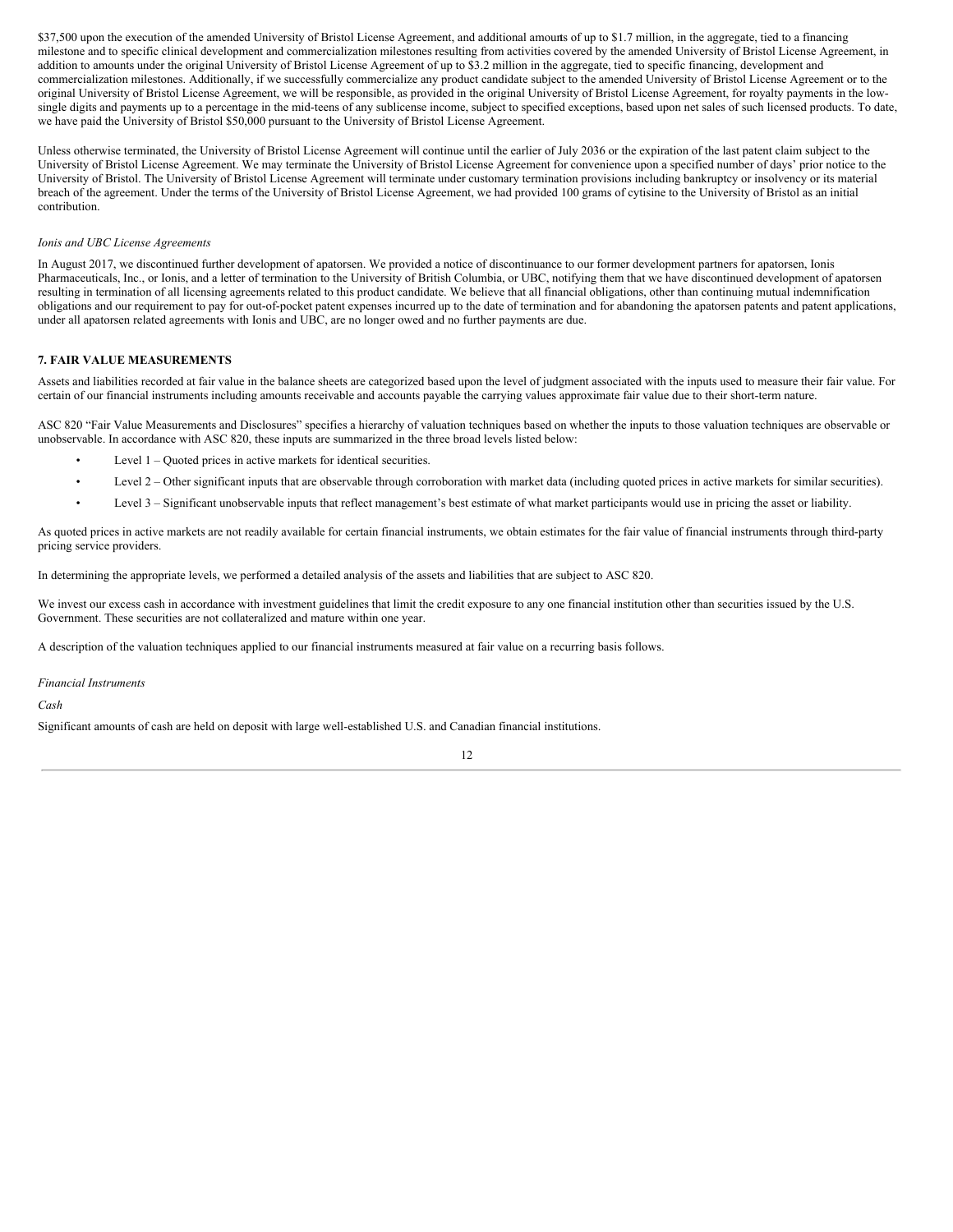$37,500 upon the execution of the amended University of Bristol License Agreement, and additional amounts of up to $1.7 million, in the aggregate, tied to a financing milestone and to specific clinical development and commercialization milestones resulting from activities covered by the amended University of Bristol License Agreement, in addition to amounts under the original University of Bristol License Agreement of up to $3.2 million in the aggregate, tied to specific financing, development and commercialization milestones. Additionally, if we successfully commercialize any product candidate subject to the amended University of Bristol License Agreement or to the original University of Bristol License Agreement, we will be responsible, as provided in the original University of Bristol License Agreement, for royalty payments in the low-single digits and payments up to a percentage in the mid-teens of any sublicense income, subject to specified exceptions, based upon net sales of such licensed products. To date, we have paid the University of Bristol $50,000 pursuant to the University of Bristol License Agreement.

Unless otherwise terminated, the University of Bristol License Agreement will continue until the earlier of July 2036 or the expiration of the last patent claim subject to the University of Bristol License Agreement. We may terminate the University of Bristol License Agreement for convenience upon a specified number of days' prior notice to the University of Bristol. The University of Bristol License Agreement will terminate under customary termination provisions including bankruptcy or insolvency or its material breach of the agreement. Under the terms of the University of Bristol License Agreement, we had provided 100 grams of cytisine to the University of Bristol as an initial contribution.

*Ionis and UBC License Agreements*

In August 2017, we discontinued further development of apatorsen. We provided a notice of discontinuance to our former development partners for apatorsen, Ionis Pharmaceuticals, Inc., or Ionis, and a letter of termination to the University of British Columbia, or UBC, notifying them that we have discontinued development of apatorsen resulting in termination of all licensing agreements related to this product candidate. We believe that all financial obligations, other than continuing mutual indemnification obligations and our requirement to pay for out-of-pocket patent expenses incurred up to the date of termination and for abandoning the apatorsen patents and patent applications, under all apatorsen related agreements with Ionis and UBC, are no longer owed and no further payments are due.

**7. FAIR VALUE MEASUREMENTS**

Assets and liabilities recorded at fair value in the balance sheets are categorized based upon the level of judgment associated with the inputs used to measure their fair value. For certain of our financial instruments including amounts receivable and accounts payable the carrying values approximate fair value due to their short-term nature.

ASC 820 "Fair Value Measurements and Disclosures" specifies a hierarchy of valuation techniques based on whether the inputs to those valuation techniques are observable or unobservable. In accordance with ASC 820, these inputs are summarized in the three broad levels listed below:

- Level 1 – Quoted prices in active markets for identical securities.
- Level 2 – Other significant inputs that are observable through corroboration with market data (including quoted prices in active markets for similar securities).
- Level 3 – Significant unobservable inputs that reflect management's best estimate of what market participants would use in pricing the asset or liability.

As quoted prices in active markets are not readily available for certain financial instruments, we obtain estimates for the fair value of financial instruments through third-party pricing service providers.

In determining the appropriate levels, we performed a detailed analysis of the assets and liabilities that are subject to ASC 820.

We invest our excess cash in accordance with investment guidelines that limit the credit exposure to any one financial institution other than securities issued by the U.S. Government. These securities are not collateralized and mature within one year.

A description of the valuation techniques applied to our financial instruments measured at fair value on a recurring basis follows.

*Financial Instruments*

*Cash*

Significant amounts of cash are held on deposit with large well-established U.S. and Canadian financial institutions.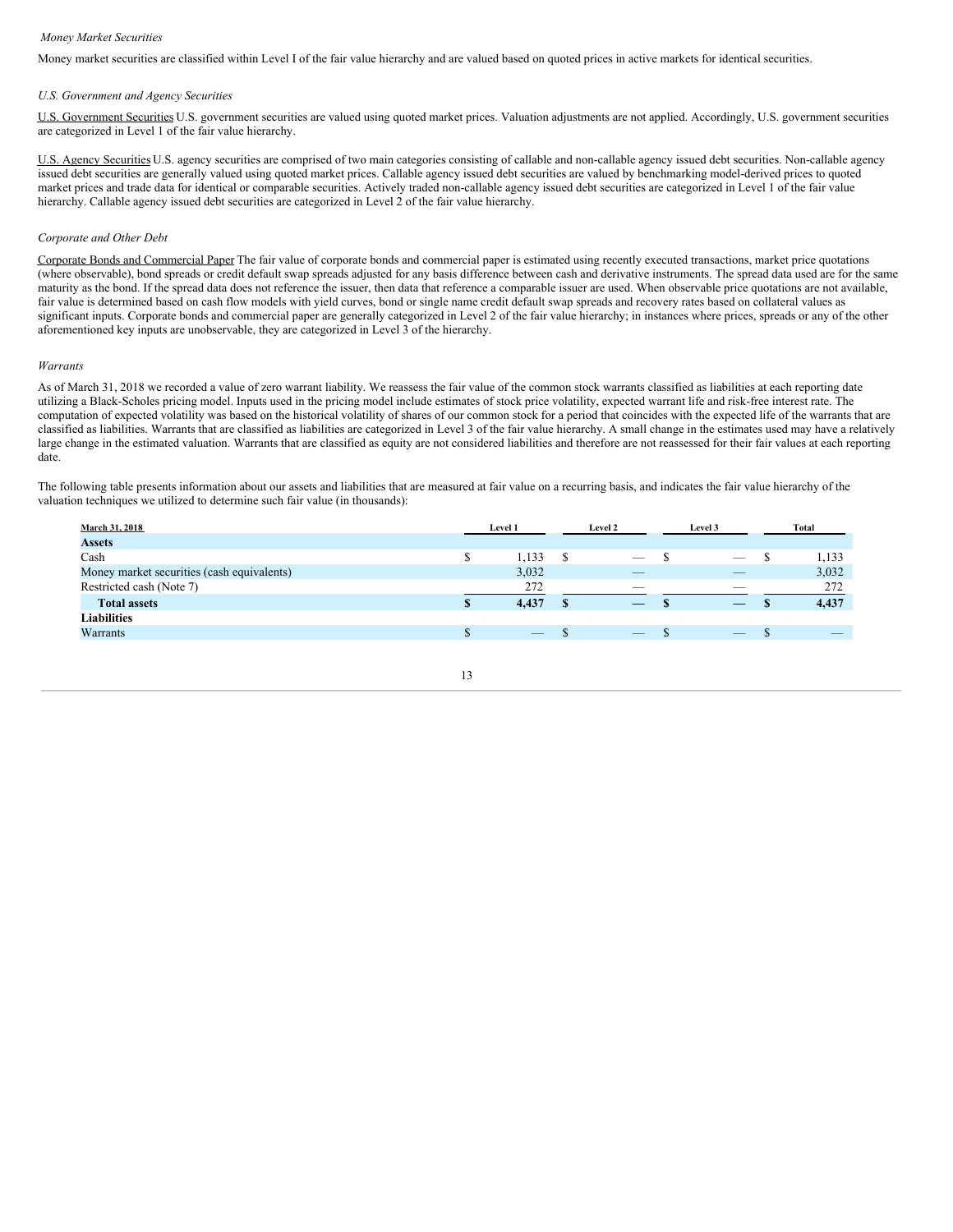*Money Market Securities*

Money market securities are classified within Level I of the fair value hierarchy and are valued based on quoted prices in active markets for identical securities.

*U.S. Government and Agency Securities*

U.S. Government Securities U.S. government securities are valued using quoted market prices. Valuation adjustments are not applied. Accordingly, U.S. government securities are categorized in Level 1 of the fair value hierarchy.

U.S. Agency Securities U.S. agency securities are comprised of two main categories consisting of callable and non-callable agency issued debt securities. Non-callable agency issued debt securities are generally valued using quoted market prices. Callable agency issued debt securities are valued by benchmarking model-derived prices to quoted market prices and trade data for identical or comparable securities. Actively traded non-callable agency issued debt securities are categorized in Level 1 of the fair value hierarchy. Callable agency issued debt securities are categorized in Level 2 of the fair value hierarchy.

*Corporate and Other Debt*

Corporate Bonds and Commercial Paper The fair value of corporate bonds and commercial paper is estimated using recently executed transactions, market price quotations (where observable), bond spreads or credit default swap spreads adjusted for any basis difference between cash and derivative instruments. The spread data used are for the same maturity as the bond. If the spread data does not reference the issuer, then data that reference a comparable issuer are used. When observable price quotations are not available, fair value is determined based on cash flow models with yield curves, bond or single name credit default swap spreads and recovery rates based on collateral values as significant inputs. Corporate bonds and commercial paper are generally categorized in Level 2 of the fair value hierarchy; in instances where prices, spreads or any of the other aforementioned key inputs are unobservable, they are categorized in Level 3 of the hierarchy.

*Warrants*

As of March 31, 2018 we recorded a value of zero warrant liability. We reassess the fair value of the common stock warrants classified as liabilities at each reporting date utilizing a Black-Scholes pricing model. Inputs used in the pricing model include estimates of stock price volatility, expected warrant life and risk-free interest rate. The computation of expected volatility was based on the historical volatility of shares of our common stock for a period that coincides with the expected life of the warrants that are classified as liabilities. Warrants that are classified as liabilities are categorized in Level 3 of the fair value hierarchy. A small change in the estimates used may have a relatively large change in the estimated valuation. Warrants that are classified as equity are not considered liabilities and therefore are not reassessed for their fair values at each reporting date.

The following table presents information about our assets and liabilities that are measured at fair value on a recurring basis, and indicates the fair value hierarchy of the valuation techniques we utilized to determine such fair value (in thousands):

| March 31, 2018 | Level 1 | Level 2 | Level 3 | Total |
|---|---|---|---|---|
| **Assets** | | | | |
| Cash | $ 1,133 | $ — | $ — | $ 1,133 |
| Money market securities (cash equivalents) | 3,032 | — | — | 3,032 |
| Restricted cash (Note 7) | 272 | — | — | 272 |
| **Total assets** | **$ 4,437** | **$ —** | **$ —** | **$ 4,437** |
| **Liabilities** | | | | |
| Warrants | $ — | $ — | $ — | $ — |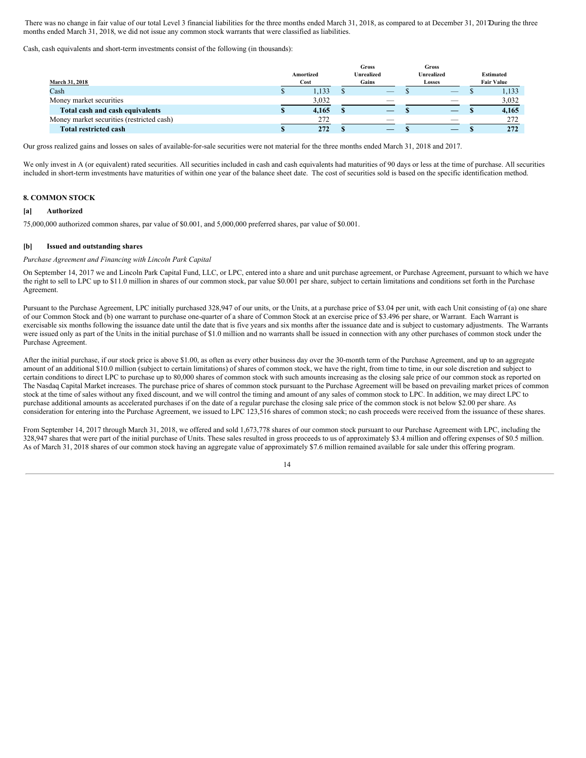There was no change in fair value of our total Level 3 financial liabilities for the three months ended March 31, 2018, as compared to at December 31, 2017. During the three months ended March 31, 2018, we did not issue any common stock warrants that were classified as liabilities.

Cash, cash equivalents and short-term investments consist of the following (in thousands):

| March 31, 2018 | Amortized Cost | Gross Unrealized Gains | Gross Unrealized Losses | Estimated Fair Value |
|---|---|---|---|---|
| Cash | $ 1,133 | $ — | $ — | $ 1,133 |
| Money market securities | 3,032 | — | — | 3,032 |
| **Total cash and cash equivalents** | **$ 4,165** | **$ —** | **$ —** | **$ 4,165** |
| Money market securities (restricted cash) | 272 | — | — | 272 |
| **Total restricted cash** | **$ 272** | **$ —** | **$ —** | **$ 272** |

Our gross realized gains and losses on sales of available-for-sale securities were not material for the three months ended March 31, 2018 and 2017.

We only invest in A (or equivalent) rated securities. All securities included in cash and cash equivalents had maturities of 90 days or less at the time of purchase. All securities included in short-term investments have maturities of within one year of the balance sheet date. The cost of securities sold is based on the specific identification method.

### 8. COMMON STOCK

#### [a] Authorized

75,000,000 authorized common shares, par value of $0.001, and 5,000,000 preferred shares, par value of $0.001.

#### [b] Issued and outstanding shares

*Purchase Agreement and Financing with Lincoln Park Capital*

On September 14, 2017 we and Lincoln Park Capital Fund, LLC, or LPC, entered into a share and unit purchase agreement, or Purchase Agreement, pursuant to which we have the right to sell to LPC up to $11.0 million in shares of our common stock, par value $0.001 per share, subject to certain limitations and conditions set forth in the Purchase Agreement.

Pursuant to the Purchase Agreement, LPC initially purchased 328,947 of our units, or the Units, at a purchase price of $3.04 per unit, with each Unit consisting of (a) one share of our Common Stock and (b) one warrant to purchase one-quarter of a share of Common Stock at an exercise price of $3.496 per share, or Warrant. Each Warrant is exercisable six months following the issuance date until the date that is five years and six months after the issuance date and is subject to customary adjustments. The Warrants were issued only as part of the Units in the initial purchase of $1.0 million and no warrants shall be issued in connection with any other purchases of common stock under the Purchase Agreement.

After the initial purchase, if our stock price is above $1.00, as often as every other business day over the 30-month term of the Purchase Agreement, and up to an aggregate amount of an additional $10.0 million (subject to certain limitations) of shares of common stock, we have the right, from time to time, in our sole discretion and subject to certain conditions to direct LPC to purchase up to 80,000 shares of common stock with such amounts increasing as the closing sale price of our common stock as reported on The Nasdaq Capital Market increases. The purchase price of shares of common stock pursuant to the Purchase Agreement will be based on prevailing market prices of common stock at the time of sales without any fixed discount, and we will control the timing and amount of any sales of common stock to LPC. In addition, we may direct LPC to purchase additional amounts as accelerated purchases if on the date of a regular purchase the closing sale price of the common stock is not below $2.00 per share. As consideration for entering into the Purchase Agreement, we issued to LPC 123,516 shares of common stock; no cash proceeds were received from the issuance of these shares.

From September 14, 2017 through March 31, 2018, we offered and sold 1,673,778 shares of our common stock pursuant to our Purchase Agreement with LPC, including the 328,947 shares that were part of the initial purchase of Units. These sales resulted in gross proceeds to us of approximately $3.4 million and offering expenses of $0.5 million. As of March 31, 2018 shares of our common stock having an aggregate value of approximately $7.6 million remained available for sale under this offering program.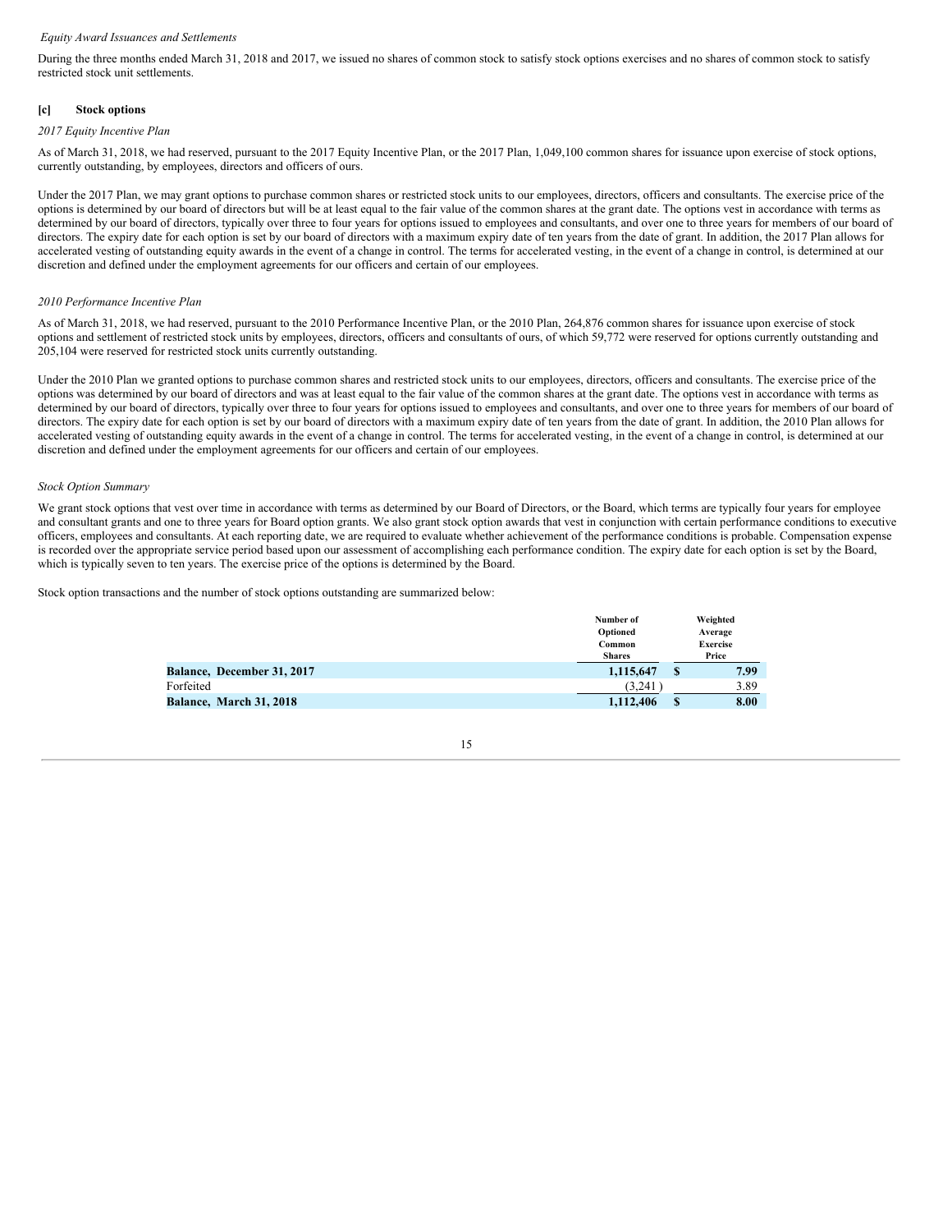*Equity Award Issuances and Settlements*

During the three months ended March 31, 2018 and 2017, we issued no shares of common stock to satisfy stock options exercises and no shares of common stock to satisfy restricted stock unit settlements.

### [c] Stock options

*2017 Equity Incentive Plan*

As of March 31, 2018, we had reserved, pursuant to the 2017 Equity Incentive Plan, or the 2017 Plan, 1,049,100 common shares for issuance upon exercise of stock options, currently outstanding, by employees, directors and officers of ours.

Under the 2017 Plan, we may grant options to purchase common shares or restricted stock units to our employees, directors, officers and consultants. The exercise price of the options is determined by our board of directors but will be at least equal to the fair value of the common shares at the grant date. The options vest in accordance with terms as determined by our board of directors, typically over three to four years for options issued to employees and consultants, and over one to three years for members of our board of directors. The expiry date for each option is set by our board of directors with a maximum expiry date of ten years from the date of grant. In addition, the 2017 Plan allows for accelerated vesting of outstanding equity awards in the event of a change in control. The terms for accelerated vesting, in the event of a change in control, is determined at our discretion and defined under the employment agreements for our officers and certain of our employees.

*2010 Performance Incentive Plan*

As of March 31, 2018, we had reserved, pursuant to the 2010 Performance Incentive Plan, or the 2010 Plan, 264,876 common shares for issuance upon exercise of stock options and settlement of restricted stock units by employees, directors, officers and consultants of ours, of which 59,772 were reserved for options currently outstanding and 205,104 were reserved for restricted stock units currently outstanding.

Under the 2010 Plan we granted options to purchase common shares and restricted stock units to our employees, directors, officers and consultants. The exercise price of the options was determined by our board of directors and was at least equal to the fair value of the common shares at the grant date. The options vest in accordance with terms as determined by our board of directors, typically over three to four years for options issued to employees and consultants, and over one to three years for members of our board of directors. The expiry date for each option is set by our board of directors with a maximum expiry date of ten years from the date of grant. In addition, the 2010 Plan allows for accelerated vesting of outstanding equity awards in the event of a change in control. The terms for accelerated vesting, in the event of a change in control, is determined at our discretion and defined under the employment agreements for our officers and certain of our employees.

*Stock Option Summary*

We grant stock options that vest over time in accordance with terms as determined by our Board of Directors, or the Board, which terms are typically four years for employee and consultant grants and one to three years for Board option grants. We also grant stock option awards that vest in conjunction with certain performance conditions to executive officers, employees and consultants. At each reporting date, we are required to evaluate whether achievement of the performance conditions is probable. Compensation expense is recorded over the appropriate service period based upon our assessment of accomplishing each performance condition. The expiry date for each option is set by the Board, which is typically seven to ten years. The exercise price of the options is determined by the Board.

Stock option transactions and the number of stock options outstanding are summarized below:

| | Number of Optioned Common Shares | Weighted Average Exercise Price |
|---|---|---|
| **Balance, December 31, 2017** | **1,115,647** | **$ 7.99** |
| Forfeited | (3,241) | 3.89 |
| **Balance, March 31, 2018** | **1,112,406** | **$ 8.00** |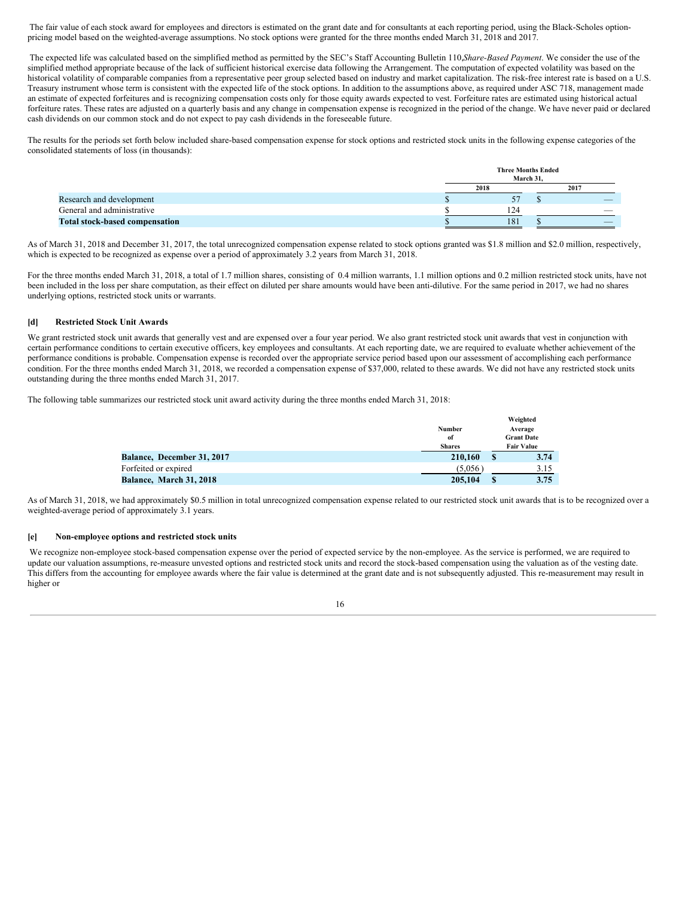The fair value of each stock award for employees and directors is estimated on the grant date and for consultants at each reporting period, using the Black-Scholes option-pricing model based on the weighted-average assumptions. No stock options were granted for the three months ended March 31, 2018 and 2017.

The expected life was calculated based on the simplified method as permitted by the SEC's Staff Accounting Bulletin 110,*Share-Based Payment*. We consider the use of the simplified method appropriate because of the lack of sufficient historical exercise data following the Arrangement. The computation of expected volatility was based on the historical volatility of comparable companies from a representative peer group selected based on industry and market capitalization. The risk-free interest rate is based on a U.S. Treasury instrument whose term is consistent with the expected life of the stock options. In addition to the assumptions above, as required under ASC 718, management made an estimate of expected forfeitures and is recognizing compensation costs only for those equity awards expected to vest. Forfeiture rates are estimated using historical actual forfeiture rates. These rates are adjusted on a quarterly basis and any change in compensation expense is recognized in the period of the change. We have never paid or declared cash dividends on our common stock and do not expect to pay cash dividends in the foreseeable future.

The results for the periods set forth below included share-based compensation expense for stock options and restricted stock units in the following expense categories of the consolidated statements of loss (in thousands):

| | Three Months Ended March 31, | |
|---|---|---|
| | 2018 | 2017 |
| Research and development | $ 57 | $ — |
| General and administrative | $ 124 | — |
| **Total stock-based compensation** | $ 181 | $ — |

As of March 31, 2018 and December 31, 2017, the total unrecognized compensation expense related to stock options granted was $1.8 million and $2.0 million, respectively, which is expected to be recognized as expense over a period of approximately 3.2 years from March 31, 2018.

For the three months ended March 31, 2018, a total of 1.7 million shares, consisting of 0.4 million warrants, 1.1 million options and 0.2 million restricted stock units, have not been included in the loss per share computation, as their effect on diluted per share amounts would have been anti-dilutive. For the same period in 2017, we had no shares underlying options, restricted stock units or warrants.

### [d] Restricted Stock Unit Awards

We grant restricted stock unit awards that generally vest and are expensed over a four year period. We also grant restricted stock unit awards that vest in conjunction with certain performance conditions to certain executive officers, key employees and consultants. At each reporting date, we are required to evaluate whether achievement of the performance conditions is probable. Compensation expense is recorded over the appropriate service period based upon our assessment of accomplishing each performance condition. For the three months ended March 31, 2018, we recorded a compensation expense of $37,000, related to these awards. We did not have any restricted stock units outstanding during the three months ended March 31, 2017.

The following table summarizes our restricted stock unit award activity during the three months ended March 31, 2018:

| | Number of Shares | Weighted Average Grant Date Fair Value |
|---|---|---|
| **Balance, December 31, 2017** | **210,160** | **$ 3.74** |
| Forfeited or expired | (5,056 ) | 3.15 |
| **Balance, March 31, 2018** | **205,104** | **$ 3.75** |

As of March 31, 2018, we had approximately $0.5 million in total unrecognized compensation expense related to our restricted stock unit awards that is to be recognized over a weighted-average period of approximately 3.1 years.

### [e] Non-employee options and restricted stock units

We recognize non-employee stock-based compensation expense over the period of expected service by the non-employee. As the service is performed, we are required to update our valuation assumptions, re-measure unvested options and restricted stock units and record the stock-based compensation using the valuation as of the vesting date. This differs from the accounting for employee awards where the fair value is determined at the grant date and is not subsequently adjusted. This re-measurement may result in higher or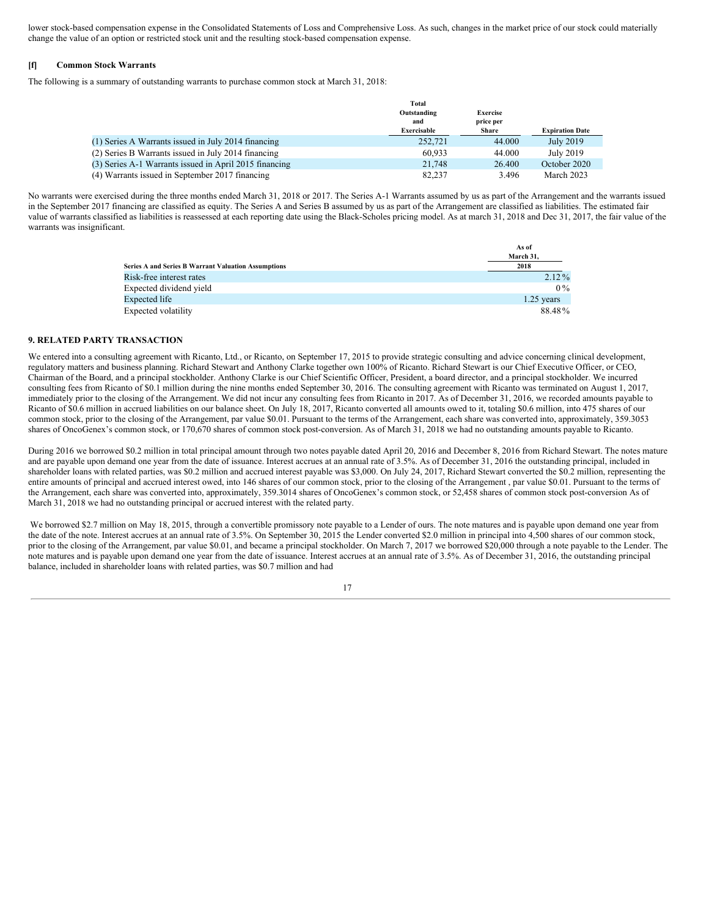lower stock-based compensation expense in the Consolidated Statements of Loss and Comprehensive Loss. As such, changes in the market price of our stock could materially change the value of an option or restricted stock unit and the resulting stock-based compensation expense.

**[f] Common Stock Warrants**

The following is a summary of outstanding warrants to purchase common stock at March 31, 2018:

| | Total Outstanding and Exercisable | Exercise price per Share | Expiration Date |
|---|---|---|---|
| (1) Series A Warrants issued in July 2014 financing | 252,721 | 44.000 | July 2019 |
| (2) Series B Warrants issued in July 2014 financing | 60,933 | 44.000 | July 2019 |
| (3) Series A-1 Warrants issued in April 2015 financing | 21,748 | 26.400 | October 2020 |
| (4) Warrants issued in September 2017 financing | 82,237 | 3.496 | March 2023 |

No warrants were exercised during the three months ended March 31, 2018 or 2017. The Series A-1 Warrants assumed by us as part of the Arrangement and the warrants issued in the September 2017 financing are classified as equity. The Series A and Series B assumed by us as part of the Arrangement are classified as liabilities. The estimated fair value of warrants classified as liabilities is reassessed at each reporting date using the Black-Scholes pricing model. As at march 31, 2018 and Dec 31, 2017, the fair value of the warrants was insignificant.

| Series A and Series B Warrant Valuation Assumptions | As of March 31, 2018 |
|---|---|
| Risk-free interest rates | 2.12 % |
| Expected dividend yield | 0 % |
| Expected life | 1.25 years |
| Expected volatility | 88.48 % |

**9. RELATED PARTY TRANSACTION**

We entered into a consulting agreement with Ricanto, Ltd., or Ricanto, on September 17, 2015 to provide strategic consulting and advice concerning clinical development, regulatory matters and business planning. Richard Stewart and Anthony Clarke together own 100% of Ricanto. Richard Stewart is our Chief Executive Officer, or CEO, Chairman of the Board, and a principal stockholder. Anthony Clarke is our Chief Scientific Officer, President, a board director, and a principal stockholder. We incurred consulting fees from Ricanto of $0.1 million during the nine months ended September 30, 2016. The consulting agreement with Ricanto was terminated on August 1, 2017, immediately prior to the closing of the Arrangement. We did not incur any consulting fees from Ricanto in 2017. As of December 31, 2016, we recorded amounts payable to Ricanto of $0.6 million in accrued liabilities on our balance sheet. On July 18, 2017, Ricanto converted all amounts owed to it, totaling $0.6 million, into 475 shares of our common stock, prior to the closing of the Arrangement, par value $0.01. Pursuant to the terms of the Arrangement, each share was converted into, approximately, 359.3053 shares of OncoGenex's common stock, or 170,670 shares of common stock post-conversion. As of March 31, 2018 we had no outstanding amounts payable to Ricanto.

During 2016 we borrowed $0.2 million in total principal amount through two notes payable dated April 20, 2016 and December 8, 2016 from Richard Stewart. The notes mature and are payable upon demand one year from the date of issuance. Interest accrues at an annual rate of 3.5%. As of December 31, 2016 the outstanding principal, included in shareholder loans with related parties, was $0.2 million and accrued interest payable was $3,000. On July 24, 2017, Richard Stewart converted the $0.2 million, representing the entire amounts of principal and accrued interest owed, into 146 shares of our common stock, prior to the closing of the Arrangement , par value $0.01. Pursuant to the terms of the Arrangement, each share was converted into, approximately, 359.3014 shares of OncoGenex's common stock, or 52,458 shares of common stock post-conversion As of March 31, 2018 we had no outstanding principal or accrued interest with the related party.

We borrowed $2.7 million on May 18, 2015, through a convertible promissory note payable to a Lender of ours. The note matures and is payable upon demand one year from the date of the note. Interest accrues at an annual rate of 3.5%. On September 30, 2015 the Lender converted $2.0 million in principal into 4,500 shares of our common stock, prior to the closing of the Arrangement, par value $0.01, and became a principal stockholder. On March 7, 2017 we borrowed $20,000 through a note payable to the Lender. The note matures and is payable upon demand one year from the date of issuance. Interest accrues at an annual rate of 3.5%. As of December 31, 2016, the outstanding principal balance, included in shareholder loans with related parties, was $0.7 million and had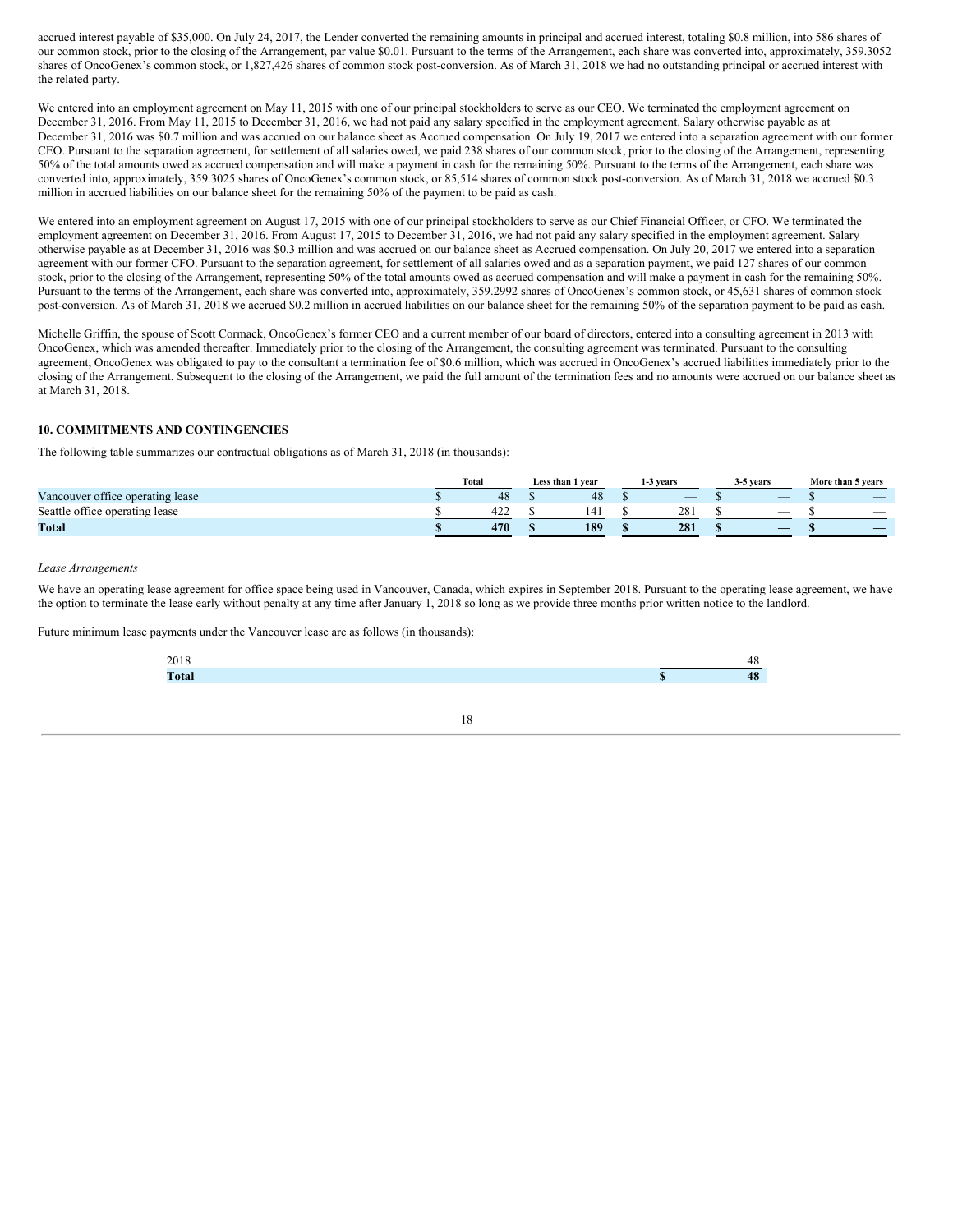accrued interest payable of $35,000. On July 24, 2017, the Lender converted the remaining amounts in principal and accrued interest, totaling $0.8 million, into 586 shares of our common stock, prior to the closing of the Arrangement, par value $0.01. Pursuant to the terms of the Arrangement, each share was converted into, approximately, 359.3052 shares of OncoGenex's common stock, or 1,827,426 shares of common stock post-conversion. As of March 31, 2018 we had no outstanding principal or accrued interest with the related party.

We entered into an employment agreement on May 11, 2015 with one of our principal stockholders to serve as our CEO. We terminated the employment agreement on December 31, 2016. From May 11, 2015 to December 31, 2016, we had not paid any salary specified in the employment agreement. Salary otherwise payable as at December 31, 2016 was $0.7 million and was accrued on our balance sheet as Accrued compensation. On July 19, 2017 we entered into a separation agreement with our former CEO. Pursuant to the separation agreement, for settlement of all salaries owed, we paid 238 shares of our common stock, prior to the closing of the Arrangement, representing 50% of the total amounts owed as accrued compensation and will make a payment in cash for the remaining 50%. Pursuant to the terms of the Arrangement, each share was converted into, approximately, 359.3025 shares of OncoGenex's common stock, or 85,514 shares of common stock post-conversion. As of March 31, 2018 we accrued $0.3 million in accrued liabilities on our balance sheet for the remaining 50% of the payment to be paid as cash.

We entered into an employment agreement on August 17, 2015 with one of our principal stockholders to serve as our Chief Financial Officer, or CFO. We terminated the employment agreement on December 31, 2016. From August 17, 2015 to December 31, 2016, we had not paid any salary specified in the employment agreement. Salary otherwise payable as at December 31, 2016 was $0.3 million and was accrued on our balance sheet as Accrued compensation. On July 20, 2017 we entered into a separation agreement with our former CFO. Pursuant to the separation agreement, for settlement of all salaries owed and as a separation payment, we paid 127 shares of our common stock, prior to the closing of the Arrangement, representing 50% of the total amounts owed as accrued compensation and will make a payment in cash for the remaining 50%. Pursuant to the terms of the Arrangement, each share was converted into, approximately, 359.2992 shares of OncoGenex's common stock, or 45,631 shares of common stock post-conversion. As of March 31, 2018 we accrued $0.2 million in accrued liabilities on our balance sheet for the remaining 50% of the separation payment to be paid as cash.

Michelle Griffin, the spouse of Scott Cormack, OncoGenex's former CEO and a current member of our board of directors, entered into a consulting agreement in 2013 with OncoGenex, which was amended thereafter. Immediately prior to the closing of the Arrangement, the consulting agreement was terminated. Pursuant to the consulting agreement, OncoGenex was obligated to pay to the consultant a termination fee of $0.6 million, which was accrued in OncoGenex's accrued liabilities immediately prior to the closing of the Arrangement. Subsequent to the closing of the Arrangement, we paid the full amount of the termination fees and no amounts were accrued on our balance sheet as at March 31, 2018.

## 10. COMMITMENTS AND CONTINGENCIES

The following table summarizes our contractual obligations as of March 31, 2018 (in thousands):

| | Total | Less than 1 year | 1-3 years | 3-5 years | More than 5 years |
|---|---|---|---|---|---|
| Vancouver office operating lease | $ 48 | $ 48 | $ — | $ — | $ — |
| Seattle office operating lease | $ 422 | $ 141 | $ 281 | $ — | $ — |
| **Total** | **$ 470** | **$ 189** | **$ 281** | **$ —** | **$ —** |

*Lease Arrangements*

We have an operating lease agreement for office space being used in Vancouver, Canada, which expires in September 2018. Pursuant to the operating lease agreement, we have the option to terminate the lease early without penalty at any time after January 1, 2018 so long as we provide three months prior written notice to the landlord.

Future minimum lease payments under the Vancouver lease are as follows (in thousands):

| | |
|---|---|
| 2018 | 48 |
| **Total** | **$ 48** |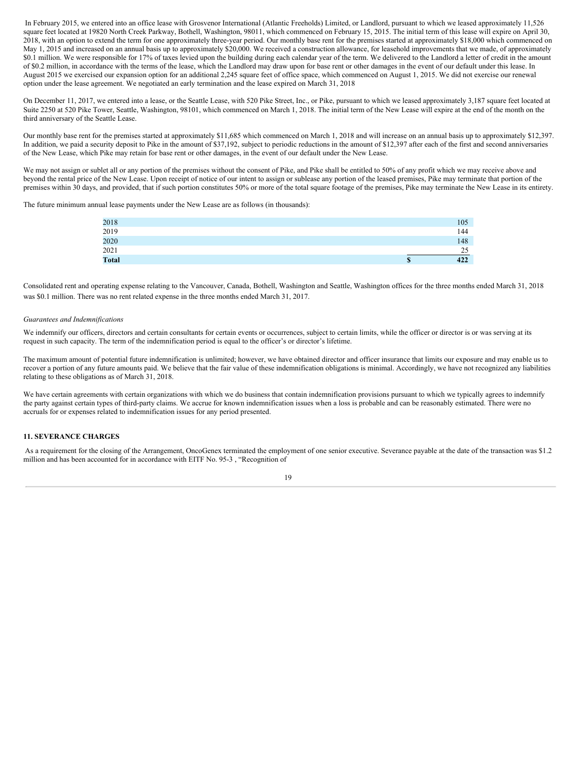In February 2015, we entered into an office lease with Grosvenor International (Atlantic Freeholds) Limited, or Landlord, pursuant to which we leased approximately 11,526 square feet located at 19820 North Creek Parkway, Bothell, Washington, 98011, which commenced on February 15, 2015. The initial term of this lease will expire on April 30, 2018, with an option to extend the term for one approximately three-year period. Our monthly base rent for the premises started at approximately $18,000 which commenced on May 1, 2015 and increased on an annual basis up to approximately $20,000. We received a construction allowance, for leasehold improvements that we made, of approximately $0.1 million. We were responsible for 17% of taxes levied upon the building during each calendar year of the term. We delivered to the Landlord a letter of credit in the amount of $0.2 million, in accordance with the terms of the lease, which the Landlord may draw upon for base rent or other damages in the event of our default under this lease. In August 2015 we exercised our expansion option for an additional 2,245 square feet of office space, which commenced on August 1, 2015. We did not exercise our renewal option under the lease agreement. We negotiated an early termination and the lease expired on March 31, 2018

On December 11, 2017, we entered into a lease, or the Seattle Lease, with 520 Pike Street, Inc., or Pike, pursuant to which we leased approximately 3,187 square feet located at Suite 2250 at 520 Pike Tower, Seattle, Washington, 98101, which commenced on March 1, 2018. The initial term of the New Lease will expire at the end of the month on the third anniversary of the Seattle Lease.

Our monthly base rent for the premises started at approximately $11,685 which commenced on March 1, 2018 and will increase on an annual basis up to approximately $12,397. In addition, we paid a security deposit to Pike in the amount of $37,192, subject to periodic reductions in the amount of $12,397 after each of the first and second anniversaries of the New Lease, which Pike may retain for base rent or other damages, in the event of our default under the New Lease.

We may not assign or sublet all or any portion of the premises without the consent of Pike, and Pike shall be entitled to 50% of any profit which we may receive above and beyond the rental price of the New Lease. Upon receipt of notice of our intent to assign or sublease any portion of the leased premises, Pike may terminate that portion of the premises within 30 days, and provided, that if such portion constitutes 50% or more of the total square footage of the premises, Pike may terminate the New Lease in its entirety.

The future minimum annual lease payments under the New Lease are as follows (in thousands):

| | |
|---|---|
| 2018 | 105 |
| 2019 | 144 |
| 2020 | 148 |
| 2021 | 25 |
| **Total** | **$ 422** |

Consolidated rent and operating expense relating to the Vancouver, Canada, Bothell, Washington and Seattle, Washington offices for the three months ended March 31, 2018 was $0.1 million. There was no rent related expense in the three months ended March 31, 2017.

*Guarantees and Indemnifications*

We indemnify our officers, directors and certain consultants for certain events or occurrences, subject to certain limits, while the officer or director is or was serving at its request in such capacity. The term of the indemnification period is equal to the officer's or director's lifetime.

The maximum amount of potential future indemnification is unlimited; however, we have obtained director and officer insurance that limits our exposure and may enable us to recover a portion of any future amounts paid. We believe that the fair value of these indemnification obligations is minimal. Accordingly, we have not recognized any liabilities relating to these obligations as of March 31, 2018.

We have certain agreements with certain organizations with which we do business that contain indemnification provisions pursuant to which we typically agrees to indemnify the party against certain types of third-party claims. We accrue for known indemnification issues when a loss is probable and can be reasonably estimated. There were no accruals for or expenses related to indemnification issues for any period presented.

## 11. SEVERANCE CHARGES

As a requirement for the closing of the Arrangement, OncoGenex terminated the employment of one senior executive. Severance payable at the date of the transaction was $1.2 million and has been accounted for in accordance with EITF No. 95-3 , "Recognition of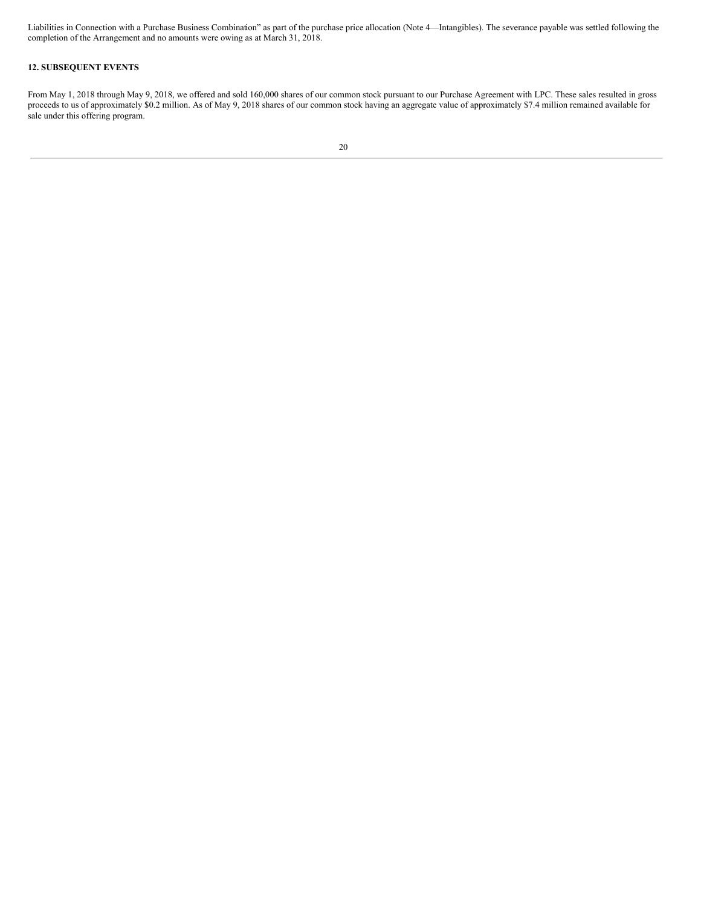Liabilities in Connection with a Purchase Business Combination" as part of the purchase price allocation (Note 4—Intangibles). The severance payable was settled following the completion of the Arrangement and no amounts were owing as at March 31, 2018.

### 12. SUBSEQUENT EVENTS

From May 1, 2018 through May 9, 2018, we offered and sold 160,000 shares of our common stock pursuant to our Purchase Agreement with LPC. These sales resulted in gross proceeds to us of approximately $0.2 million. As of May 9, 2018 shares of our common stock having an aggregate value of approximately $7.4 million remained available for sale under this offering program.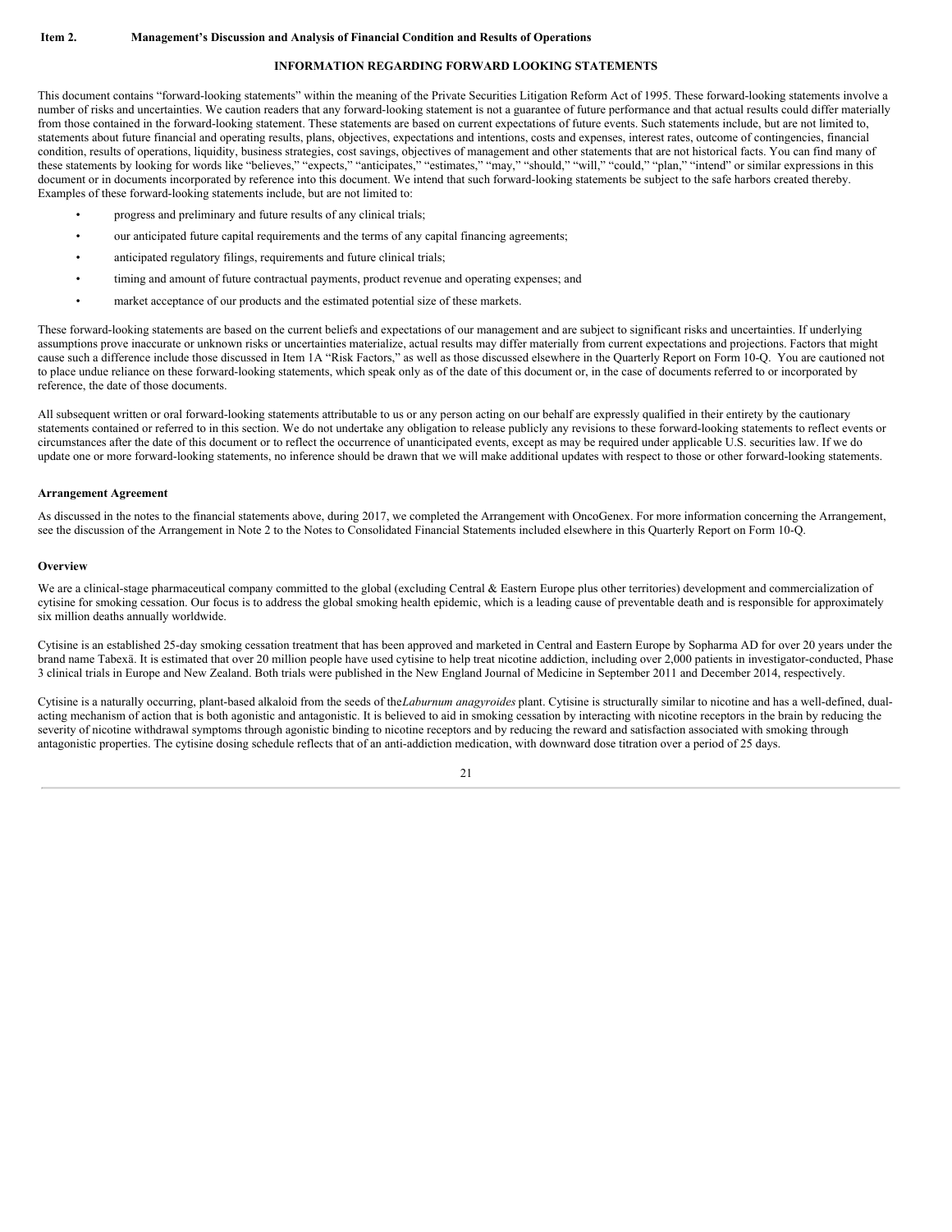**Item 2. Management's Discussion and Analysis of Financial Condition and Results of Operations**

## INFORMATION REGARDING FORWARD LOOKING STATEMENTS

This document contains "forward-looking statements" within the meaning of the Private Securities Litigation Reform Act of 1995. These forward-looking statements involve a number of risks and uncertainties. We caution readers that any forward-looking statement is not a guarantee of future performance and that actual results could differ materially from those contained in the forward-looking statement. These statements are based on current expectations of future events. Such statements include, but are not limited to, statements about future financial and operating results, plans, objectives, expectations and intentions, costs and expenses, interest rates, outcome of contingencies, financial condition, results of operations, liquidity, business strategies, cost savings, objectives of management and other statements that are not historical facts. You can find many of these statements by looking for words like "believes," "expects," "anticipates," "estimates," "may," "should," "will," "could," "plan," "intend" or similar expressions in this document or in documents incorporated by reference into this document. We intend that such forward-looking statements be subject to the safe harbors created thereby. Examples of these forward-looking statements include, but are not limited to:

- progress and preliminary and future results of any clinical trials;
- our anticipated future capital requirements and the terms of any capital financing agreements;
- anticipated regulatory filings, requirements and future clinical trials;
- timing and amount of future contractual payments, product revenue and operating expenses; and
- market acceptance of our products and the estimated potential size of these markets.

These forward-looking statements are based on the current beliefs and expectations of our management and are subject to significant risks and uncertainties. If underlying assumptions prove inaccurate or unknown risks or uncertainties materialize, actual results may differ materially from current expectations and projections. Factors that might cause such a difference include those discussed in Item 1A "Risk Factors," as well as those discussed elsewhere in the Quarterly Report on Form 10-Q. You are cautioned not to place undue reliance on these forward-looking statements, which speak only as of the date of this document or, in the case of documents referred to or incorporated by reference, the date of those documents.

All subsequent written or oral forward-looking statements attributable to us or any person acting on our behalf are expressly qualified in their entirety by the cautionary statements contained or referred to in this section. We do not undertake any obligation to release publicly any revisions to these forward-looking statements to reflect events or circumstances after the date of this document or to reflect the occurrence of unanticipated events, except as may be required under applicable U.S. securities law. If we do update one or more forward-looking statements, no inference should be drawn that we will make additional updates with respect to those or other forward-looking statements.

### Arrangement Agreement

As discussed in the notes to the financial statements above, during 2017, we completed the Arrangement with OncoGenex. For more information concerning the Arrangement, see the discussion of the Arrangement in Note 2 to the Notes to Consolidated Financial Statements included elsewhere in this Quarterly Report on Form 10-Q.

### Overview

We are a clinical-stage pharmaceutical company committed to the global (excluding Central & Eastern Europe plus other territories) development and commercialization of cytisine for smoking cessation. Our focus is to address the global smoking health epidemic, which is a leading cause of preventable death and is responsible for approximately six million deaths annually worldwide.

Cytisine is an established 25-day smoking cessation treatment that has been approved and marketed in Central and Eastern Europe by Sopharma AD for over 20 years under the brand name Tabexä. It is estimated that over 20 million people have used cytisine to help treat nicotine addiction, including over 2,000 patients in investigator-conducted, Phase 3 clinical trials in Europe and New Zealand. Both trials were published in the New England Journal of Medicine in September 2011 and December 2014, respectively.

Cytisine is a naturally occurring, plant-based alkaloid from the seeds of the *Laburnum anagyroides* plant. Cytisine is structurally similar to nicotine and has a well-defined, dual-acting mechanism of action that is both agonistic and antagonistic. It is believed to aid in smoking cessation by interacting with nicotine receptors in the brain by reducing the severity of nicotine withdrawal symptoms through agonistic binding to nicotine receptors and by reducing the reward and satisfaction associated with smoking through antagonistic properties. The cytisine dosing schedule reflects that of an anti-addiction medication, with downward dose titration over a period of 25 days.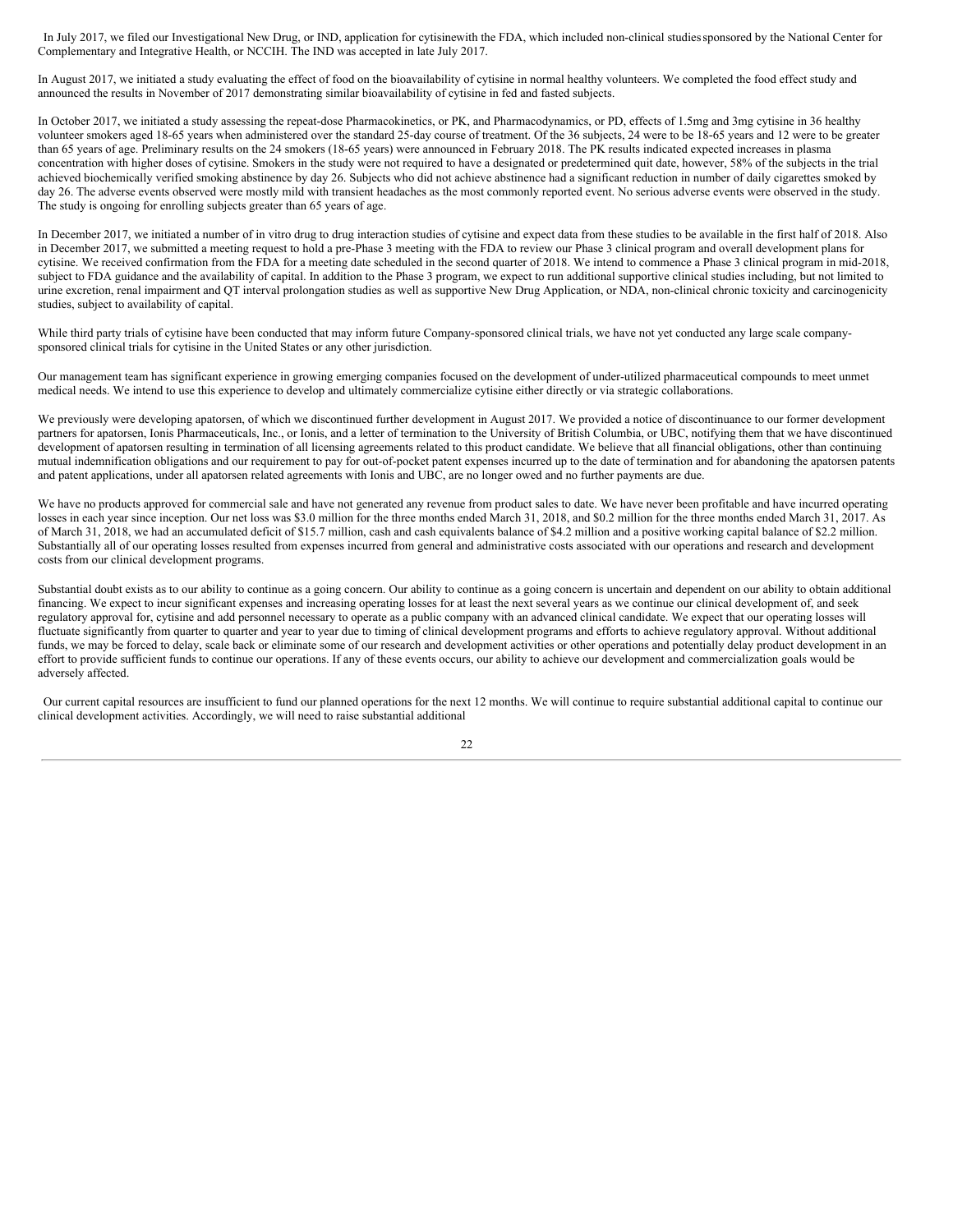In July 2017, we filed our Investigational New Drug, or IND, application for cytisinewith the FDA, which included non-clinical studies sponsored by the National Center for Complementary and Integrative Health, or NCCIH. The IND was accepted in late July 2017.

In August 2017, we initiated a study evaluating the effect of food on the bioavailability of cytisine in normal healthy volunteers. We completed the food effect study and announced the results in November of 2017 demonstrating similar bioavailability of cytisine in fed and fasted subjects.

In October 2017, we initiated a study assessing the repeat-dose Pharmacokinetics, or PK, and Pharmacodynamics, or PD, effects of 1.5mg and 3mg cytisine in 36 healthy volunteer smokers aged 18-65 years when administered over the standard 25-day course of treatment. Of the 36 subjects, 24 were to be 18-65 years and 12 were to be greater than 65 years of age. Preliminary results on the 24 smokers (18-65 years) were announced in February 2018. The PK results indicated expected increases in plasma concentration with higher doses of cytisine. Smokers in the study were not required to have a designated or predetermined quit date, however, 58% of the subjects in the trial achieved biochemically verified smoking abstinence by day 26. Subjects who did not achieve abstinence had a significant reduction in number of daily cigarettes smoked by day 26. The adverse events observed were mostly mild with transient headaches as the most commonly reported event. No serious adverse events were observed in the study. The study is ongoing for enrolling subjects greater than 65 years of age.

In December 2017, we initiated a number of in vitro drug to drug interaction studies of cytisine and expect data from these studies to be available in the first half of 2018. Also in December 2017, we submitted a meeting request to hold a pre-Phase 3 meeting with the FDA to review our Phase 3 clinical program and overall development plans for cytisine. We received confirmation from the FDA for a meeting date scheduled in the second quarter of 2018. We intend to commence a Phase 3 clinical program in mid-2018, subject to FDA guidance and the availability of capital. In addition to the Phase 3 program, we expect to run additional supportive clinical studies including, but not limited to urine excretion, renal impairment and QT interval prolongation studies as well as supportive New Drug Application, or NDA, non-clinical chronic toxicity and carcinogenicity studies, subject to availability of capital.

While third party trials of cytisine have been conducted that may inform future Company-sponsored clinical trials, we have not yet conducted any large scale company-sponsored clinical trials for cytisine in the United States or any other jurisdiction.

Our management team has significant experience in growing emerging companies focused on the development of under-utilized pharmaceutical compounds to meet unmet medical needs. We intend to use this experience to develop and ultimately commercialize cytisine either directly or via strategic collaborations.

We previously were developing apatorsen, of which we discontinued further development in August 2017. We provided a notice of discontinuance to our former development partners for apatorsen, Ionis Pharmaceuticals, Inc., or Ionis, and a letter of termination to the University of British Columbia, or UBC, notifying them that we have discontinued development of apatorsen resulting in termination of all licensing agreements related to this product candidate. We believe that all financial obligations, other than continuing mutual indemnification obligations and our requirement to pay for out-of-pocket patent expenses incurred up to the date of termination and for abandoning the apatorsen patents and patent applications, under all apatorsen related agreements with Ionis and UBC, are no longer owed and no further payments are due.

We have no products approved for commercial sale and have not generated any revenue from product sales to date. We have never been profitable and have incurred operating losses in each year since inception. Our net loss was $3.0 million for the three months ended March 31, 2018, and $0.2 million for the three months ended March 31, 2017. As of March 31, 2018, we had an accumulated deficit of $15.7 million, cash and cash equivalents balance of $4.2 million and a positive working capital balance of $2.2 million. Substantially all of our operating losses resulted from expenses incurred from general and administrative costs associated with our operations and research and development costs from our clinical development programs.

Substantial doubt exists as to our ability to continue as a going concern. Our ability to continue as a going concern is uncertain and dependent on our ability to obtain additional financing. We expect to incur significant expenses and increasing operating losses for at least the next several years as we continue our clinical development of, and seek regulatory approval for, cytisine and add personnel necessary to operate as a public company with an advanced clinical candidate. We expect that our operating losses will fluctuate significantly from quarter to quarter and year to year due to timing of clinical development programs and efforts to achieve regulatory approval. Without additional funds, we may be forced to delay, scale back or eliminate some of our research and development activities or other operations and potentially delay product development in an effort to provide sufficient funds to continue our operations. If any of these events occurs, our ability to achieve our development and commercialization goals would be adversely affected.

Our current capital resources are insufficient to fund our planned operations for the next 12 months. We will continue to require substantial additional capital to continue our clinical development activities. Accordingly, we will need to raise substantial additional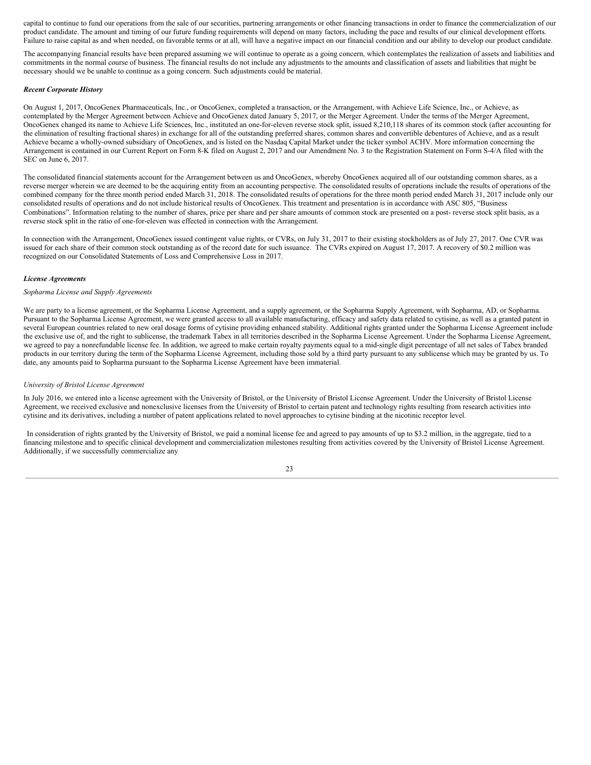capital to continue to fund our operations from the sale of our securities, partnering arrangements or other financing transactions in order to finance the commercialization of our product candidate. The amount and timing of our future funding requirements will depend on many factors, including the pace and results of our clinical development efforts. Failure to raise capital as and when needed, on favorable terms or at all, will have a negative impact on our financial condition and our ability to develop our product candidate.

The accompanying financial results have been prepared assuming we will continue to operate as a going concern, which contemplates the realization of assets and liabilities and commitments in the normal course of business. The financial results do not include any adjustments to the amounts and classification of assets and liabilities that might be necessary should we be unable to continue as a going concern. Such adjustments could be material.

***Recent Corporate History***

On August 1, 2017, OncoGenex Pharmaceuticals, Inc., or OncoGenex, completed a transaction, or the Arrangement, with Achieve Life Science, Inc., or Achieve, as contemplated by the Merger Agreement between Achieve and OncoGenex dated January 5, 2017, or the Merger Agreement. Under the terms of the Merger Agreement, OncoGenex changed its name to Achieve Life Sciences, Inc., instituted an one-for-eleven reverse stock split, issued 8,210,118 shares of its common stock (after accounting for the elimination of resulting fractional shares) in exchange for all of the outstanding preferred shares, common shares and convertible debentures of Achieve, and as a result Achieve became a wholly-owned subsidiary of OncoGenex, and is listed on the Nasdaq Capital Market under the ticker symbol ACHV. More information concerning the Arrangement is contained in our Current Report on Form 8-K filed on August 2, 2017 and our Amendment No. 3 to the Registration Statement on Form S-4/A filed with the SEC on June 6, 2017.

The consolidated financial statements account for the Arrangement between us and OncoGenex, whereby OncoGenex acquired all of our outstanding common shares, as a reverse merger wherein we are deemed to be the acquiring entity from an accounting perspective. The consolidated results of operations include the results of operations of the combined company for the three month period ended March 31, 2018. The consolidated results of operations for the three month period ended March 31, 2017 include only our consolidated results of operations and do not include historical results of OncoGenex. This treatment and presentation is in accordance with ASC 805, "Business Combinations". Information relating to the number of shares, price per share and per share amounts of common stock are presented on a post- reverse stock split basis, as a reverse stock split in the ratio of one-for-eleven was effected in connection with the Arrangement.

In connection with the Arrangement, OncoGenex issued contingent value rights, or CVRs, on July 31, 2017 to their existing stockholders as of July 27, 2017. One CVR was issued for each share of their common stock outstanding as of the record date for such issuance. The CVRs expired on August 17, 2017. A recovery of $0.2 million was recognized on our Consolidated Statements of Loss and Comprehensive Loss in 2017.

***License Agreements***

*Sopharma License and Supply Agreements*

We are party to a license agreement, or the Sopharma License Agreement, and a supply agreement, or the Sopharma Supply Agreement, with Sopharma, AD, or Sopharma. Pursuant to the Sopharma License Agreement, we were granted access to all available manufacturing, efficacy and safety data related to cytisine, as well as a granted patent in several European countries related to new oral dosage forms of cytisine providing enhanced stability. Additional rights granted under the Sopharma License Agreement include the exclusive use of, and the right to sublicense, the trademark Tabex in all territories described in the Sopharma License Agreement. Under the Sopharma License Agreement, we agreed to pay a nonrefundable license fee. In addition, we agreed to make certain royalty payments equal to a mid-single digit percentage of all net sales of Tabex branded products in our territory during the term of the Sopharma License Agreement, including those sold by a third party pursuant to any sublicense which may be granted by us. To date, any amounts paid to Sopharma pursuant to the Sopharma License Agreement have been immaterial.

*University of Bristol License Agreement*

In July 2016, we entered into a license agreement with the University of Bristol, or the University of Bristol License Agreement. Under the University of Bristol License Agreement, we received exclusive and nonexclusive licenses from the University of Bristol to certain patent and technology rights resulting from research activities into cytisine and its derivatives, including a number of patent applications related to novel approaches to cytisine binding at the nicotinic receptor level.

In consideration of rights granted by the University of Bristol, we paid a nominal license fee and agreed to pay amounts of up to $3.2 million, in the aggregate, tied to a financing milestone and to specific clinical development and commercialization milestones resulting from activities covered by the University of Bristol License Agreement. Additionally, if we successfully commercialize any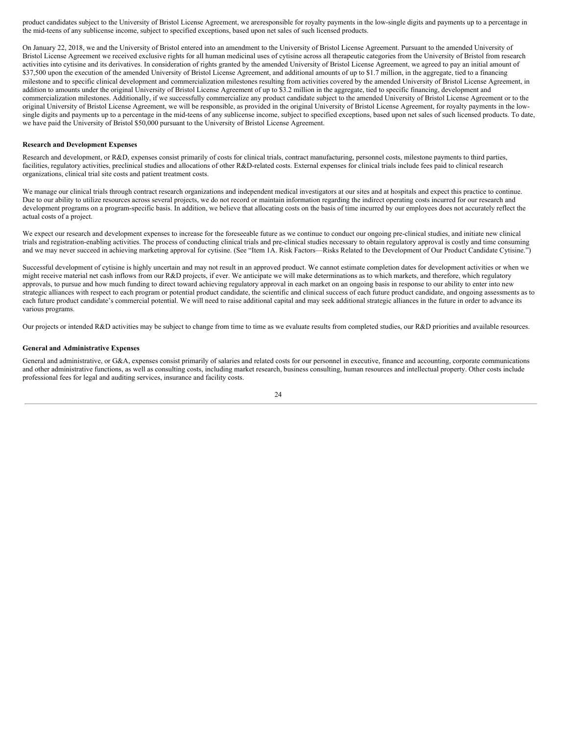product candidates subject to the University of Bristol License Agreement, we areresponsible for royalty payments in the low-single digits and payments up to a percentage in the mid-teens of any sublicense income, subject to specified exceptions, based upon net sales of such licensed products.

On January 22, 2018, we and the University of Bristol entered into an amendment to the University of Bristol License Agreement. Pursuant to the amended University of Bristol License Agreement we received exclusive rights for all human medicinal uses of cytisine across all therapeutic categories from the University of Bristol from research activities into cytisine and its derivatives. In consideration of rights granted by the amended University of Bristol License Agreement, we agreed to pay an initial amount of $37,500 upon the execution of the amended University of Bristol License Agreement, and additional amounts of up to $1.7 million, in the aggregate, tied to a financing milestone and to specific clinical development and commercialization milestones resulting from activities covered by the amended University of Bristol License Agreement, in addition to amounts under the original University of Bristol License Agreement of up to $3.2 million in the aggregate, tied to specific financing, development and commercialization milestones. Additionally, if we successfully commercialize any product candidate subject to the amended University of Bristol License Agreement or to the original University of Bristol License Agreement, we will be responsible, as provided in the original University of Bristol License Agreement, for royalty payments in the low-single digits and payments up to a percentage in the mid-teens of any sublicense income, subject to specified exceptions, based upon net sales of such licensed products. To date, we have paid the University of Bristol $50,000 pursuant to the University of Bristol License Agreement.

**Research and Development Expenses**

Research and development, or R&D, expenses consist primarily of costs for clinical trials, contract manufacturing, personnel costs, milestone payments to third parties, facilities, regulatory activities, preclinical studies and allocations of other R&D-related costs. External expenses for clinical trials include fees paid to clinical research organizations, clinical trial site costs and patient treatment costs.

We manage our clinical trials through contract research organizations and independent medical investigators at our sites and at hospitals and expect this practice to continue. Due to our ability to utilize resources across several projects, we do not record or maintain information regarding the indirect operating costs incurred for our research and development programs on a program-specific basis. In addition, we believe that allocating costs on the basis of time incurred by our employees does not accurately reflect the actual costs of a project.

We expect our research and development expenses to increase for the foreseeable future as we continue to conduct our ongoing pre-clinical studies, and initiate new clinical trials and registration-enabling activities. The process of conducting clinical trials and pre-clinical studies necessary to obtain regulatory approval is costly and time consuming and we may never succeed in achieving marketing approval for cytisine. (See "Item 1A. Risk Factors—Risks Related to the Development of Our Product Candidate Cytisine.")

Successful development of cytisine is highly uncertain and may not result in an approved product. We cannot estimate completion dates for development activities or when we might receive material net cash inflows from our R&D projects, if ever. We anticipate we will make determinations as to which markets, and therefore, which regulatory approvals, to pursue and how much funding to direct toward achieving regulatory approval in each market on an ongoing basis in response to our ability to enter into new strategic alliances with respect to each program or potential product candidate, the scientific and clinical success of each future product candidate, and ongoing assessments as to each future product candidate's commercial potential. We will need to raise additional capital and may seek additional strategic alliances in the future in order to advance its various programs.

Our projects or intended R&D activities may be subject to change from time to time as we evaluate results from completed studies, our R&D priorities and available resources.

**General and Administrative Expenses**

General and administrative, or G&A, expenses consist primarily of salaries and related costs for our personnel in executive, finance and accounting, corporate communications and other administrative functions, as well as consulting costs, including market research, business consulting, human resources and intellectual property. Other costs include professional fees for legal and auditing services, insurance and facility costs.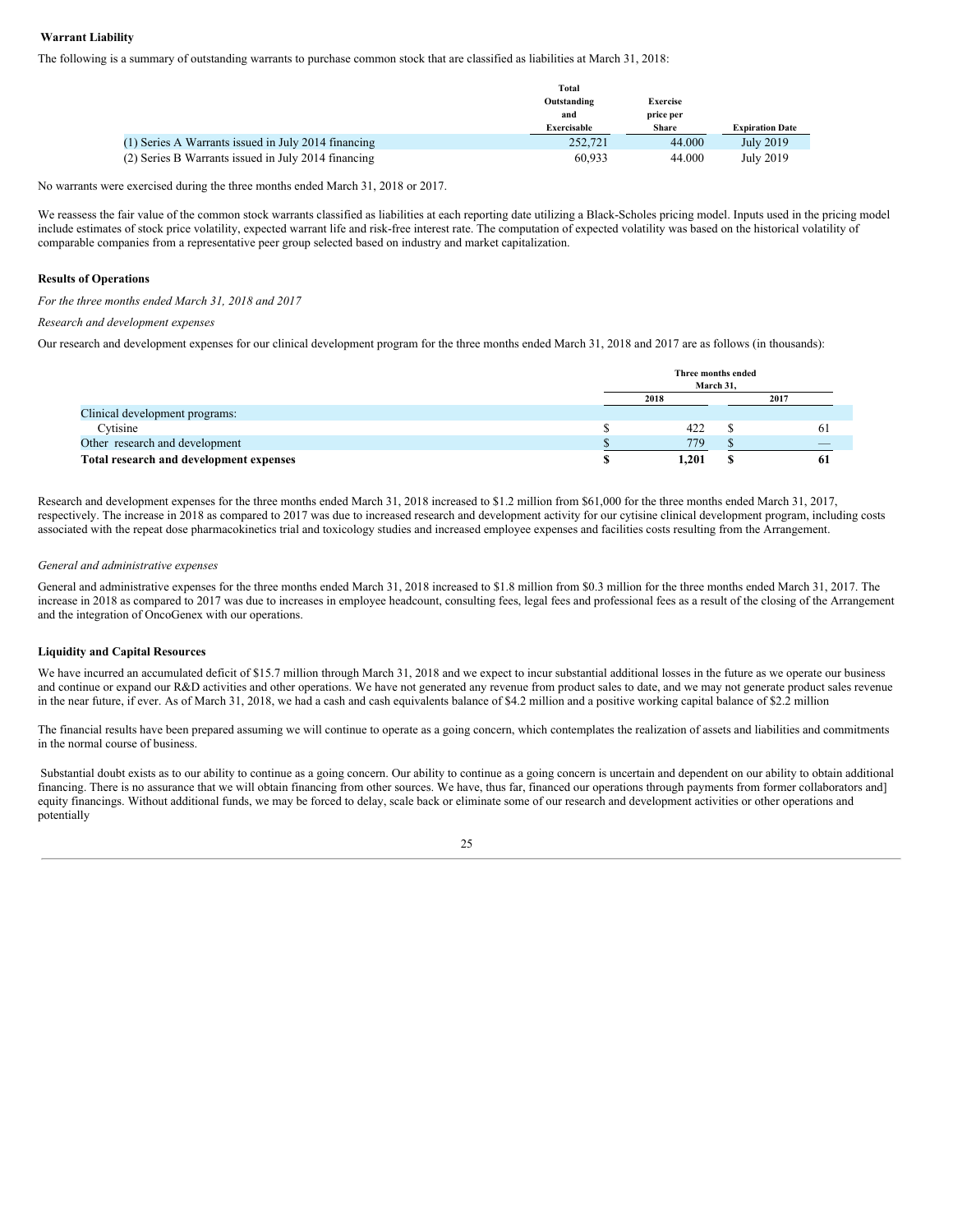**Warrant Liability**

The following is a summary of outstanding warrants to purchase common stock that are classified as liabilities at March 31, 2018:

| | Total Outstanding and Exercisable | Exercise price per Share | Expiration Date |
|---|---|---|---|
| (1) Series A Warrants issued in July 2014 financing | 252,721 | 44.000 | July 2019 |
| (2) Series B Warrants issued in July 2014 financing | 60,933 | 44.000 | July 2019 |

No warrants were exercised during the three months ended March 31, 2018 or 2017.

We reassess the fair value of the common stock warrants classified as liabilities at each reporting date utilizing a Black-Scholes pricing model. Inputs used in the pricing model include estimates of stock price volatility, expected warrant life and risk-free interest rate. The computation of expected volatility was based on the historical volatility of comparable companies from a representative peer group selected based on industry and market capitalization.

**Results of Operations**

*For the three months ended March 31, 2018 and 2017*

*Research and development expenses*

Our research and development expenses for our clinical development program for the three months ended March 31, 2018 and 2017 are as follows (in thousands):

| | Three months ended March 31, | |
|---|---|---|
| | 2018 | 2017 |
| Clinical development programs: | | |
| Cytisine | $ 422 | $ 61 |
| Other research and development | $ 779 | $ — |
| **Total research and development expenses** | **$ 1,201** | **$ 61** |

Research and development expenses for the three months ended March 31, 2018 increased to $1.2 million from $61,000 for the three months ended March 31, 2017, respectively. The increase in 2018 as compared to 2017 was due to increased research and development activity for our cytisine clinical development program, including costs associated with the repeat dose pharmacokinetics trial and toxicology studies and increased employee expenses and facilities costs resulting from the Arrangement.

*General and administrative expenses*

General and administrative expenses for the three months ended March 31, 2018 increased to $1.8 million from $0.3 million for the three months ended March 31, 2017. The increase in 2018 as compared to 2017 was due to increases in employee headcount, consulting fees, legal fees and professional fees as a result of the closing of the Arrangement and the integration of OncoGenex with our operations.

**Liquidity and Capital Resources**

We have incurred an accumulated deficit of $15.7 million through March 31, 2018 and we expect to incur substantial additional losses in the future as we operate our business and continue or expand our R&D activities and other operations. We have not generated any revenue from product sales to date, and we may not generate product sales revenue in the near future, if ever. As of March 31, 2018, we had a cash and cash equivalents balance of $4.2 million and a positive working capital balance of $2.2 million

The financial results have been prepared assuming we will continue to operate as a going concern, which contemplates the realization of assets and liabilities and commitments in the normal course of business.

Substantial doubt exists as to our ability to continue as a going concern. Our ability to continue as a going concern is uncertain and dependent on our ability to obtain additional financing. There is no assurance that we will obtain financing from other sources. We have, thus far, financed our operations through payments from former collaborators and] equity financings. Without additional funds, we may be forced to delay, scale back or eliminate some of our research and development activities or other operations and potentially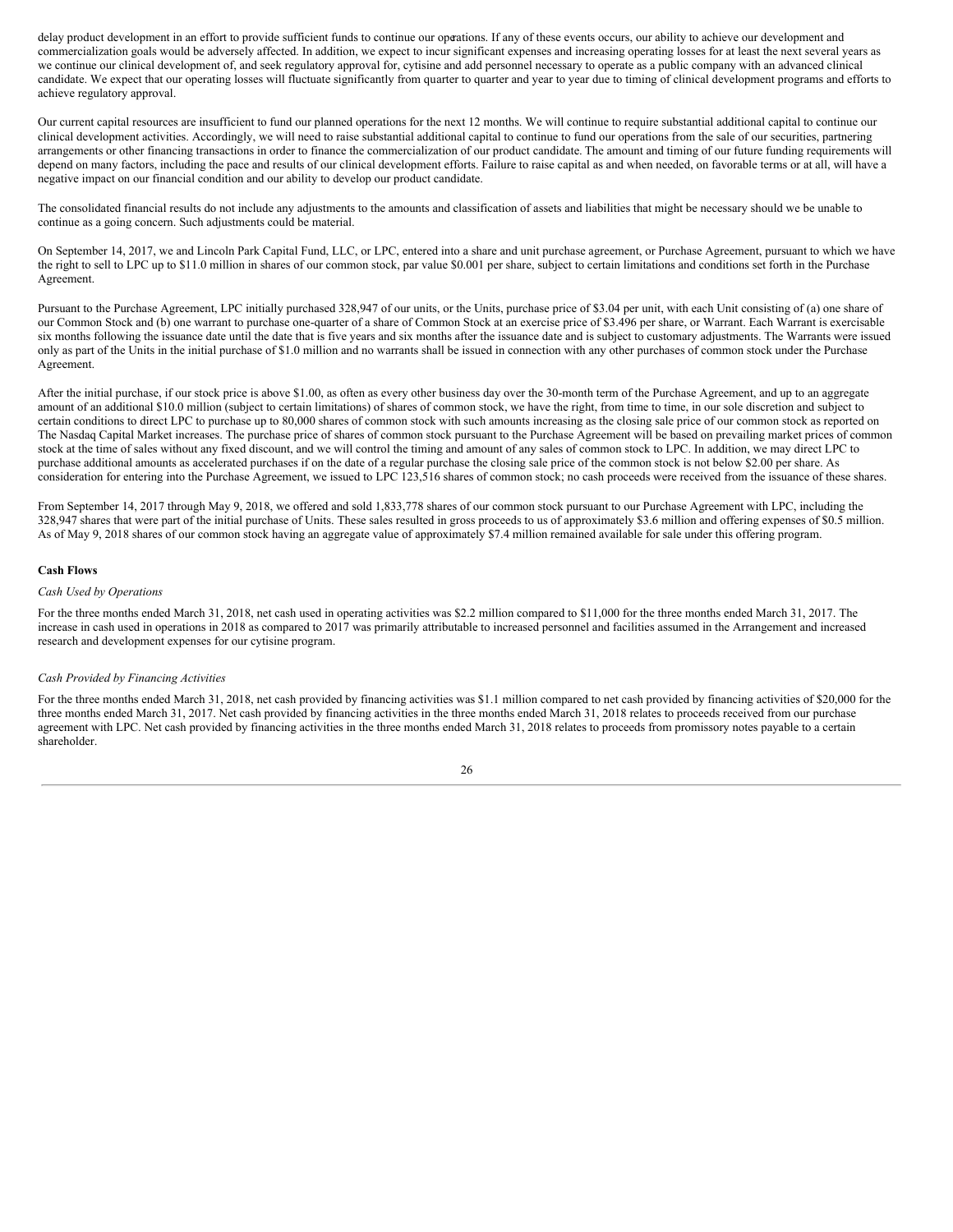delay product development in an effort to provide sufficient funds to continue our operations. If any of these events occurs, our ability to achieve our development and commercialization goals would be adversely affected. In addition, we expect to incur significant expenses and increasing operating losses for at least the next several years as we continue our clinical development of, and seek regulatory approval for, cytisine and add personnel necessary to operate as a public company with an advanced clinical candidate. We expect that our operating losses will fluctuate significantly from quarter to quarter and year to year due to timing of clinical development programs and efforts to achieve regulatory approval.

Our current capital resources are insufficient to fund our planned operations for the next 12 months. We will continue to require substantial additional capital to continue our clinical development activities. Accordingly, we will need to raise substantial additional capital to continue to fund our operations from the sale of our securities, partnering arrangements or other financing transactions in order to finance the commercialization of our product candidate. The amount and timing of our future funding requirements will depend on many factors, including the pace and results of our clinical development efforts. Failure to raise capital as and when needed, on favorable terms or at all, will have a negative impact on our financial condition and our ability to develop our product candidate.

The consolidated financial results do not include any adjustments to the amounts and classification of assets and liabilities that might be necessary should we be unable to continue as a going concern. Such adjustments could be material.

On September 14, 2017, we and Lincoln Park Capital Fund, LLC, or LPC, entered into a share and unit purchase agreement, or Purchase Agreement, pursuant to which we have the right to sell to LPC up to $11.0 million in shares of our common stock, par value $0.001 per share, subject to certain limitations and conditions set forth in the Purchase Agreement.

Pursuant to the Purchase Agreement, LPC initially purchased 328,947 of our units, or the Units, purchase price of $3.04 per unit, with each Unit consisting of (a) one share of our Common Stock and (b) one warrant to purchase one-quarter of a share of Common Stock at an exercise price of $3.496 per share, or Warrant. Each Warrant is exercisable six months following the issuance date until the date that is five years and six months after the issuance date and is subject to customary adjustments. The Warrants were issued only as part of the Units in the initial purchase of $1.0 million and no warrants shall be issued in connection with any other purchases of common stock under the Purchase Agreement.

After the initial purchase, if our stock price is above $1.00, as often as every other business day over the 30-month term of the Purchase Agreement, and up to an aggregate amount of an additional $10.0 million (subject to certain limitations) of shares of common stock, we have the right, from time to time, in our sole discretion and subject to certain conditions to direct LPC to purchase up to 80,000 shares of common stock with such amounts increasing as the closing sale price of our common stock as reported on The Nasdaq Capital Market increases. The purchase price of shares of common stock pursuant to the Purchase Agreement will be based on prevailing market prices of common stock at the time of sales without any fixed discount, and we will control the timing and amount of any sales of common stock to LPC. In addition, we may direct LPC to purchase additional amounts as accelerated purchases if on the date of a regular purchase the closing sale price of the common stock is not below $2.00 per share. As consideration for entering into the Purchase Agreement, we issued to LPC 123,516 shares of common stock; no cash proceeds were received from the issuance of these shares.

From September 14, 2017 through May 9, 2018, we offered and sold 1,833,778 shares of our common stock pursuant to our Purchase Agreement with LPC, including the 328,947 shares that were part of the initial purchase of Units. These sales resulted in gross proceeds to us of approximately $3.6 million and offering expenses of $0.5 million. As of May 9, 2018 shares of our common stock having an aggregate value of approximately $7.4 million remained available for sale under this offering program.

**Cash Flows**

*Cash Used by Operations*

For the three months ended March 31, 2018, net cash used in operating activities was $2.2 million compared to $11,000 for the three months ended March 31, 2017. The increase in cash used in operations in 2018 as compared to 2017 was primarily attributable to increased personnel and facilities assumed in the Arrangement and increased research and development expenses for our cytisine program.

*Cash Provided by Financing Activities*

For the three months ended March 31, 2018, net cash provided by financing activities was $1.1 million compared to net cash provided by financing activities of $20,000 for the three months ended March 31, 2017. Net cash provided by financing activities in the three months ended March 31, 2018 relates to proceeds received from our purchase agreement with LPC. Net cash provided by financing activities in the three months ended March 31, 2018 relates to proceeds from promissory notes payable to a certain shareholder.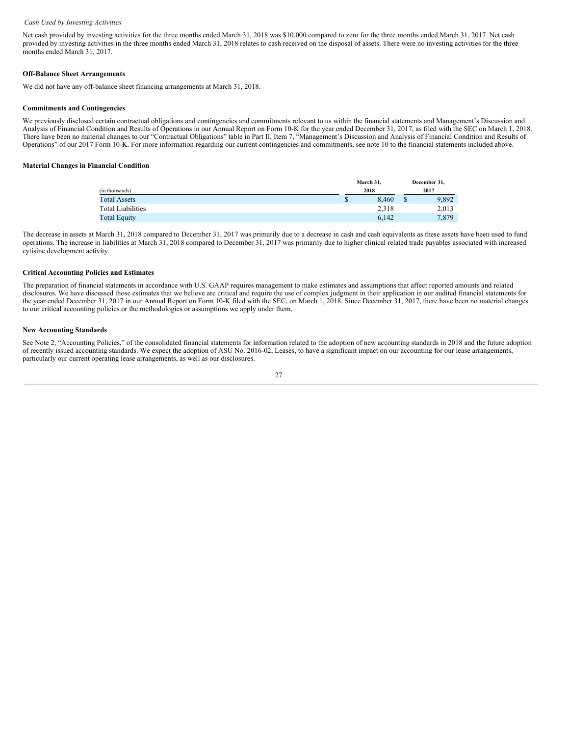*Cash Used by Investing Activities*

Net cash provided by investing activities for the three months ended March 31, 2018 was $10,000 compared to zero for the three months ended March 31, 2017. Net cash provided by investing activities in the three months ended March 31, 2018 relates to cash received on the disposal of assets. There were no investing activities for the three months ended March 31, 2017.

**Off-Balance Sheet Arrangements**

We did not have any off-balance sheet financing arrangements at March 31, 2018.

**Commitments and Contingencies**

We previously disclosed certain contractual obligations and contingencies and commitments relevant to us within the financial statements and Management's Discussion and Analysis of Financial Condition and Results of Operations in our Annual Report on Form 10-K for the year ended December 31, 2017, as filed with the SEC on March 1, 2018. There have been no material changes to our "Contractual Obligations" table in Part II, Item 7, "Management's Discussion and Analysis of Financial Condition and Results of Operations" of our 2017 Form 10-K. For more information regarding our current contingencies and commitments, see note 10 to the financial statements included above.

**Material Changes in Financial Condition**

| (in thousands) | March 31, 2018 | December 31, 2017 |
|---|---|---|
| Total Assets | $ 8,460 | $ 9,892 |
| Total Liabilities | 2,318 | 2,013 |
| Total Equity | 6,142 | 7,879 |

The decrease in assets at March 31, 2018 compared to December 31, 2017 was primarily due to a decrease in cash and cash equivalents as these assets have been used to fund operations. The increase in liabilities at March 31, 2018 compared to December 31, 2017 was primarily due to higher clinical related trade payables associated with increased cytisine development activity.

**Critical Accounting Policies and Estimates**

The preparation of financial statements in accordance with U.S. GAAP requires management to make estimates and assumptions that affect reported amounts and related disclosures. We have discussed those estimates that we believe are critical and require the use of complex judgment in their application in our audited financial statements for the year ended December 31, 2017 in our Annual Report on Form 10-K filed with the SEC, on March 1, 2018. Since December 31, 2017, there have been no material changes to our critical accounting policies or the methodologies or assumptions we apply under them.

**New Accounting Standards**

See Note 2, "Accounting Policies," of the consolidated financial statements for information related to the adoption of new accounting standards in 2018 and the future adoption of recently issued accounting standards. We expect the adoption of ASU No. 2016-02, Leases, to have a significant impact on our accounting for our lease arrangements, particularly our current operating lease arrangements, as well as our disclosures.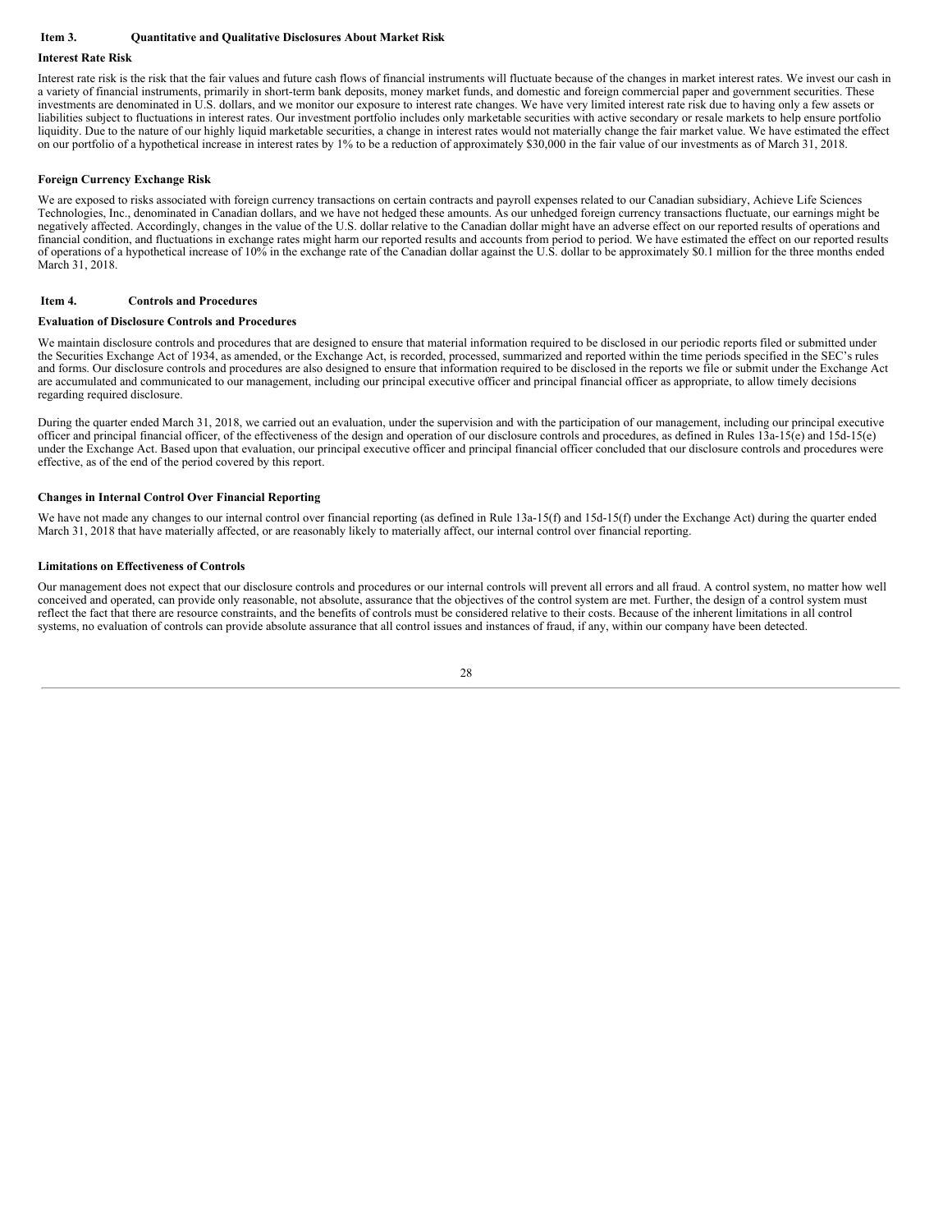## Item 3. Quantitative and Qualitative Disclosures About Market Risk

**Interest Rate Risk**

Interest rate risk is the risk that the fair values and future cash flows of financial instruments will fluctuate because of the changes in market interest rates. We invest our cash in a variety of financial instruments, primarily in short-term bank deposits, money market funds, and domestic and foreign commercial paper and government securities. These investments are denominated in U.S. dollars, and we monitor our exposure to interest rate changes. We have very limited interest rate risk due to having only a few assets or liabilities subject to fluctuations in interest rates. Our investment portfolio includes only marketable securities with active secondary or resale markets to help ensure portfolio liquidity. Due to the nature of our highly liquid marketable securities, a change in interest rates would not materially change the fair market value. We have estimated the effect on our portfolio of a hypothetical increase in interest rates by 1% to be a reduction of approximately $30,000 in the fair value of our investments as of March 31, 2018.

**Foreign Currency Exchange Risk**

We are exposed to risks associated with foreign currency transactions on certain contracts and payroll expenses related to our Canadian subsidiary, Achieve Life Sciences Technologies, Inc., denominated in Canadian dollars, and we have not hedged these amounts. As our unhedged foreign currency transactions fluctuate, our earnings might be negatively affected. Accordingly, changes in the value of the U.S. dollar relative to the Canadian dollar might have an adverse effect on our reported results of operations and financial condition, and fluctuations in exchange rates might harm our reported results and accounts from period to period. We have estimated the effect on our reported results of operations of a hypothetical increase of 10% in the exchange rate of the Canadian dollar against the U.S. dollar to be approximately $0.1 million for the three months ended March 31, 2018.

## Item 4. Controls and Procedures

**Evaluation of Disclosure Controls and Procedures**

We maintain disclosure controls and procedures that are designed to ensure that material information required to be disclosed in our periodic reports filed or submitted under the Securities Exchange Act of 1934, as amended, or the Exchange Act, is recorded, processed, summarized and reported within the time periods specified in the SEC's rules and forms. Our disclosure controls and procedures are also designed to ensure that information required to be disclosed in the reports we file or submit under the Exchange Act are accumulated and communicated to our management, including our principal executive officer and principal financial officer as appropriate, to allow timely decisions regarding required disclosure.

During the quarter ended March 31, 2018, we carried out an evaluation, under the supervision and with the participation of our management, including our principal executive officer and principal financial officer, of the effectiveness of the design and operation of our disclosure controls and procedures, as defined in Rules 13a-15(e) and 15d-15(e) under the Exchange Act. Based upon that evaluation, our principal executive officer and principal financial officer concluded that our disclosure controls and procedures were effective, as of the end of the period covered by this report.

**Changes in Internal Control Over Financial Reporting**

We have not made any changes to our internal control over financial reporting (as defined in Rule 13a-15(f) and 15d-15(f) under the Exchange Act) during the quarter ended March 31, 2018 that have materially affected, or are reasonably likely to materially affect, our internal control over financial reporting.

**Limitations on Effectiveness of Controls**

Our management does not expect that our disclosure controls and procedures or our internal controls will prevent all errors and all fraud. A control system, no matter how well conceived and operated, can provide only reasonable, not absolute, assurance that the objectives of the control system are met. Further, the design of a control system must reflect the fact that there are resource constraints, and the benefits of controls must be considered relative to their costs. Because of the inherent limitations in all control systems, no evaluation of controls can provide absolute assurance that all control issues and instances of fraud, if any, within our company have been detected.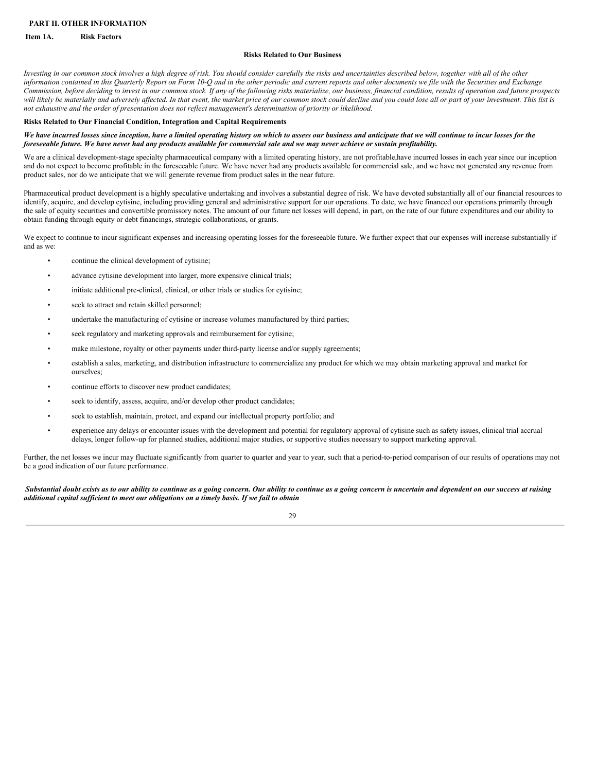## PART II. OTHER INFORMATION

### Item 1A. Risk Factors

### Risks Related to Our Business

*Investing in our common stock involves a high degree of risk. You should consider carefully the risks and uncertainties described below, together with all of the other information contained in this Quarterly Report on Form 10-Q and in the other periodic and current reports and other documents we file with the Securities and Exchange Commission, before deciding to invest in our common stock. If any of the following risks materialize, our business, financial condition, results of operation and future prospects will likely be materially and adversely affected. In that event, the market price of our common stock could decline and you could lose all or part of your investment. This list is not exhaustive and the order of presentation does not reflect management's determination of priority or likelihood.*

**Risks Related to Our Financial Condition, Integration and Capital Requirements**

***We have incurred losses since inception, have a limited operating history on which to assess our business and anticipate that we will continue to incur losses for the foreseeable future. We have never had any products available for commercial sale and we may never achieve or sustain profitability.***

We are a clinical development-stage specialty pharmaceutical company with a limited operating history, are not profitable,have incurred losses in each year since our inception and do not expect to become profitable in the foreseeable future. We have never had any products available for commercial sale, and we have not generated any revenue from product sales, nor do we anticipate that we will generate revenue from product sales in the near future.

Pharmaceutical product development is a highly speculative undertaking and involves a substantial degree of risk. We have devoted substantially all of our financial resources to identify, acquire, and develop cytisine, including providing general and administrative support for our operations. To date, we have financed our operations primarily through the sale of equity securities and convertible promissory notes. The amount of our future net losses will depend, in part, on the rate of our future expenditures and our ability to obtain funding through equity or debt financings, strategic collaborations, or grants.

We expect to continue to incur significant expenses and increasing operating losses for the foreseeable future. We further expect that our expenses will increase substantially if and as we:

- continue the clinical development of cytisine;
- advance cytisine development into larger, more expensive clinical trials;
- initiate additional pre-clinical, clinical, or other trials or studies for cytisine;
- seek to attract and retain skilled personnel;
- undertake the manufacturing of cytisine or increase volumes manufactured by third parties;
- seek regulatory and marketing approvals and reimbursement for cytisine;
- make milestone, royalty or other payments under third-party license and/or supply agreements;
- establish a sales, marketing, and distribution infrastructure to commercialize any product for which we may obtain marketing approval and market for ourselves;
- continue efforts to discover new product candidates;
- seek to identify, assess, acquire, and/or develop other product candidates;
- seek to establish, maintain, protect, and expand our intellectual property portfolio; and
- experience any delays or encounter issues with the development and potential for regulatory approval of cytisine such as safety issues, clinical trial accrual delays, longer follow-up for planned studies, additional major studies, or supportive studies necessary to support marketing approval.

Further, the net losses we incur may fluctuate significantly from quarter to quarter and year to year, such that a period-to-period comparison of our results of operations may not be a good indication of our future performance.

***Substantial doubt exists as to our ability to continue as a going concern. Our ability to continue as a going concern is uncertain and dependent on our success at raising additional capital sufficient to meet our obligations on a timely basis. If we fail to obtain***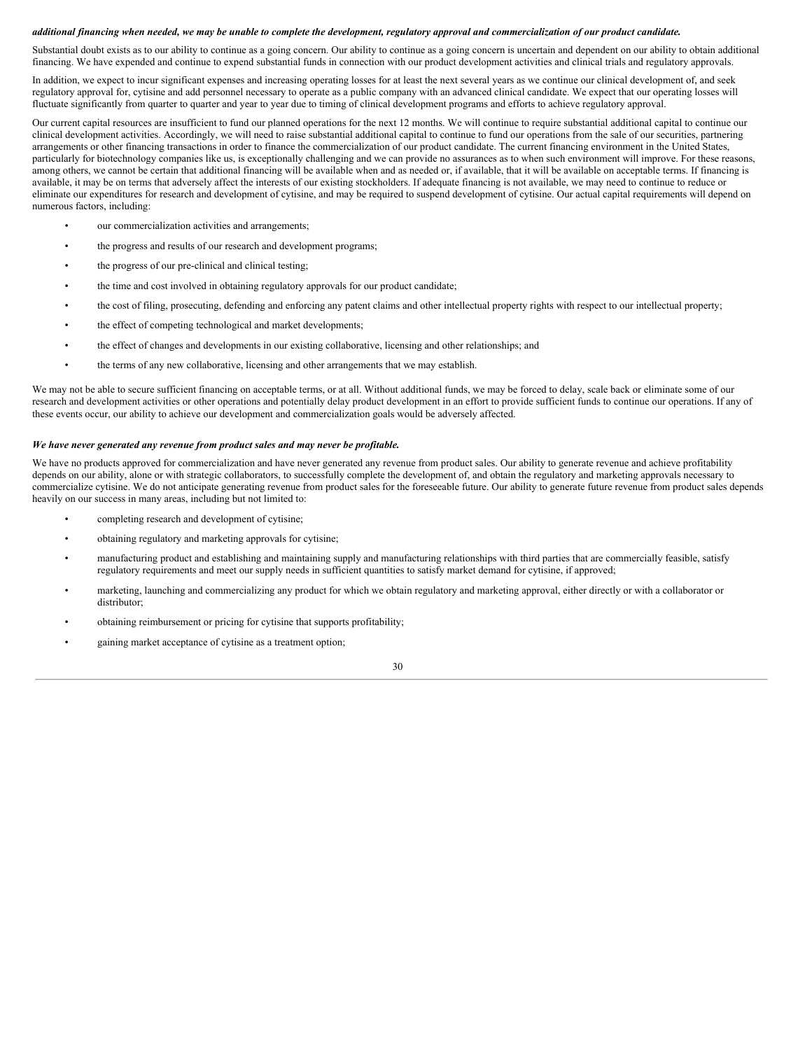***additional financing when needed, we may be unable to complete the development, regulatory approval and commercialization of our product candidate.***

Substantial doubt exists as to our ability to continue as a going concern. Our ability to continue as a going concern is uncertain and dependent on our ability to obtain additional financing. We have expended and continue to expend substantial funds in connection with our product development activities and clinical trials and regulatory approvals.

In addition, we expect to incur significant expenses and increasing operating losses for at least the next several years as we continue our clinical development of, and seek regulatory approval for, cytisine and add personnel necessary to operate as a public company with an advanced clinical candidate. We expect that our operating losses will fluctuate significantly from quarter to quarter and year to year due to timing of clinical development programs and efforts to achieve regulatory approval.

Our current capital resources are insufficient to fund our planned operations for the next 12 months. We will continue to require substantial additional capital to continue our clinical development activities. Accordingly, we will need to raise substantial additional capital to continue to fund our operations from the sale of our securities, partnering arrangements or other financing transactions in order to finance the commercialization of our product candidate. The current financing environment in the United States, particularly for biotechnology companies like us, is exceptionally challenging and we can provide no assurances as to when such environment will improve. For these reasons, among others, we cannot be certain that additional financing will be available when and as needed or, if available, that it will be available on acceptable terms. If financing is available, it may be on terms that adversely affect the interests of our existing stockholders. If adequate financing is not available, we may need to continue to reduce or eliminate our expenditures for research and development of cytisine, and may be required to suspend development of cytisine. Our actual capital requirements will depend on numerous factors, including:

- our commercialization activities and arrangements;
- the progress and results of our research and development programs;
- the progress of our pre-clinical and clinical testing;
- the time and cost involved in obtaining regulatory approvals for our product candidate;
- the cost of filing, prosecuting, defending and enforcing any patent claims and other intellectual property rights with respect to our intellectual property;
- the effect of competing technological and market developments;
- the effect of changes and developments in our existing collaborative, licensing and other relationships; and
- the terms of any new collaborative, licensing and other arrangements that we may establish.

We may not be able to secure sufficient financing on acceptable terms, or at all. Without additional funds, we may be forced to delay, scale back or eliminate some of our research and development activities or other operations and potentially delay product development in an effort to provide sufficient funds to continue our operations. If any of these events occur, our ability to achieve our development and commercialization goals would be adversely affected.

***We have never generated any revenue from product sales and may never be profitable.***

We have no products approved for commercialization and have never generated any revenue from product sales. Our ability to generate revenue and achieve profitability depends on our ability, alone or with strategic collaborators, to successfully complete the development of, and obtain the regulatory and marketing approvals necessary to commercialize cytisine. We do not anticipate generating revenue from product sales for the foreseeable future. Our ability to generate future revenue from product sales depends heavily on our success in many areas, including but not limited to:

- completing research and development of cytisine;
- obtaining regulatory and marketing approvals for cytisine;
- manufacturing product and establishing and maintaining supply and manufacturing relationships with third parties that are commercially feasible, satisfy regulatory requirements and meet our supply needs in sufficient quantities to satisfy market demand for cytisine, if approved;
- marketing, launching and commercializing any product for which we obtain regulatory and marketing approval, either directly or with a collaborator or distributor;
- obtaining reimbursement or pricing for cytisine that supports profitability;
- gaining market acceptance of cytisine as a treatment option;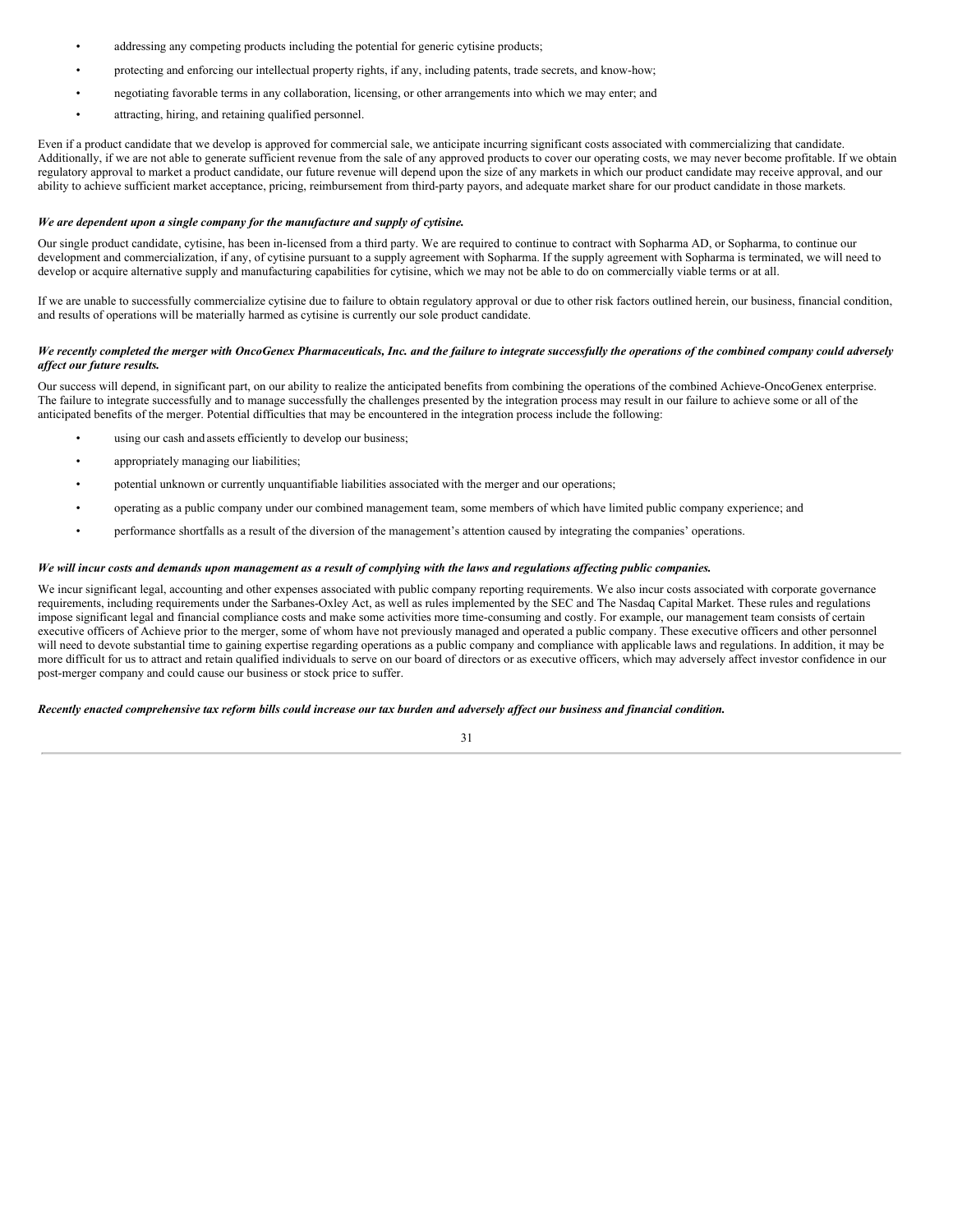- addressing any competing products including the potential for generic cytisine products;
- protecting and enforcing our intellectual property rights, if any, including patents, trade secrets, and know-how;
- negotiating favorable terms in any collaboration, licensing, or other arrangements into which we may enter; and
- attracting, hiring, and retaining qualified personnel.

Even if a product candidate that we develop is approved for commercial sale, we anticipate incurring significant costs associated with commercializing that candidate. Additionally, if we are not able to generate sufficient revenue from the sale of any approved products to cover our operating costs, we may never become profitable. If we obtain regulatory approval to market a product candidate, our future revenue will depend upon the size of any markets in which our product candidate may receive approval, and our ability to achieve sufficient market acceptance, pricing, reimbursement from third-party payors, and adequate market share for our product candidate in those markets.

***We are dependent upon a single company for the manufacture and supply of cytisine.***

Our single product candidate, cytisine, has been in-licensed from a third party. We are required to continue to contract with Sopharma AD, or Sopharma, to continue our development and commercialization, if any, of cytisine pursuant to a supply agreement with Sopharma. If the supply agreement with Sopharma is terminated, we will need to develop or acquire alternative supply and manufacturing capabilities for cytisine, which we may not be able to do on commercially viable terms or at all.

If we are unable to successfully commercialize cytisine due to failure to obtain regulatory approval or due to other risk factors outlined herein, our business, financial condition, and results of operations will be materially harmed as cytisine is currently our sole product candidate.

***We recently completed the merger with OncoGenex Pharmaceuticals, Inc. and the failure to integrate successfully the operations of the combined company could adversely affect our future results.***

Our success will depend, in significant part, on our ability to realize the anticipated benefits from combining the operations of the combined Achieve-OncoGenex enterprise. The failure to integrate successfully and to manage successfully the challenges presented by the integration process may result in our failure to achieve some or all of the anticipated benefits of the merger. Potential difficulties that may be encountered in the integration process include the following:

- using our cash and assets efficiently to develop our business;
- appropriately managing our liabilities;
- potential unknown or currently unquantifiable liabilities associated with the merger and our operations;
- operating as a public company under our combined management team, some members of which have limited public company experience; and
- performance shortfalls as a result of the diversion of the management's attention caused by integrating the companies' operations.

***We will incur costs and demands upon management as a result of complying with the laws and regulations affecting public companies.***

We incur significant legal, accounting and other expenses associated with public company reporting requirements. We also incur costs associated with corporate governance requirements, including requirements under the Sarbanes-Oxley Act, as well as rules implemented by the SEC and The Nasdaq Capital Market. These rules and regulations impose significant legal and financial compliance costs and make some activities more time-consuming and costly. For example, our management team consists of certain executive officers of Achieve prior to the merger, some of whom have not previously managed and operated a public company. These executive officers and other personnel will need to devote substantial time to gaining expertise regarding operations as a public company and compliance with applicable laws and regulations. In addition, it may be more difficult for us to attract and retain qualified individuals to serve on our board of directors or as executive officers, which may adversely affect investor confidence in our post-merger company and could cause our business or stock price to suffer.

***Recently enacted comprehensive tax reform bills could increase our tax burden and adversely affect our business and financial condition.***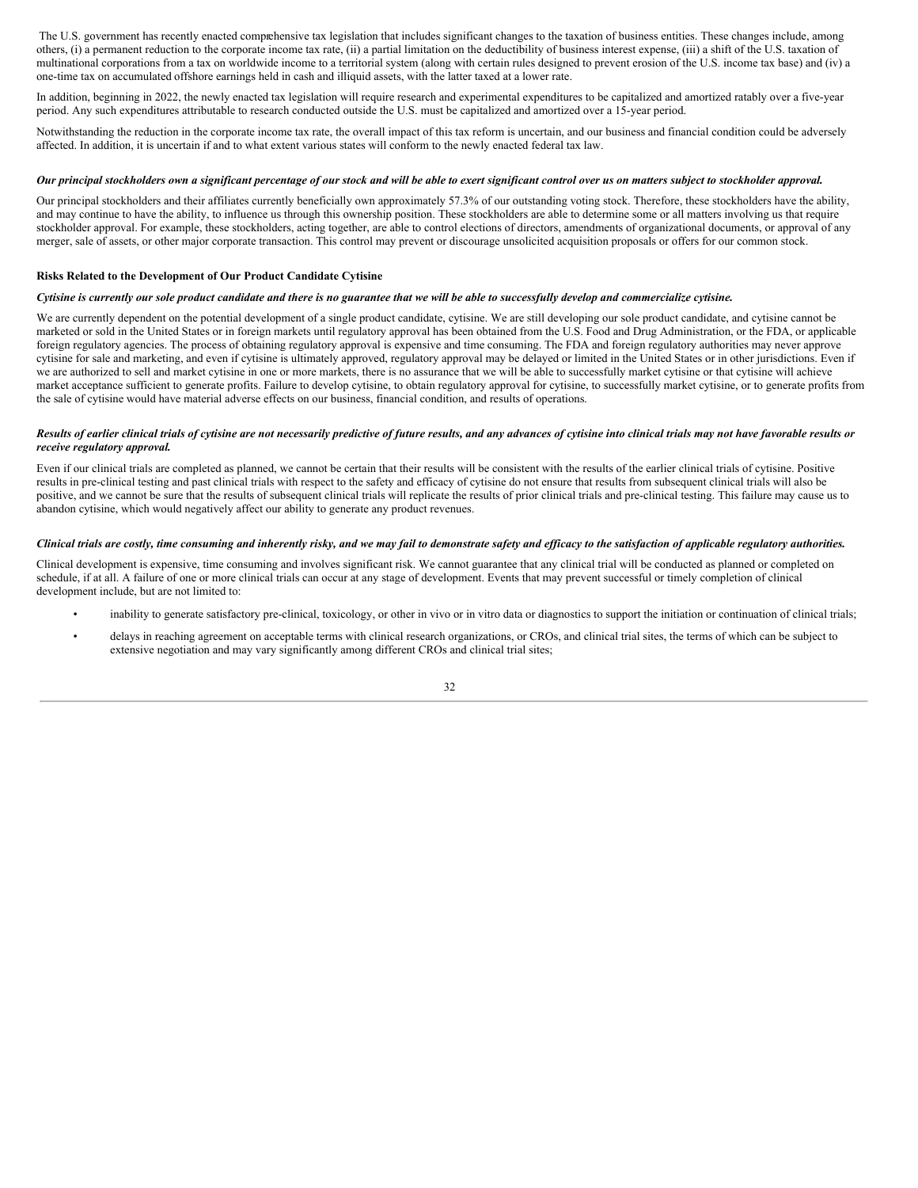The U.S. government has recently enacted comprehensive tax legislation that includes significant changes to the taxation of business entities. These changes include, among others, (i) a permanent reduction to the corporate income tax rate, (ii) a partial limitation on the deductibility of business interest expense, (iii) a shift of the U.S. taxation of multinational corporations from a tax on worldwide income to a territorial system (along with certain rules designed to prevent erosion of the U.S. income tax base) and (iv) a one-time tax on accumulated offshore earnings held in cash and illiquid assets, with the latter taxed at a lower rate.

In addition, beginning in 2022, the newly enacted tax legislation will require research and experimental expenditures to be capitalized and amortized ratably over a five-year period. Any such expenditures attributable to research conducted outside the U.S. must be capitalized and amortized over a 15-year period.

Notwithstanding the reduction in the corporate income tax rate, the overall impact of this tax reform is uncertain, and our business and financial condition could be adversely affected. In addition, it is uncertain if and to what extent various states will conform to the newly enacted federal tax law.

***Our principal stockholders own a significant percentage of our stock and will be able to exert significant control over us on matters subject to stockholder approval.***

Our principal stockholders and their affiliates currently beneficially own approximately 57.3% of our outstanding voting stock. Therefore, these stockholders have the ability, and may continue to have the ability, to influence us through this ownership position. These stockholders are able to determine some or all matters involving us that require stockholder approval. For example, these stockholders, acting together, are able to control elections of directors, amendments of organizational documents, or approval of any merger, sale of assets, or other major corporate transaction. This control may prevent or discourage unsolicited acquisition proposals or offers for our common stock.

**Risks Related to the Development of Our Product Candidate Cytisine**

***Cytisine is currently our sole product candidate and there is no guarantee that we will be able to successfully develop and commercialize cytisine.***

We are currently dependent on the potential development of a single product candidate, cytisine. We are still developing our sole product candidate, and cytisine cannot be marketed or sold in the United States or in foreign markets until regulatory approval has been obtained from the U.S. Food and Drug Administration, or the FDA, or applicable foreign regulatory agencies. The process of obtaining regulatory approval is expensive and time consuming. The FDA and foreign regulatory authorities may never approve cytisine for sale and marketing, and even if cytisine is ultimately approved, regulatory approval may be delayed or limited in the United States or in other jurisdictions. Even if we are authorized to sell and market cytisine in one or more markets, there is no assurance that we will be able to successfully market cytisine or that cytisine will achieve market acceptance sufficient to generate profits. Failure to develop cytisine, to obtain regulatory approval for cytisine, to successfully market cytisine, or to generate profits from the sale of cytisine would have material adverse effects on our business, financial condition, and results of operations.

***Results of earlier clinical trials of cytisine are not necessarily predictive of future results, and any advances of cytisine into clinical trials may not have favorable results or receive regulatory approval.***

Even if our clinical trials are completed as planned, we cannot be certain that their results will be consistent with the results of the earlier clinical trials of cytisine. Positive results in pre-clinical testing and past clinical trials with respect to the safety and efficacy of cytisine do not ensure that results from subsequent clinical trials will also be positive, and we cannot be sure that the results of subsequent clinical trials will replicate the results of prior clinical trials and pre-clinical testing. This failure may cause us to abandon cytisine, which would negatively affect our ability to generate any product revenues.

***Clinical trials are costly, time consuming and inherently risky, and we may fail to demonstrate safety and efficacy to the satisfaction of applicable regulatory authorities.***

Clinical development is expensive, time consuming and involves significant risk. We cannot guarantee that any clinical trial will be conducted as planned or completed on schedule, if at all. A failure of one or more clinical trials can occur at any stage of development. Events that may prevent successful or timely completion of clinical development include, but are not limited to:

- inability to generate satisfactory pre-clinical, toxicology, or other in vivo or in vitro data or diagnostics to support the initiation or continuation of clinical trials;
- delays in reaching agreement on acceptable terms with clinical research organizations, or CROs, and clinical trial sites, the terms of which can be subject to extensive negotiation and may vary significantly among different CROs and clinical trial sites;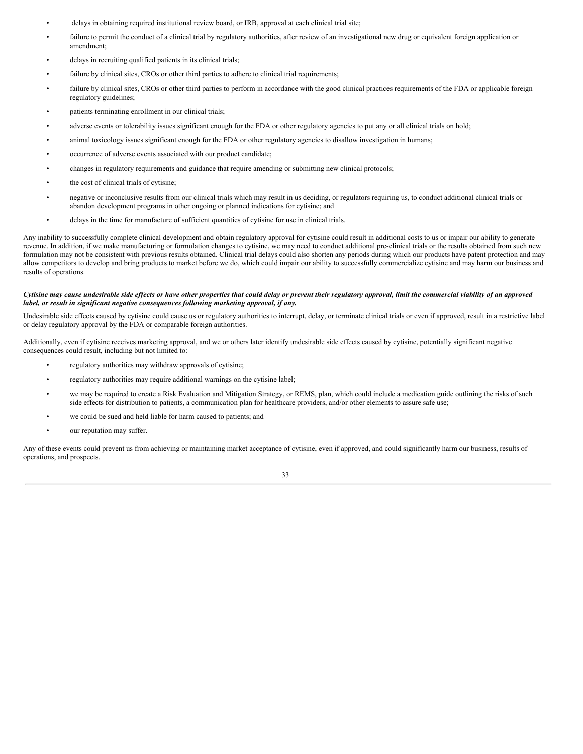- delays in obtaining required institutional review board, or IRB, approval at each clinical trial site;
- failure to permit the conduct of a clinical trial by regulatory authorities, after review of an investigational new drug or equivalent foreign application or amendment;
- delays in recruiting qualified patients in its clinical trials;
- failure by clinical sites, CROs or other third parties to adhere to clinical trial requirements;
- failure by clinical sites, CROs or other third parties to perform in accordance with the good clinical practices requirements of the FDA or applicable foreign regulatory guidelines;
- patients terminating enrollment in our clinical trials;
- adverse events or tolerability issues significant enough for the FDA or other regulatory agencies to put any or all clinical trials on hold;
- animal toxicology issues significant enough for the FDA or other regulatory agencies to disallow investigation in humans;
- occurrence of adverse events associated with our product candidate;
- changes in regulatory requirements and guidance that require amending or submitting new clinical protocols;
- the cost of clinical trials of cytisine;
- negative or inconclusive results from our clinical trials which may result in us deciding, or regulators requiring us, to conduct additional clinical trials or abandon development programs in other ongoing or planned indications for cytisine; and
- delays in the time for manufacture of sufficient quantities of cytisine for use in clinical trials.

Any inability to successfully complete clinical development and obtain regulatory approval for cytisine could result in additional costs to us or impair our ability to generate revenue. In addition, if we make manufacturing or formulation changes to cytisine, we may need to conduct additional pre-clinical trials or the results obtained from such new formulation may not be consistent with previous results obtained. Clinical trial delays could also shorten any periods during which our products have patent protection and may allow competitors to develop and bring products to market before we do, which could impair our ability to successfully commercialize cytisine and may harm our business and results of operations.

***Cytisine may cause undesirable side effects or have other properties that could delay or prevent their regulatory approval, limit the commercial viability of an approved label, or result in significant negative consequences following marketing approval, if any.***

Undesirable side effects caused by cytisine could cause us or regulatory authorities to interrupt, delay, or terminate clinical trials or even if approved, result in a restrictive label or delay regulatory approval by the FDA or comparable foreign authorities.

Additionally, even if cytisine receives marketing approval, and we or others later identify undesirable side effects caused by cytisine, potentially significant negative consequences could result, including but not limited to:

- regulatory authorities may withdraw approvals of cytisine;
- regulatory authorities may require additional warnings on the cytisine label;
- we may be required to create a Risk Evaluation and Mitigation Strategy, or REMS, plan, which could include a medication guide outlining the risks of such side effects for distribution to patients, a communication plan for healthcare providers, and/or other elements to assure safe use;
- we could be sued and held liable for harm caused to patients; and
- our reputation may suffer.

Any of these events could prevent us from achieving or maintaining market acceptance of cytisine, even if approved, and could significantly harm our business, results of operations, and prospects.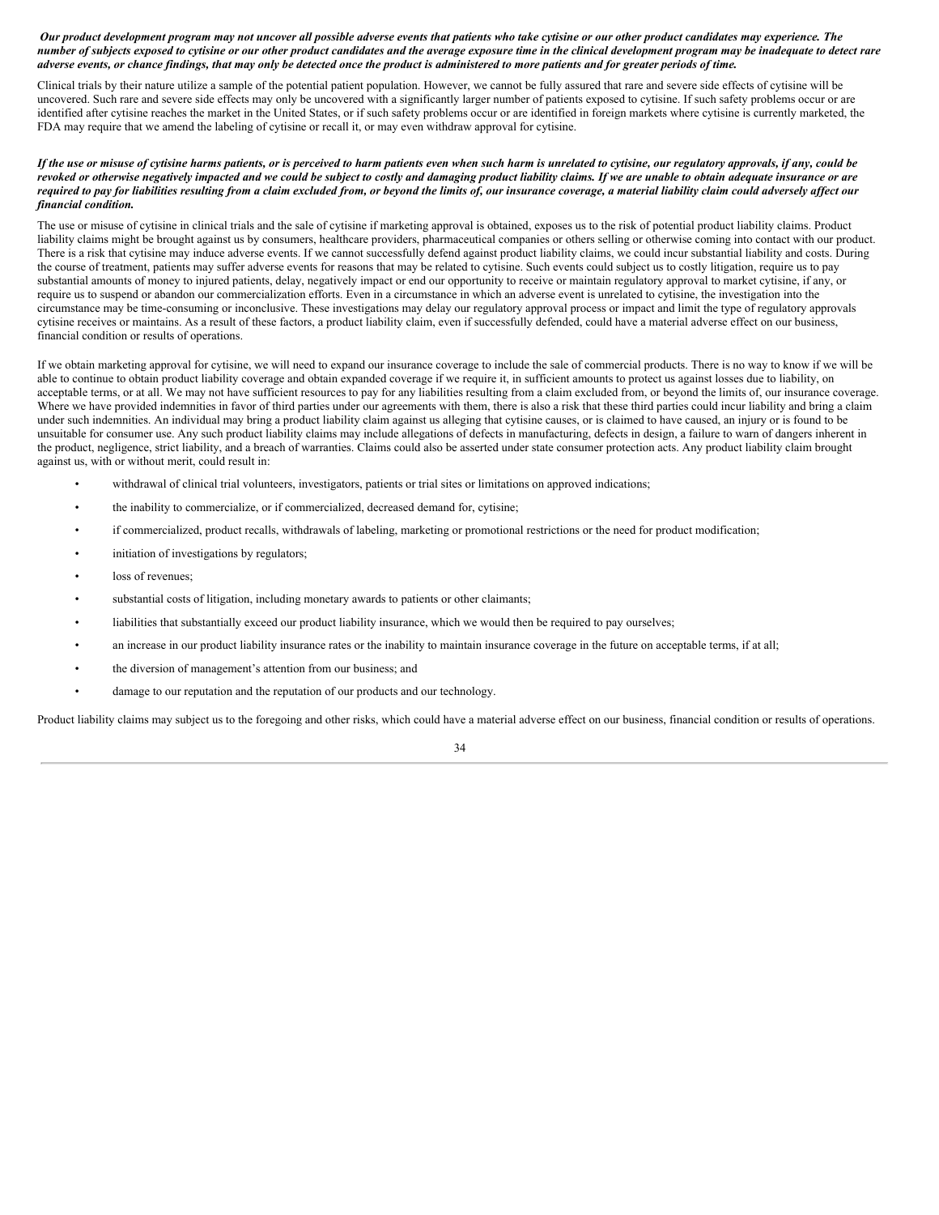***Our product development program may not uncover all possible adverse events that patients who take cytisine or our other product candidates may experience. The number of subjects exposed to cytisine or our other product candidates and the average exposure time in the clinical development program may be inadequate to detect rare adverse events, or chance findings, that may only be detected once the product is administered to more patients and for greater periods of time.***

Clinical trials by their nature utilize a sample of the potential patient population. However, we cannot be fully assured that rare and severe side effects of cytisine will be uncovered. Such rare and severe side effects may only be uncovered with a significantly larger number of patients exposed to cytisine. If such safety problems occur or are identified after cytisine reaches the market in the United States, or if such safety problems occur or are identified in foreign markets where cytisine is currently marketed, the FDA may require that we amend the labeling of cytisine or recall it, or may even withdraw approval for cytisine.

***If the use or misuse of cytisine harms patients, or is perceived to harm patients even when such harm is unrelated to cytisine, our regulatory approvals, if any, could be revoked or otherwise negatively impacted and we could be subject to costly and damaging product liability claims. If we are unable to obtain adequate insurance or are required to pay for liabilities resulting from a claim excluded from, or beyond the limits of, our insurance coverage, a material liability claim could adversely affect our financial condition.***

The use or misuse of cytisine in clinical trials and the sale of cytisine if marketing approval is obtained, exposes us to the risk of potential product liability claims. Product liability claims might be brought against us by consumers, healthcare providers, pharmaceutical companies or others selling or otherwise coming into contact with our product. There is a risk that cytisine may induce adverse events. If we cannot successfully defend against product liability claims, we could incur substantial liability and costs. During the course of treatment, patients may suffer adverse events for reasons that may be related to cytisine. Such events could subject us to costly litigation, require us to pay substantial amounts of money to injured patients, delay, negatively impact or end our opportunity to receive or maintain regulatory approval to market cytisine, if any, or require us to suspend or abandon our commercialization efforts. Even in a circumstance in which an adverse event is unrelated to cytisine, the investigation into the circumstance may be time-consuming or inconclusive. These investigations may delay our regulatory approval process or impact and limit the type of regulatory approvals cytisine receives or maintains. As a result of these factors, a product liability claim, even if successfully defended, could have a material adverse effect on our business, financial condition or results of operations.

If we obtain marketing approval for cytisine, we will need to expand our insurance coverage to include the sale of commercial products. There is no way to know if we will be able to continue to obtain product liability coverage and obtain expanded coverage if we require it, in sufficient amounts to protect us against losses due to liability, on acceptable terms, or at all. We may not have sufficient resources to pay for any liabilities resulting from a claim excluded from, or beyond the limits of, our insurance coverage. Where we have provided indemnities in favor of third parties under our agreements with them, there is also a risk that these third parties could incur liability and bring a claim under such indemnities. An individual may bring a product liability claim against us alleging that cytisine causes, or is claimed to have caused, an injury or is found to be unsuitable for consumer use. Any such product liability claims may include allegations of defects in manufacturing, defects in design, a failure to warn of dangers inherent in the product, negligence, strict liability, and a breach of warranties. Claims could also be asserted under state consumer protection acts. Any product liability claim brought against us, with or without merit, could result in:

- withdrawal of clinical trial volunteers, investigators, patients or trial sites or limitations on approved indications;
- the inability to commercialize, or if commercialized, decreased demand for, cytisine;
- if commercialized, product recalls, withdrawals of labeling, marketing or promotional restrictions or the need for product modification;
- initiation of investigations by regulators;
- loss of revenues;
- substantial costs of litigation, including monetary awards to patients or other claimants;
- liabilities that substantially exceed our product liability insurance, which we would then be required to pay ourselves;
- an increase in our product liability insurance rates or the inability to maintain insurance coverage in the future on acceptable terms, if at all;
- the diversion of management's attention from our business; and
- damage to our reputation and the reputation of our products and our technology.

Product liability claims may subject us to the foregoing and other risks, which could have a material adverse effect on our business, financial condition or results of operations.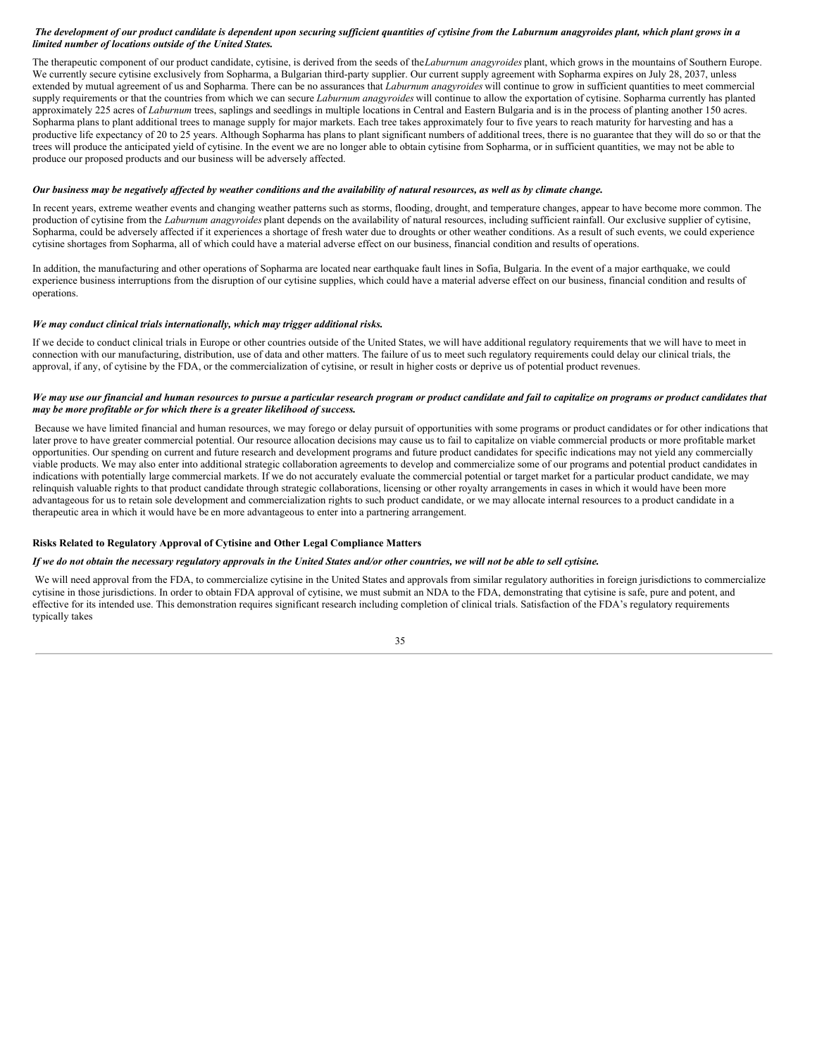***The development of our product candidate is dependent upon securing sufficient quantities of cytisine from the Laburnum anagyroides plant, which plant grows in a limited number of locations outside of the United States.***

The therapeutic component of our product candidate, cytisine, is derived from the seeds of the *Laburnum anagyroides* plant, which grows in the mountains of Southern Europe. We currently secure cytisine exclusively from Sopharma, a Bulgarian third-party supplier. Our current supply agreement with Sopharma expires on July 28, 2037, unless extended by mutual agreement of us and Sopharma. There can be no assurances that *Laburnum anagyroides* will continue to grow in sufficient quantities to meet commercial supply requirements or that the countries from which we can secure *Laburnum anagyroides* will continue to allow the exportation of cytisine. Sopharma currently has planted approximately 225 acres of *Laburnum* trees, saplings and seedlings in multiple locations in Central and Eastern Bulgaria and is in the process of planting another 150 acres. Sopharma plans to plant additional trees to manage supply for major markets. Each tree takes approximately four to five years to reach maturity for harvesting and has a productive life expectancy of 20 to 25 years. Although Sopharma has plans to plant significant numbers of additional trees, there is no guarantee that they will do so or that the trees will produce the anticipated yield of cytisine. In the event we are no longer able to obtain cytisine from Sopharma, or in sufficient quantities, we may not be able to produce our proposed products and our business will be adversely affected.

***Our business may be negatively affected by weather conditions and the availability of natural resources, as well as by climate change.***

In recent years, extreme weather events and changing weather patterns such as storms, flooding, drought, and temperature changes, appear to have become more common. The production of cytisine from the *Laburnum anagyroides* plant depends on the availability of natural resources, including sufficient rainfall. Our exclusive supplier of cytisine, Sopharma, could be adversely affected if it experiences a shortage of fresh water due to droughts or other weather conditions. As a result of such events, we could experience cytisine shortages from Sopharma, all of which could have a material adverse effect on our business, financial condition and results of operations.

In addition, the manufacturing and other operations of Sopharma are located near earthquake fault lines in Sofia, Bulgaria. In the event of a major earthquake, we could experience business interruptions from the disruption of our cytisine supplies, which could have a material adverse effect on our business, financial condition and results of operations.

***We may conduct clinical trials internationally, which may trigger additional risks.***

If we decide to conduct clinical trials in Europe or other countries outside of the United States, we will have additional regulatory requirements that we will have to meet in connection with our manufacturing, distribution, use of data and other matters. The failure of us to meet such regulatory requirements could delay our clinical trials, the approval, if any, of cytisine by the FDA, or the commercialization of cytisine, or result in higher costs or deprive us of potential product revenues.

***We may use our financial and human resources to pursue a particular research program or product candidate and fail to capitalize on programs or product candidates that may be more profitable or for which there is a greater likelihood of success.***

Because we have limited financial and human resources, we may forego or delay pursuit of opportunities with some programs or product candidates or for other indications that later prove to have greater commercial potential. Our resource allocation decisions may cause us to fail to capitalize on viable commercial products or more profitable market opportunities. Our spending on current and future research and development programs and future product candidates for specific indications may not yield any commercially viable products. We may also enter into additional strategic collaboration agreements to develop and commercialize some of our programs and potential product candidates in indications with potentially large commercial markets. If we do not accurately evaluate the commercial potential or target market for a particular product candidate, we may relinquish valuable rights to that product candidate through strategic collaborations, licensing or other royalty arrangements in cases in which it would have been more advantageous for us to retain sole development and commercialization rights to such product candidate, or we may allocate internal resources to a product candidate in a therapeutic area in which it would have be en more advantageous to enter into a partnering arrangement.

**Risks Related to Regulatory Approval of Cytisine and Other Legal Compliance Matters**

***If we do not obtain the necessary regulatory approvals in the United States and/or other countries, we will not be able to sell cytisine.***

We will need approval from the FDA, to commercialize cytisine in the United States and approvals from similar regulatory authorities in foreign jurisdictions to commercialize cytisine in those jurisdictions. In order to obtain FDA approval of cytisine, we must submit an NDA to the FDA, demonstrating that cytisine is safe, pure and potent, and effective for its intended use. This demonstration requires significant research including completion of clinical trials. Satisfaction of the FDA's regulatory requirements typically takes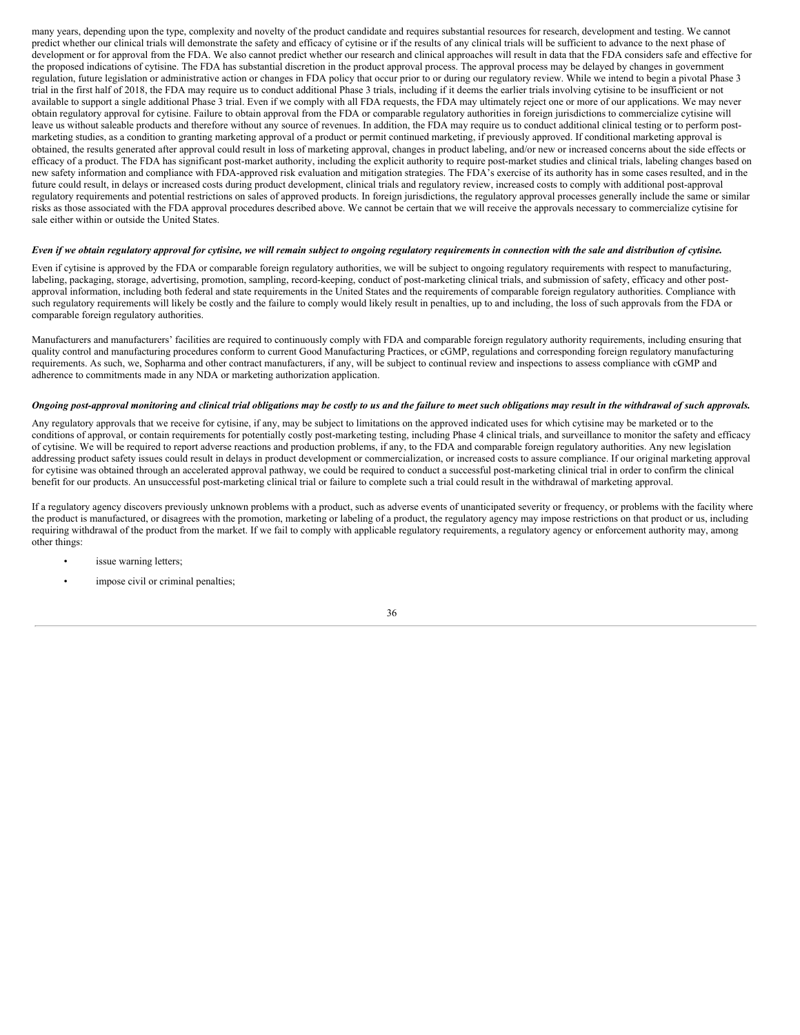many years, depending upon the type, complexity and novelty of the product candidate and requires substantial resources for research, development and testing. We cannot predict whether our clinical trials will demonstrate the safety and efficacy of cytisine or if the results of any clinical trials will be sufficient to advance to the next phase of development or for approval from the FDA. We also cannot predict whether our research and clinical approaches will result in data that the FDA considers safe and effective for the proposed indications of cytisine. The FDA has substantial discretion in the product approval process. The approval process may be delayed by changes in government regulation, future legislation or administrative action or changes in FDA policy that occur prior to or during our regulatory review. While we intend to begin a pivotal Phase 3 trial in the first half of 2018, the FDA may require us to conduct additional Phase 3 trials, including if it deems the earlier trials involving cytisine to be insufficient or not available to support a single additional Phase 3 trial. Even if we comply with all FDA requests, the FDA may ultimately reject one or more of our applications. We may never obtain regulatory approval for cytisine. Failure to obtain approval from the FDA or comparable regulatory authorities in foreign jurisdictions to commercialize cytisine will leave us without saleable products and therefore without any source of revenues. In addition, the FDA may require us to conduct additional clinical testing or to perform post-marketing studies, as a condition to granting marketing approval of a product or permit continued marketing, if previously approved. If conditional marketing approval is obtained, the results generated after approval could result in loss of marketing approval, changes in product labeling, and/or new or increased concerns about the side effects or efficacy of a product. The FDA has significant post-market authority, including the explicit authority to require post-market studies and clinical trials, labeling changes based on new safety information and compliance with FDA-approved risk evaluation and mitigation strategies. The FDA's exercise of its authority has in some cases resulted, and in the future could result, in delays or increased costs during product development, clinical trials and regulatory review, increased costs to comply with additional post-approval regulatory requirements and potential restrictions on sales of approved products. In foreign jurisdictions, the regulatory approval processes generally include the same or similar risks as those associated with the FDA approval procedures described above. We cannot be certain that we will receive the approvals necessary to commercialize cytisine for sale either within or outside the United States.

***Even if we obtain regulatory approval for cytisine, we will remain subject to ongoing regulatory requirements in connection with the sale and distribution of cytisine.***

Even if cytisine is approved by the FDA or comparable foreign regulatory authorities, we will be subject to ongoing regulatory requirements with respect to manufacturing, labeling, packaging, storage, advertising, promotion, sampling, record-keeping, conduct of post-marketing clinical trials, and submission of safety, efficacy and other post-approval information, including both federal and state requirements in the United States and the requirements of comparable foreign regulatory authorities. Compliance with such regulatory requirements will likely be costly and the failure to comply would likely result in penalties, up to and including, the loss of such approvals from the FDA or comparable foreign regulatory authorities.

Manufacturers and manufacturers' facilities are required to continuously comply with FDA and comparable foreign regulatory authority requirements, including ensuring that quality control and manufacturing procedures conform to current Good Manufacturing Practices, or cGMP, regulations and corresponding foreign regulatory manufacturing requirements. As such, we, Sopharma and other contract manufacturers, if any, will be subject to continual review and inspections to assess compliance with cGMP and adherence to commitments made in any NDA or marketing authorization application.

***Ongoing post-approval monitoring and clinical trial obligations may be costly to us and the failure to meet such obligations may result in the withdrawal of such approvals.***

Any regulatory approvals that we receive for cytisine, if any, may be subject to limitations on the approved indicated uses for which cytisine may be marketed or to the conditions of approval, or contain requirements for potentially costly post-marketing testing, including Phase 4 clinical trials, and surveillance to monitor the safety and efficacy of cytisine. We will be required to report adverse reactions and production problems, if any, to the FDA and comparable foreign regulatory authorities. Any new legislation addressing product safety issues could result in delays in product development or commercialization, or increased costs to assure compliance. If our original marketing approval for cytisine was obtained through an accelerated approval pathway, we could be required to conduct a successful post-marketing clinical trial in order to confirm the clinical benefit for our products. An unsuccessful post-marketing clinical trial or failure to complete such a trial could result in the withdrawal of marketing approval.

If a regulatory agency discovers previously unknown problems with a product, such as adverse events of unanticipated severity or frequency, or problems with the facility where the product is manufactured, or disagrees with the promotion, marketing or labeling of a product, the regulatory agency may impose restrictions on that product or us, including requiring withdrawal of the product from the market. If we fail to comply with applicable regulatory requirements, a regulatory agency or enforcement authority may, among other things:

- issue warning letters;
- impose civil or criminal penalties;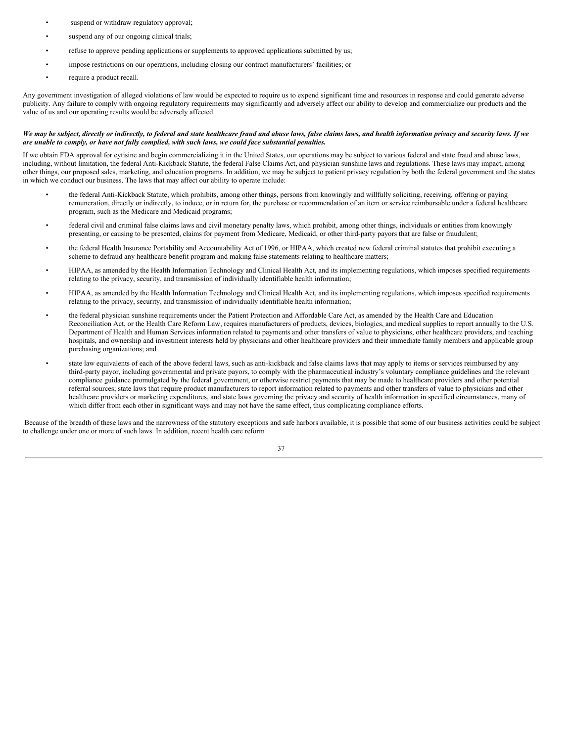- suspend or withdraw regulatory approval;
- suspend any of our ongoing clinical trials;
- refuse to approve pending applications or supplements to approved applications submitted by us;
- impose restrictions on our operations, including closing our contract manufacturers' facilities; or
- require a product recall.

Any government investigation of alleged violations of law would be expected to require us to expend significant time and resources in response and could generate adverse publicity. Any failure to comply with ongoing regulatory requirements may significantly and adversely affect our ability to develop and commercialize our products and the value of us and our operating results would be adversely affected.

***We may be subject, directly or indirectly, to federal and state healthcare fraud and abuse laws, false claims laws, and health information privacy and security laws. If we are unable to comply, or have not fully complied, with such laws, we could face substantial penalties.***

If we obtain FDA approval for cytisine and begin commercializing it in the United States, our operations may be subject to various federal and state fraud and abuse laws, including, without limitation, the federal Anti-Kickback Statute, the federal False Claims Act, and physician sunshine laws and regulations. These laws may impact, among other things, our proposed sales, marketing, and education programs. In addition, we may be subject to patient privacy regulation by both the federal government and the states in which we conduct our business. The laws that may affect our ability to operate include:

- the federal Anti-Kickback Statute, which prohibits, among other things, persons from knowingly and willfully soliciting, receiving, offering or paying remuneration, directly or indirectly, to induce, or in return for, the purchase or recommendation of an item or service reimbursable under a federal healthcare program, such as the Medicare and Medicaid programs;
- federal civil and criminal false claims laws and civil monetary penalty laws, which prohibit, among other things, individuals or entities from knowingly presenting, or causing to be presented, claims for payment from Medicare, Medicaid, or other third-party payors that are false or fraudulent;
- the federal Health Insurance Portability and Accountability Act of 1996, or HIPAA, which created new federal criminal statutes that prohibit executing a scheme to defraud any healthcare benefit program and making false statements relating to healthcare matters;
- HIPAA, as amended by the Health Information Technology and Clinical Health Act, and its implementing regulations, which imposes specified requirements relating to the privacy, security, and transmission of individually identifiable health information;
- HIPAA, as amended by the Health Information Technology and Clinical Health Act, and its implementing regulations, which imposes specified requirements relating to the privacy, security, and transmission of individually identifiable health information;
- the federal physician sunshine requirements under the Patient Protection and Affordable Care Act, as amended by the Health Care and Education Reconciliation Act, or the Health Care Reform Law, requires manufacturers of products, devices, biologics, and medical supplies to report annually to the U.S. Department of Health and Human Services information related to payments and other transfers of value to physicians, other healthcare providers, and teaching hospitals, and ownership and investment interests held by physicians and other healthcare providers and their immediate family members and applicable group purchasing organizations; and
- state law equivalents of each of the above federal laws, such as anti-kickback and false claims laws that may apply to items or services reimbursed by any third-party payor, including governmental and private payors, to comply with the pharmaceutical industry's voluntary compliance guidelines and the relevant compliance guidance promulgated by the federal government, or otherwise restrict payments that may be made to healthcare providers and other potential referral sources; state laws that require product manufacturers to report information related to payments and other transfers of value to physicians and other healthcare providers or marketing expenditures, and state laws governing the privacy and security of health information in specified circumstances, many of which differ from each other in significant ways and may not have the same effect, thus complicating compliance efforts.

Because of the breadth of these laws and the narrowness of the statutory exceptions and safe harbors available, it is possible that some of our business activities could be subject to challenge under one or more of such laws. In addition, recent health care reform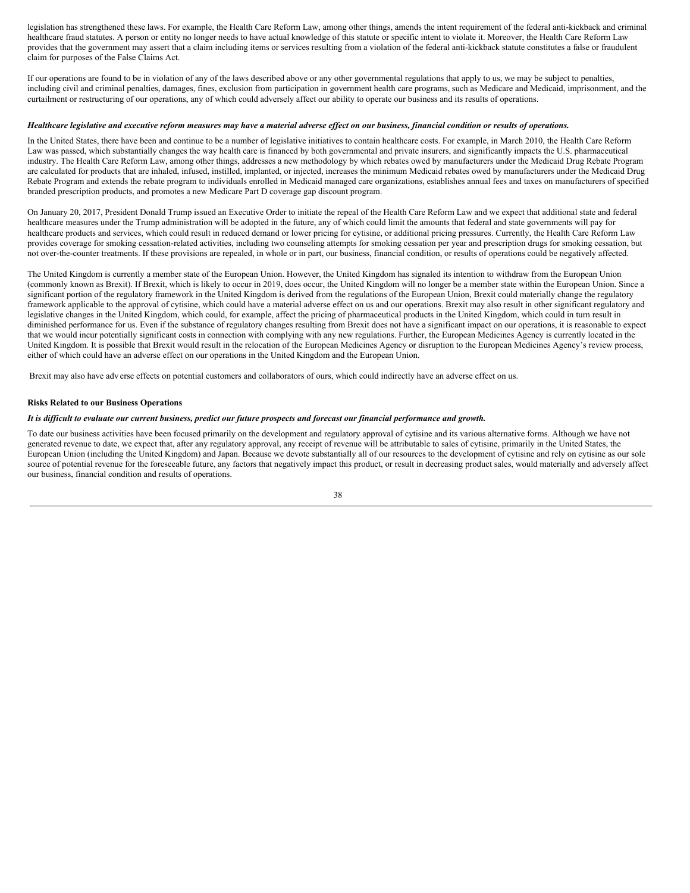legislation has strengthened these laws. For example, the Health Care Reform Law, among other things, amends the intent requirement of the federal anti-kickback and criminal healthcare fraud statutes. A person or entity no longer needs to have actual knowledge of this statute or specific intent to violate it. Moreover, the Health Care Reform Law provides that the government may assert that a claim including items or services resulting from a violation of the federal anti-kickback statute constitutes a false or fraudulent claim for purposes of the False Claims Act.

If our operations are found to be in violation of any of the laws described above or any other governmental regulations that apply to us, we may be subject to penalties, including civil and criminal penalties, damages, fines, exclusion from participation in government health care programs, such as Medicare and Medicaid, imprisonment, and the curtailment or restructuring of our operations, any of which could adversely affect our ability to operate our business and its results of operations.

***Healthcare legislative and executive reform measures may have a material adverse effect on our business, financial condition or results of operations.***

In the United States, there have been and continue to be a number of legislative initiatives to contain healthcare costs. For example, in March 2010, the Health Care Reform Law was passed, which substantially changes the way health care is financed by both governmental and private insurers, and significantly impacts the U.S. pharmaceutical industry. The Health Care Reform Law, among other things, addresses a new methodology by which rebates owed by manufacturers under the Medicaid Drug Rebate Program are calculated for products that are inhaled, infused, instilled, implanted, or injected, increases the minimum Medicaid rebates owed by manufacturers under the Medicaid Drug Rebate Program and extends the rebate program to individuals enrolled in Medicaid managed care organizations, establishes annual fees and taxes on manufacturers of specified branded prescription products, and promotes a new Medicare Part D coverage gap discount program.

On January 20, 2017, President Donald Trump issued an Executive Order to initiate the repeal of the Health Care Reform Law and we expect that additional state and federal healthcare measures under the Trump administration will be adopted in the future, any of which could limit the amounts that federal and state governments will pay for healthcare products and services, which could result in reduced demand or lower pricing for cytisine, or additional pricing pressures. Currently, the Health Care Reform Law provides coverage for smoking cessation-related activities, including two counseling attempts for smoking cessation per year and prescription drugs for smoking cessation, but not over-the-counter treatments. If these provisions are repealed, in whole or in part, our business, financial condition, or results of operations could be negatively affected.

The United Kingdom is currently a member state of the European Union. However, the United Kingdom has signaled its intention to withdraw from the European Union (commonly known as Brexit). If Brexit, which is likely to occur in 2019, does occur, the United Kingdom will no longer be a member state within the European Union. Since a significant portion of the regulatory framework in the United Kingdom is derived from the regulations of the European Union, Brexit could materially change the regulatory framework applicable to the approval of cytisine, which could have a material adverse effect on us and our operations. Brexit may also result in other significant regulatory and legislative changes in the United Kingdom, which could, for example, affect the pricing of pharmaceutical products in the United Kingdom, which could in turn result in diminished performance for us. Even if the substance of regulatory changes resulting from Brexit does not have a significant impact on our operations, it is reasonable to expect that we would incur potentially significant costs in connection with complying with any new regulations. Further, the European Medicines Agency is currently located in the United Kingdom. It is possible that Brexit would result in the relocation of the European Medicines Agency or disruption to the European Medicines Agency's review process, either of which could have an adverse effect on our operations in the United Kingdom and the European Union.

Brexit may also have adverse effects on potential customers and collaborators of ours, which could indirectly have an adverse effect on us.

**Risks Related to our Business Operations**

***It is difficult to evaluate our current business, predict our future prospects and forecast our financial performance and growth.***

To date our business activities have been focused primarily on the development and regulatory approval of cytisine and its various alternative forms. Although we have not generated revenue to date, we expect that, after any regulatory approval, any receipt of revenue will be attributable to sales of cytisine, primarily in the United States, the European Union (including the United Kingdom) and Japan. Because we devote substantially all of our resources to the development of cytisine and rely on cytisine as our sole source of potential revenue for the foreseeable future, any factors that negatively impact this product, or result in decreasing product sales, would materially and adversely affect our business, financial condition and results of operations.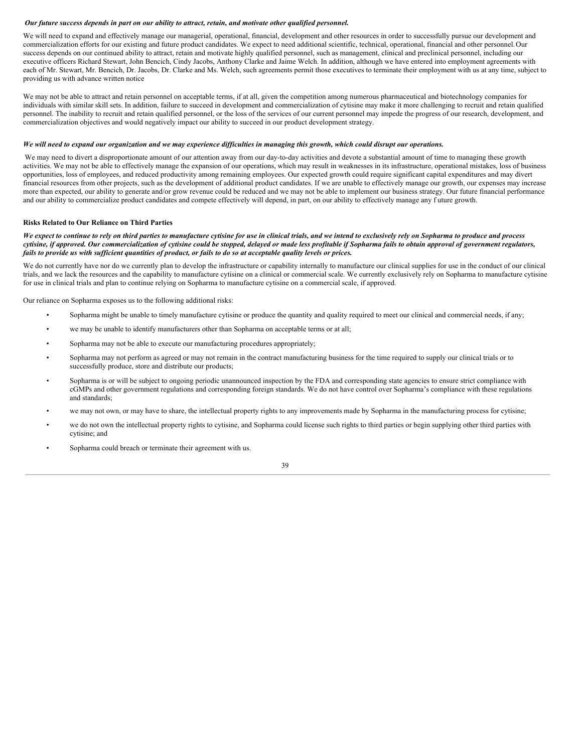***Our future success depends in part on our ability to attract, retain, and motivate other qualified personnel.***

We will need to expand and effectively manage our managerial, operational, financial, development and other resources in order to successfully pursue our development and commercialization efforts for our existing and future product candidates. We expect to need additional scientific, technical, operational, financial and other personnel. Our success depends on our continued ability to attract, retain and motivate highly qualified personnel, such as management, clinical and preclinical personnel, including our executive officers Richard Stewart, John Bencich, Cindy Jacobs, Anthony Clarke and Jaime Welch. In addition, although we have entered into employment agreements with each of Mr. Stewart, Mr. Bencich, Dr. Jacobs, Dr. Clarke and Ms. Welch, such agreements permit those executives to terminate their employment with us at any time, subject to providing us with advance written notice

We may not be able to attract and retain personnel on acceptable terms, if at all, given the competition among numerous pharmaceutical and biotechnology companies for individuals with similar skill sets. In addition, failure to succeed in development and commercialization of cytisine may make it more challenging to recruit and retain qualified personnel. The inability to recruit and retain qualified personnel, or the loss of the services of our current personnel may impede the progress of our research, development, and commercialization objectives and would negatively impact our ability to succeed in our product development strategy.

***We will need to expand our organization and we may experience difficulties in managing this growth, which could disrupt our operations.***

We may need to divert a disproportionate amount of our attention away from our day-to-day activities and devote a substantial amount of time to managing these growth activities. We may not be able to effectively manage the expansion of our operations, which may result in weaknesses in its infrastructure, operational mistakes, loss of business opportunities, loss of employees, and reduced productivity among remaining employees. Our expected growth could require significant capital expenditures and may divert financial resources from other projects, such as the development of additional product candidates. If we are unable to effectively manage our growth, our expenses may increase more than expected, our ability to generate and/or grow revenue could be reduced and we may not be able to implement our business strategy. Our future financial performance and our ability to commercialize product candidates and compete effectively will depend, in part, on our ability to effectively manage any f uture growth.

**Risks Related to Our Reliance on Third Parties**

***We expect to continue to rely on third parties to manufacture cytisine for use in clinical trials, and we intend to exclusively rely on Sopharma to produce and process cytisine, if approved. Our commercialization of cytisine could be stopped, delayed or made less profitable if Sopharma fails to obtain approval of government regulators, fails to provide us with sufficient quantities of product, or fails to do so at acceptable quality levels or prices.***

We do not currently have nor do we currently plan to develop the infrastructure or capability internally to manufacture our clinical supplies for use in the conduct of our clinical trials, and we lack the resources and the capability to manufacture cytisine on a clinical or commercial scale. We currently exclusively rely on Sopharma to manufacture cytisine for use in clinical trials and plan to continue relying on Sopharma to manufacture cytisine on a commercial scale, if approved.

Our reliance on Sopharma exposes us to the following additional risks:

- Sopharma might be unable to timely manufacture cytisine or produce the quantity and quality required to meet our clinical and commercial needs, if any;
- we may be unable to identify manufacturers other than Sopharma on acceptable terms or at all;
- Sopharma may not be able to execute our manufacturing procedures appropriately;
- Sopharma may not perform as agreed or may not remain in the contract manufacturing business for the time required to supply our clinical trials or to successfully produce, store and distribute our products;
- Sopharma is or will be subject to ongoing periodic unannounced inspection by the FDA and corresponding state agencies to ensure strict compliance with cGMPs and other government regulations and corresponding foreign standards. We do not have control over Sopharma's compliance with these regulations and standards;
- we may not own, or may have to share, the intellectual property rights to any improvements made by Sopharma in the manufacturing process for cytisine;
- we do not own the intellectual property rights to cytisine, and Sopharma could license such rights to third parties or begin supplying other third parties with cytisine; and
- Sopharma could breach or terminate their agreement with us.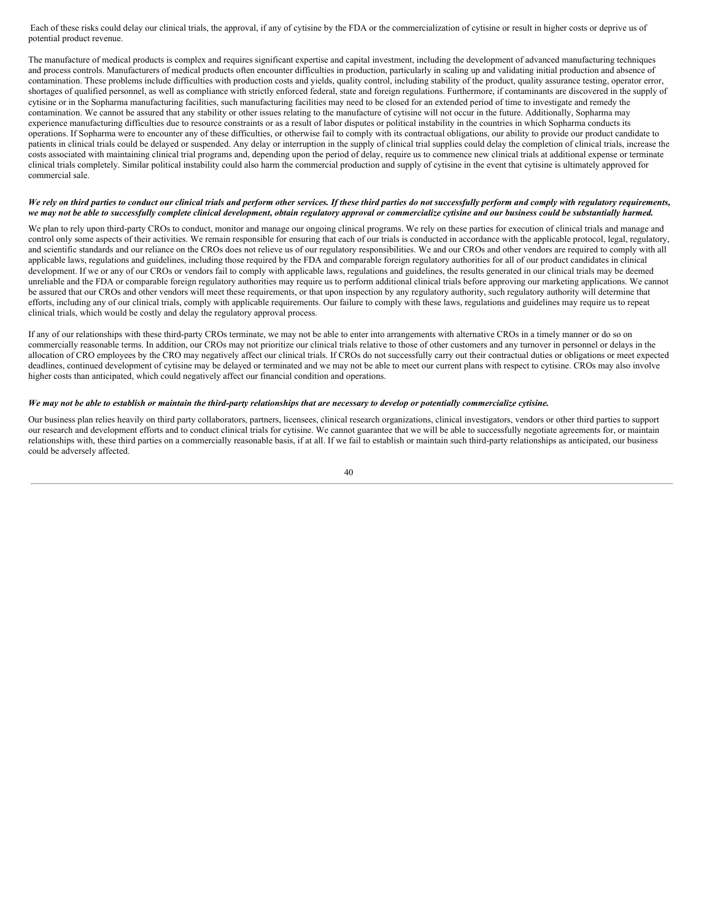Each of these risks could delay our clinical trials, the approval, if any of cytisine by the FDA or the commercialization of cytisine or result in higher costs or deprive us of potential product revenue.

The manufacture of medical products is complex and requires significant expertise and capital investment, including the development of advanced manufacturing techniques and process controls. Manufacturers of medical products often encounter difficulties in production, particularly in scaling up and validating initial production and absence of contamination. These problems include difficulties with production costs and yields, quality control, including stability of the product, quality assurance testing, operator error, shortages of qualified personnel, as well as compliance with strictly enforced federal, state and foreign regulations. Furthermore, if contaminants are discovered in the supply of cytisine or in the Sopharma manufacturing facilities, such manufacturing facilities may need to be closed for an extended period of time to investigate and remedy the contamination. We cannot be assured that any stability or other issues relating to the manufacture of cytisine will not occur in the future. Additionally, Sopharma may experience manufacturing difficulties due to resource constraints or as a result of labor disputes or political instability in the countries in which Sopharma conducts its operations. If Sopharma were to encounter any of these difficulties, or otherwise fail to comply with its contractual obligations, our ability to provide our product candidate to patients in clinical trials could be delayed or suspended. Any delay or interruption in the supply of clinical trial supplies could delay the completion of clinical trials, increase the costs associated with maintaining clinical trial programs and, depending upon the period of delay, require us to commence new clinical trials at additional expense or terminate clinical trials completely. Similar political instability could also harm the commercial production and supply of cytisine in the event that cytisine is ultimately approved for commercial sale.

***We rely on third parties to conduct our clinical trials and perform other services. If these third parties do not successfully perform and comply with regulatory requirements, we may not be able to successfully complete clinical development, obtain regulatory approval or commercialize cytisine and our business could be substantially harmed.***

We plan to rely upon third-party CROs to conduct, monitor and manage our ongoing clinical programs. We rely on these parties for execution of clinical trials and manage and control only some aspects of their activities. We remain responsible for ensuring that each of our trials is conducted in accordance with the applicable protocol, legal, regulatory, and scientific standards and our reliance on the CROs does not relieve us of our regulatory responsibilities. We and our CROs and other vendors are required to comply with all applicable laws, regulations and guidelines, including those required by the FDA and comparable foreign regulatory authorities for all of our product candidates in clinical development. If we or any of our CROs or vendors fail to comply with applicable laws, regulations and guidelines, the results generated in our clinical trials may be deemed unreliable and the FDA or comparable foreign regulatory authorities may require us to perform additional clinical trials before approving our marketing applications. We cannot be assured that our CROs and other vendors will meet these requirements, or that upon inspection by any regulatory authority, such regulatory authority will determine that efforts, including any of our clinical trials, comply with applicable requirements. Our failure to comply with these laws, regulations and guidelines may require us to repeat clinical trials, which would be costly and delay the regulatory approval process.

If any of our relationships with these third-party CROs terminate, we may not be able to enter into arrangements with alternative CROs in a timely manner or do so on commercially reasonable terms. In addition, our CROs may not prioritize our clinical trials relative to those of other customers and any turnover in personnel or delays in the allocation of CRO employees by the CRO may negatively affect our clinical trials. If CROs do not successfully carry out their contractual duties or obligations or meet expected deadlines, continued development of cytisine may be delayed or terminated and we may not be able to meet our current plans with respect to cytisine. CROs may also involve higher costs than anticipated, which could negatively affect our financial condition and operations.

***We may not be able to establish or maintain the third-party relationships that are necessary to develop or potentially commercialize cytisine.***

Our business plan relies heavily on third party collaborators, partners, licensees, clinical research organizations, clinical investigators, vendors or other third parties to support our research and development efforts and to conduct clinical trials for cytisine. We cannot guarantee that we will be able to successfully negotiate agreements for, or maintain relationships with, these third parties on a commercially reasonable basis, if at all. If we fail to establish or maintain such third-party relationships as anticipated, our business could be adversely affected.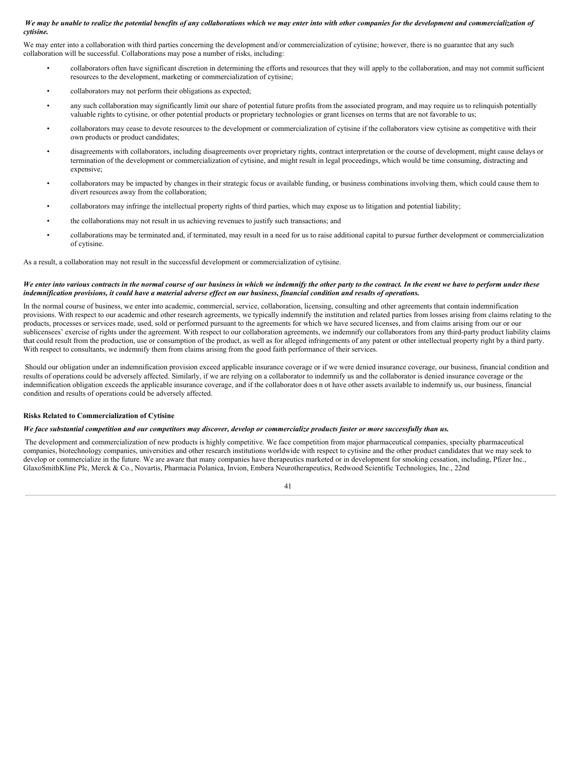***We may be unable to realize the potential benefits of any collaborations which we may enter into with other companies for the development and commercialization of cytisine.***

We may enter into a collaboration with third parties concerning the development and/or commercialization of cytisine; however, there is no guarantee that any such collaboration will be successful. Collaborations may pose a number of risks, including:

- collaborators often have significant discretion in determining the efforts and resources that they will apply to the collaboration, and may not commit sufficient resources to the development, marketing or commercialization of cytisine;
- collaborators may not perform their obligations as expected;
- any such collaboration may significantly limit our share of potential future profits from the associated program, and may require us to relinquish potentially valuable rights to cytisine, or other potential products or proprietary technologies or grant licenses on terms that are not favorable to us;
- collaborators may cease to devote resources to the development or commercialization of cytisine if the collaborators view cytisine as competitive with their own products or product candidates;
- disagreements with collaborators, including disagreements over proprietary rights, contract interpretation or the course of development, might cause delays or termination of the development or commercialization of cytisine, and might result in legal proceedings, which would be time consuming, distracting and expensive;
- collaborators may be impacted by changes in their strategic focus or available funding, or business combinations involving them, which could cause them to divert resources away from the collaboration;
- collaborators may infringe the intellectual property rights of third parties, which may expose us to litigation and potential liability;
- the collaborations may not result in us achieving revenues to justify such transactions; and
- collaborations may be terminated and, if terminated, may result in a need for us to raise additional capital to pursue further development or commercialization of cytisine.

As a result, a collaboration may not result in the successful development or commercialization of cytisine.

***We enter into various contracts in the normal course of our business in which we indemnify the other party to the contract. In the event we have to perform under these indemnification provisions, it could have a material adverse effect on our business, financial condition and results of operations.***

In the normal course of business, we enter into academic, commercial, service, collaboration, licensing, consulting and other agreements that contain indemnification provisions. With respect to our academic and other research agreements, we typically indemnify the institution and related parties from losses arising from claims relating to the products, processes or services made, used, sold or performed pursuant to the agreements for which we have secured licenses, and from claims arising from our or our sublicensees' exercise of rights under the agreement. With respect to our collaboration agreements, we indemnify our collaborators from any third-party product liability claims that could result from the production, use or consumption of the product, as well as for alleged infringements of any patent or other intellectual property right by a third party. With respect to consultants, we indemnify them from claims arising from the good faith performance of their services.

Should our obligation under an indemnification provision exceed applicable insurance coverage or if we were denied insurance coverage, our business, financial condition and results of operations could be adversely affected. Similarly, if we are relying on a collaborator to indemnify us and the collaborator is denied insurance coverage or the indemnification obligation exceeds the applicable insurance coverage, and if the collaborator does n ot have other assets available to indemnify us, our business, financial condition and results of operations could be adversely affected.

**Risks Related to Commercialization of Cytisine**

***We face substantial competition and our competitors may discover, develop or commercialize products faster or more successfully than us.***

The development and commercialization of new products is highly competitive. We face competition from major pharmaceutical companies, specialty pharmaceutical companies, biotechnology companies, universities and other research institutions worldwide with respect to cytisine and the other product candidates that we may seek to develop or commercialize in the future. We are aware that many companies have therapeutics marketed or in development for smoking cessation, including, Pfizer Inc., GlaxoSmithKline Plc, Merck & Co., Novartis, Pharmacia Polanica, Invion, Embera Neurotherapeutics, Redwood Scientific Technologies, Inc., 22nd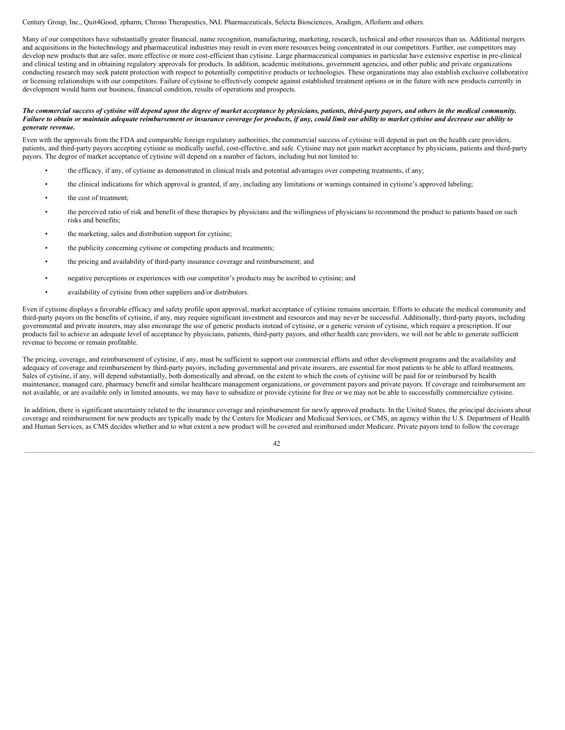Century Group, Inc., Quit4Good, zpharm, Chrono Therapeutics, NAL Pharmaceuticals, Selecta Biosciences, Aradigm, Aflofarm and others.

Many of our competitors have substantially greater financial, name recognition, manufacturing, marketing, research, technical and other resources than us. Additional mergers and acquisitions in the biotechnology and pharmaceutical industries may result in even more resources being concentrated in our competitors. Further, our competitors may develop new products that are safer, more effective or more cost-efficient than cytisine. Large pharmaceutical companies in particular have extensive expertise in pre-clinical and clinical testing and in obtaining regulatory approvals for products. In addition, academic institutions, government agencies, and other public and private organizations conducting research may seek patent protection with respect to potentially competitive products or technologies. These organizations may also establish exclusive collaborative or licensing relationships with our competitors. Failure of cytisine to effectively compete against established treatment options or in the future with new products currently in development would harm our business, financial condition, results of operations and prospects.

***The commercial success of cytisine will depend upon the degree of market acceptance by physicians, patients, third-party payors, and others in the medical community. Failure to obtain or maintain adequate reimbursement or insurance coverage for products, if any, could limit our ability to market cytisine and decrease our ability to generate revenue.***

Even with the approvals from the FDA and comparable foreign regulatory authorities, the commercial success of cytisine will depend in part on the health care providers, patients, and third-party payors accepting cytisine as medically useful, cost-effective, and safe. Cytisine may not gain market acceptance by physicians, patients and third-party payors. The degree of market acceptance of cytisine will depend on a number of factors, including but not limited to:

- the efficacy, if any, of cytisine as demonstrated in clinical trials and potential advantages over competing treatments, if any;
- the clinical indications for which approval is granted, if any, including any limitations or warnings contained in cytisine's approved labeling;
- the cost of treatment;
- the perceived ratio of risk and benefit of these therapies by physicians and the willingness of physicians to recommend the product to patients based on such risks and benefits;
- the marketing, sales and distribution support for cytisine;
- the publicity concerning cytisine or competing products and treatments;
- the pricing and availability of third-party insurance coverage and reimbursement; and
- negative perceptions or experiences with our competitor's products may be ascribed to cytisine; and
- availability of cytisine from other suppliers and/or distributors.

Even if cytisine displays a favorable efficacy and safety profile upon approval, market acceptance of cytisine remains uncertain. Efforts to educate the medical community and third-party payors on the benefits of cytisine, if any, may require significant investment and resources and may never be successful. Additionally, third-party payors, including governmental and private insurers, may also encourage the use of generic products instead of cytisine, or a generic version of cytisine, which require a prescription. If our products fail to achieve an adequate level of acceptance by physicians, patients, third-party payors, and other health care providers, we will not be able to generate sufficient revenue to become or remain profitable.

The pricing, coverage, and reimbursement of cytisine, if any, must be sufficient to support our commercial efforts and other development programs and the availability and adequacy of coverage and reimbursement by third-party payors, including governmental and private insurers, are essential for most patients to be able to afford treatments. Sales of cytisine, if any, will depend substantially, both domestically and abroad, on the extent to which the costs of cytisine will be paid for or reimbursed by health maintenance, managed care, pharmacy benefit and similar healthcare management organizations, or government payors and private payors. If coverage and reimbursement are not available, or are available only in limited amounts, we may have to subsidize or provide cytisine for free or we may not be able to successfully commercialize cytisine.

In addition, there is significant uncertainty related to the insurance coverage and reimbursement for newly approved products. In the United States, the principal decisions about coverage and reimbursement for new products are typically made by the Centers for Medicare and Medicaid Services, or CMS, an agency within the U.S. Department of Health and Human Services, as CMS decides whether and to what extent a new product will be covered and reimbursed under Medicare. Private payors tend to follow the coverage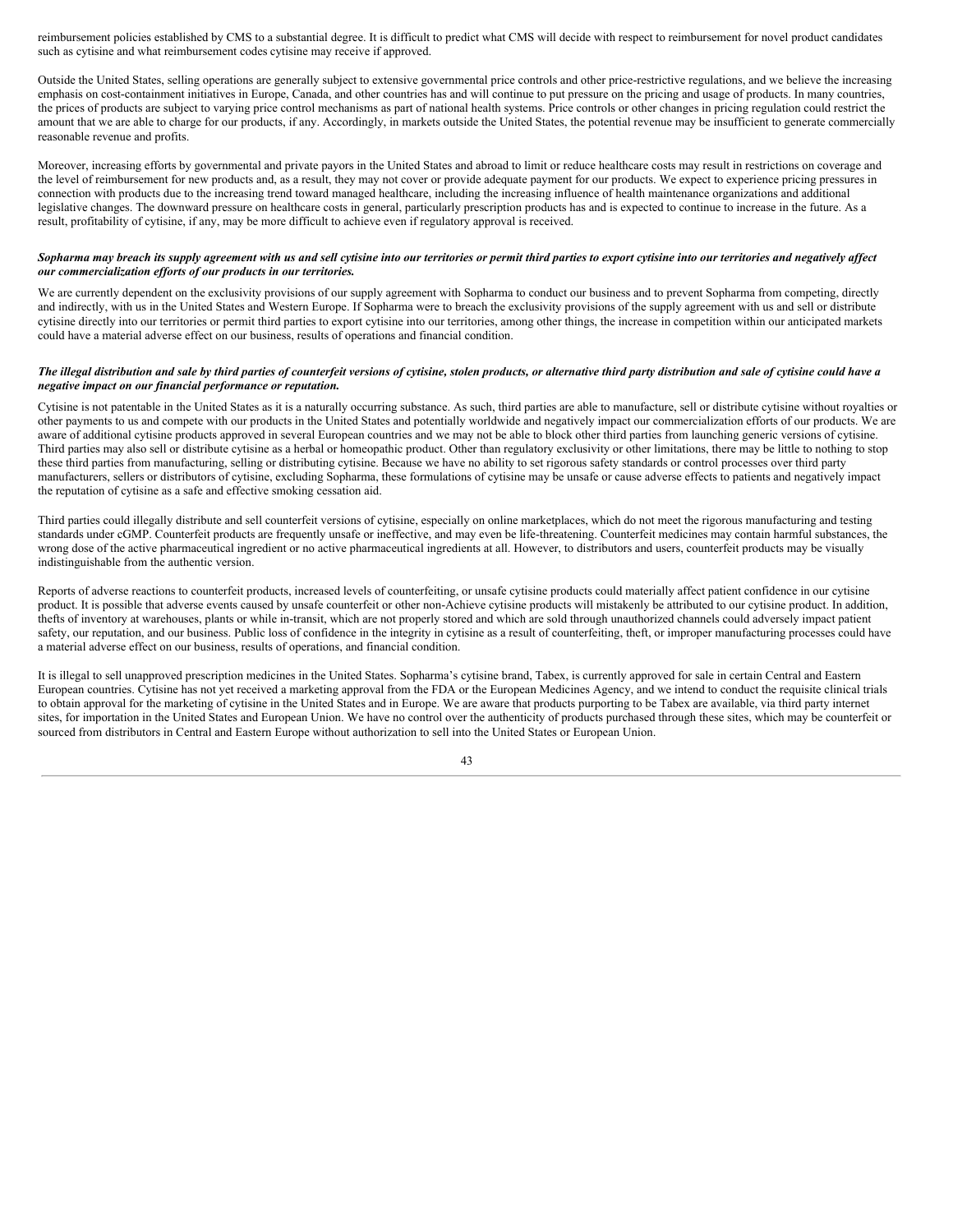reimbursement policies established by CMS to a substantial degree. It is difficult to predict what CMS will decide with respect to reimbursement for novel product candidates such as cytisine and what reimbursement codes cytisine may receive if approved.

Outside the United States, selling operations are generally subject to extensive governmental price controls and other price-restrictive regulations, and we believe the increasing emphasis on cost-containment initiatives in Europe, Canada, and other countries has and will continue to put pressure on the pricing and usage of products. In many countries, the prices of products are subject to varying price control mechanisms as part of national health systems. Price controls or other changes in pricing regulation could restrict the amount that we are able to charge for our products, if any. Accordingly, in markets outside the United States, the potential revenue may be insufficient to generate commercially reasonable revenue and profits.

Moreover, increasing efforts by governmental and private payors in the United States and abroad to limit or reduce healthcare costs may result in restrictions on coverage and the level of reimbursement for new products and, as a result, they may not cover or provide adequate payment for our products. We expect to experience pricing pressures in connection with products due to the increasing trend toward managed healthcare, including the increasing influence of health maintenance organizations and additional legislative changes. The downward pressure on healthcare costs in general, particularly prescription products has and is expected to continue to increase in the future. As a result, profitability of cytisine, if any, may be more difficult to achieve even if regulatory approval is received.

***Sopharma may breach its supply agreement with us and sell cytisine into our territories or permit third parties to export cytisine into our territories and negatively affect our commercialization efforts of our products in our territories.***

We are currently dependent on the exclusivity provisions of our supply agreement with Sopharma to conduct our business and to prevent Sopharma from competing, directly and indirectly, with us in the United States and Western Europe. If Sopharma were to breach the exclusivity provisions of the supply agreement with us and sell or distribute cytisine directly into our territories or permit third parties to export cytisine into our territories, among other things, the increase in competition within our anticipated markets could have a material adverse effect on our business, results of operations and financial condition.

***The illegal distribution and sale by third parties of counterfeit versions of cytisine, stolen products, or alternative third party distribution and sale of cytisine could have a negative impact on our financial performance or reputation.***

Cytisine is not patentable in the United States as it is a naturally occurring substance. As such, third parties are able to manufacture, sell or distribute cytisine without royalties or other payments to us and compete with our products in the United States and potentially worldwide and negatively impact our commercialization efforts of our products. We are aware of additional cytisine products approved in several European countries and we may not be able to block other third parties from launching generic versions of cytisine. Third parties may also sell or distribute cytisine as a herbal or homeopathic product. Other than regulatory exclusivity or other limitations, there may be little to nothing to stop these third parties from manufacturing, selling or distributing cytisine. Because we have no ability to set rigorous safety standards or control processes over third party manufacturers, sellers or distributors of cytisine, excluding Sopharma, these formulations of cytisine may be unsafe or cause adverse effects to patients and negatively impact the reputation of cytisine as a safe and effective smoking cessation aid.

Third parties could illegally distribute and sell counterfeit versions of cytisine, especially on online marketplaces, which do not meet the rigorous manufacturing and testing standards under cGMP. Counterfeit products are frequently unsafe or ineffective, and may even be life-threatening. Counterfeit medicines may contain harmful substances, the wrong dose of the active pharmaceutical ingredient or no active pharmaceutical ingredients at all. However, to distributors and users, counterfeit products may be visually indistinguishable from the authentic version.

Reports of adverse reactions to counterfeit products, increased levels of counterfeiting, or unsafe cytisine products could materially affect patient confidence in our cytisine product. It is possible that adverse events caused by unsafe counterfeit or other non-Achieve cytisine products will mistakenly be attributed to our cytisine product. In addition, thefts of inventory at warehouses, plants or while in-transit, which are not properly stored and which are sold through unauthorized channels could adversely impact patient safety, our reputation, and our business. Public loss of confidence in the integrity in cytisine as a result of counterfeiting, theft, or improper manufacturing processes could have a material adverse effect on our business, results of operations, and financial condition.

It is illegal to sell unapproved prescription medicines in the United States. Sopharma's cytisine brand, Tabex, is currently approved for sale in certain Central and Eastern European countries. Cytisine has not yet received a marketing approval from the FDA or the European Medicines Agency, and we intend to conduct the requisite clinical trials to obtain approval for the marketing of cytisine in the United States and in Europe. We are aware that products purporting to be Tabex are available, via third party internet sites, for importation in the United States and European Union. We have no control over the authenticity of products purchased through these sites, which may be counterfeit or sourced from distributors in Central and Eastern Europe without authorization to sell into the United States or European Union.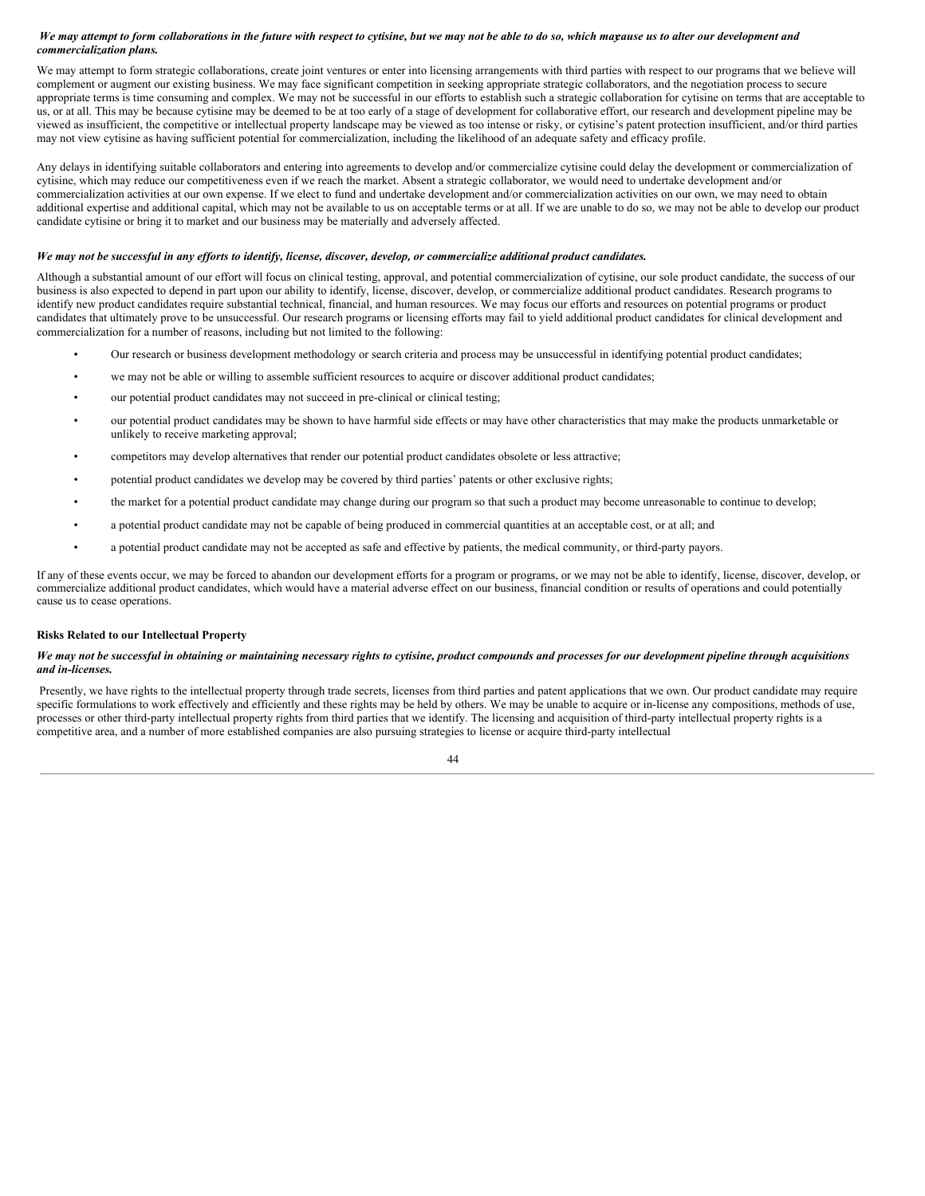*We may attempt to form collaborations in the future with respect to cytisine, but we may not be able to do so, which may cause us to alter our development and commercialization plans.*

We may attempt to form strategic collaborations, create joint ventures or enter into licensing arrangements with third parties with respect to our programs that we believe will complement or augment our existing business. We may face significant competition in seeking appropriate strategic collaborators, and the negotiation process to secure appropriate terms is time consuming and complex. We may not be successful in our efforts to establish such a strategic collaboration for cytisine on terms that are acceptable to us, or at all. This may be because cytisine may be deemed to be at too early of a stage of development for collaborative effort, our research and development pipeline may be viewed as insufficient, the competitive or intellectual property landscape may be viewed as too intense or risky, or cytisine's patent protection insufficient, and/or third parties may not view cytisine as having sufficient potential for commercialization, including the likelihood of an adequate safety and efficacy profile.

Any delays in identifying suitable collaborators and entering into agreements to develop and/or commercialize cytisine could delay the development or commercialization of cytisine, which may reduce our competitiveness even if we reach the market. Absent a strategic collaborator, we would need to undertake development and/or commercialization activities at our own expense. If we elect to fund and undertake development and/or commercialization activities on our own, we may need to obtain additional expertise and additional capital, which may not be available to us on acceptable terms or at all. If we are unable to do so, we may not be able to develop our product candidate cytisine or bring it to market and our business may be materially and adversely affected.

***We may not be successful in any efforts to identify, license, discover, develop, or commercialize additional product candidates.***

Although a substantial amount of our effort will focus on clinical testing, approval, and potential commercialization of cytisine, our sole product candidate, the success of our business is also expected to depend in part upon our ability to identify, license, discover, develop, or commercialize additional product candidates. Research programs to identify new product candidates require substantial technical, financial, and human resources. We may focus our efforts and resources on potential programs or product candidates that ultimately prove to be unsuccessful. Our research programs or licensing efforts may fail to yield additional product candidates for clinical development and commercialization for a number of reasons, including but not limited to the following:

- Our research or business development methodology or search criteria and process may be unsuccessful in identifying potential product candidates;
- we may not be able or willing to assemble sufficient resources to acquire or discover additional product candidates;
- our potential product candidates may not succeed in pre-clinical or clinical testing;
- our potential product candidates may be shown to have harmful side effects or may have other characteristics that may make the products unmarketable or unlikely to receive marketing approval;
- competitors may develop alternatives that render our potential product candidates obsolete or less attractive;
- potential product candidates we develop may be covered by third parties' patents or other exclusive rights;
- the market for a potential product candidate may change during our program so that such a product may become unreasonable to continue to develop;
- a potential product candidate may not be capable of being produced in commercial quantities at an acceptable cost, or at all; and
- a potential product candidate may not be accepted as safe and effective by patients, the medical community, or third-party payors.

If any of these events occur, we may be forced to abandon our development efforts for a program or programs, or we may not be able to identify, license, discover, develop, or commercialize additional product candidates, which would have a material adverse effect on our business, financial condition or results of operations and could potentially cause us to cease operations.

**Risks Related to our Intellectual Property**

***We may not be successful in obtaining or maintaining necessary rights to cytisine, product compounds and processes for our development pipeline through acquisitions and in-licenses.***

Presently, we have rights to the intellectual property through trade secrets, licenses from third parties and patent applications that we own. Our product candidate may require specific formulations to work effectively and efficiently and these rights may be held by others. We may be unable to acquire or in-license any compositions, methods of use, processes or other third-party intellectual property rights from third parties that we identify. The licensing and acquisition of third-party intellectual property rights is a competitive area, and a number of more established companies are also pursuing strategies to license or acquire third-party intellectual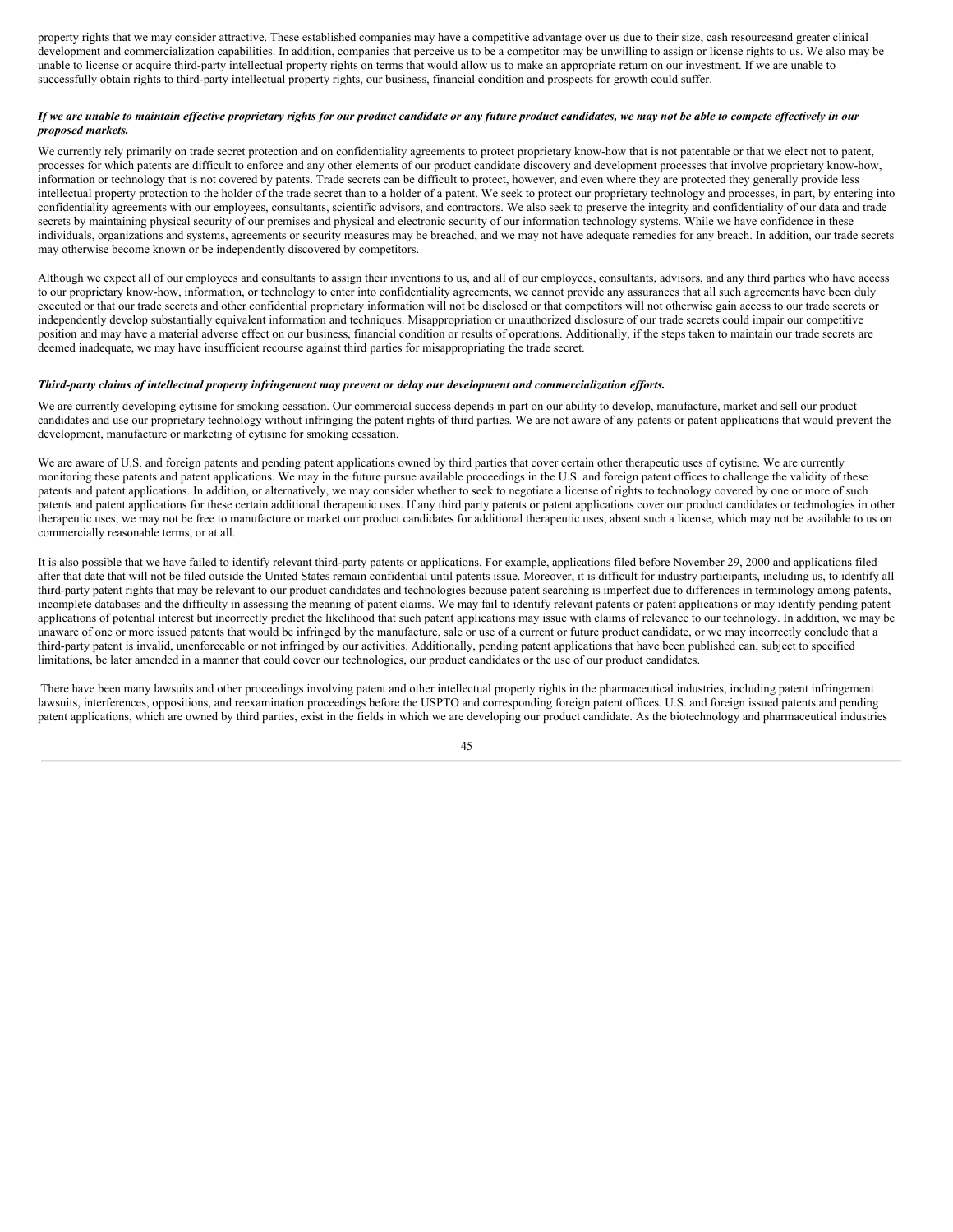property rights that we may consider attractive. These established companies may have a competitive advantage over us due to their size, cash resourcesand greater clinical development and commercialization capabilities. In addition, companies that perceive us to be a competitor may be unwilling to assign or license rights to us. We also may be unable to license or acquire third-party intellectual property rights on terms that would allow us to make an appropriate return on our investment. If we are unable to successfully obtain rights to third-party intellectual property rights, our business, financial condition and prospects for growth could suffer.

***If we are unable to maintain effective proprietary rights for our product candidate or any future product candidates, we may not be able to compete effectively in our proposed markets.***

We currently rely primarily on trade secret protection and on confidentiality agreements to protect proprietary know-how that is not patentable or that we elect not to patent, processes for which patents are difficult to enforce and any other elements of our product candidate discovery and development processes that involve proprietary know-how, information or technology that is not covered by patents. Trade secrets can be difficult to protect, however, and even where they are protected they generally provide less intellectual property protection to the holder of the trade secret than to a holder of a patent. We seek to protect our proprietary technology and processes, in part, by entering into confidentiality agreements with our employees, consultants, scientific advisors, and contractors. We also seek to preserve the integrity and confidentiality of our data and trade secrets by maintaining physical security of our premises and physical and electronic security of our information technology systems. While we have confidence in these individuals, organizations and systems, agreements or security measures may be breached, and we may not have adequate remedies for any breach. In addition, our trade secrets may otherwise become known or be independently discovered by competitors.

Although we expect all of our employees and consultants to assign their inventions to us, and all of our employees, consultants, advisors, and any third parties who have access to our proprietary know-how, information, or technology to enter into confidentiality agreements, we cannot provide any assurances that all such agreements have been duly executed or that our trade secrets and other confidential proprietary information will not be disclosed or that competitors will not otherwise gain access to our trade secrets or independently develop substantially equivalent information and techniques. Misappropriation or unauthorized disclosure of our trade secrets could impair our competitive position and may have a material adverse effect on our business, financial condition or results of operations. Additionally, if the steps taken to maintain our trade secrets are deemed inadequate, we may have insufficient recourse against third parties for misappropriating the trade secret.

***Third-party claims of intellectual property infringement may prevent or delay our development and commercialization efforts.***

We are currently developing cytisine for smoking cessation. Our commercial success depends in part on our ability to develop, manufacture, market and sell our product candidates and use our proprietary technology without infringing the patent rights of third parties. We are not aware of any patents or patent applications that would prevent the development, manufacture or marketing of cytisine for smoking cessation.

We are aware of U.S. and foreign patents and pending patent applications owned by third parties that cover certain other therapeutic uses of cytisine. We are currently monitoring these patents and patent applications. We may in the future pursue available proceedings in the U.S. and foreign patent offices to challenge the validity of these patents and patent applications. In addition, or alternatively, we may consider whether to seek to negotiate a license of rights to technology covered by one or more of such patents and patent applications for these certain additional therapeutic uses. If any third party patents or patent applications cover our product candidates or technologies in other therapeutic uses, we may not be free to manufacture or market our product candidates for additional therapeutic uses, absent such a license, which may not be available to us on commercially reasonable terms, or at all.

It is also possible that we have failed to identify relevant third-party patents or applications. For example, applications filed before November 29, 2000 and applications filed after that date that will not be filed outside the United States remain confidential until patents issue. Moreover, it is difficult for industry participants, including us, to identify all third-party patent rights that may be relevant to our product candidates and technologies because patent searching is imperfect due to differences in terminology among patents, incomplete databases and the difficulty in assessing the meaning of patent claims. We may fail to identify relevant patents or patent applications or may identify pending patent applications of potential interest but incorrectly predict the likelihood that such patent applications may issue with claims of relevance to our technology. In addition, we may be unaware of one or more issued patents that would be infringed by the manufacture, sale or use of a current or future product candidate, or we may incorrectly conclude that a third-party patent is invalid, unenforceable or not infringed by our activities. Additionally, pending patent applications that have been published can, subject to specified limitations, be later amended in a manner that could cover our technologies, our product candidates or the use of our product candidates.

There have been many lawsuits and other proceedings involving patent and other intellectual property rights in the pharmaceutical industries, including patent infringement lawsuits, interferences, oppositions, and reexamination proceedings before the USPTO and corresponding foreign patent offices. U.S. and foreign issued patents and pending patent applications, which are owned by third parties, exist in the fields in which we are developing our product candidate. As the biotechnology and pharmaceutical industries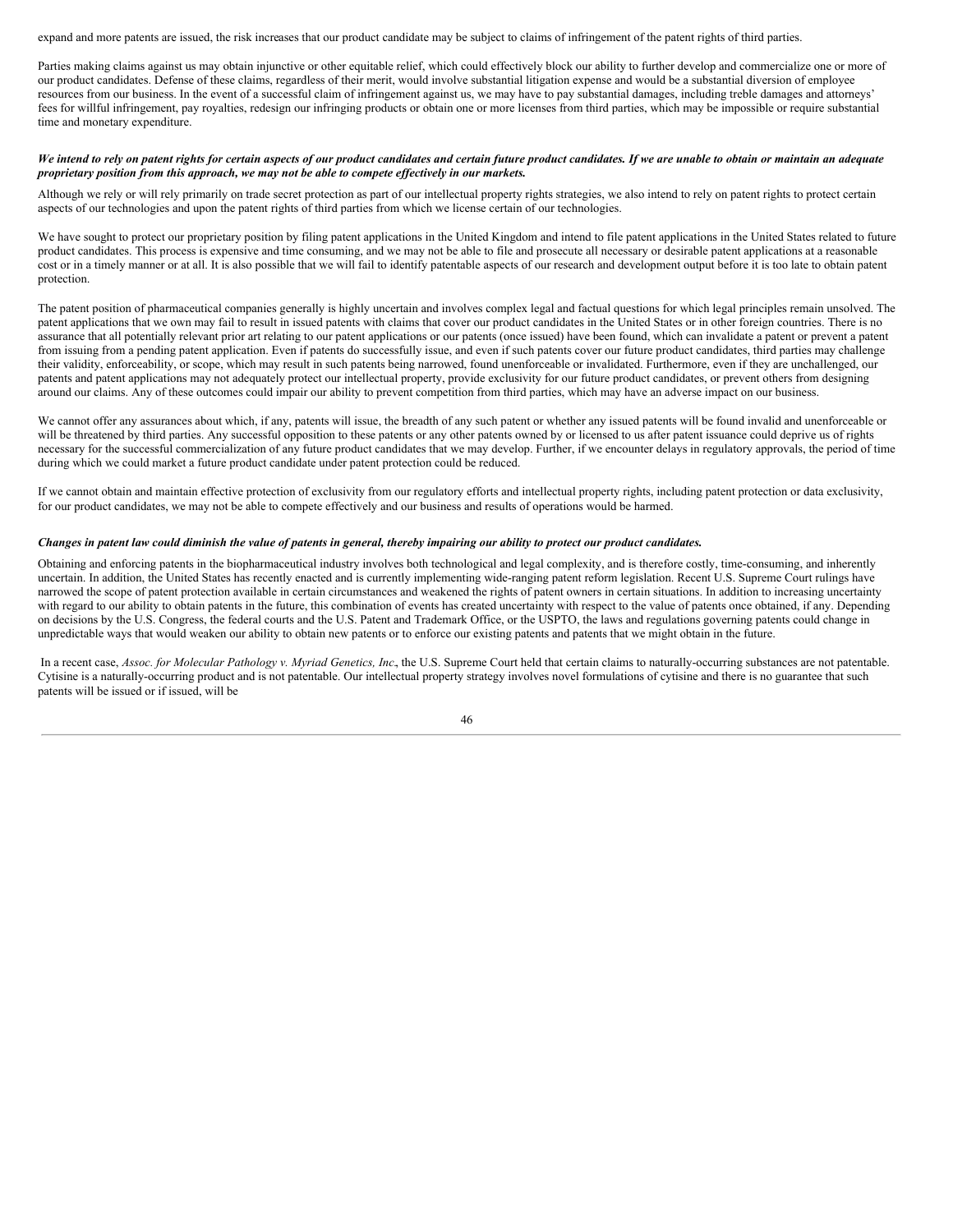expand and more patents are issued, the risk increases that our product candidate may be subject to claims of infringement of the patent rights of third parties.

Parties making claims against us may obtain injunctive or other equitable relief, which could effectively block our ability to further develop and commercialize one or more of our product candidates. Defense of these claims, regardless of their merit, would involve substantial litigation expense and would be a substantial diversion of employee resources from our business. In the event of a successful claim of infringement against us, we may have to pay substantial damages, including treble damages and attorneys' fees for willful infringement, pay royalties, redesign our infringing products or obtain one or more licenses from third parties, which may be impossible or require substantial time and monetary expenditure.

***We intend to rely on patent rights for certain aspects of our product candidates and certain future product candidates. If we are unable to obtain or maintain an adequate proprietary position from this approach, we may not be able to compete effectively in our markets.***

Although we rely or will rely primarily on trade secret protection as part of our intellectual property rights strategies, we also intend to rely on patent rights to protect certain aspects of our technologies and upon the patent rights of third parties from which we license certain of our technologies.

We have sought to protect our proprietary position by filing patent applications in the United Kingdom and intend to file patent applications in the United States related to future product candidates. This process is expensive and time consuming, and we may not be able to file and prosecute all necessary or desirable patent applications at a reasonable cost or in a timely manner or at all. It is also possible that we will fail to identify patentable aspects of our research and development output before it is too late to obtain patent protection.

The patent position of pharmaceutical companies generally is highly uncertain and involves complex legal and factual questions for which legal principles remain unsolved. The patent applications that we own may fail to result in issued patents with claims that cover our product candidates in the United States or in other foreign countries. There is no assurance that all potentially relevant prior art relating to our patent applications or our patents (once issued) have been found, which can invalidate a patent or prevent a patent from issuing from a pending patent application. Even if patents do successfully issue, and even if such patents cover our future product candidates, third parties may challenge their validity, enforceability, or scope, which may result in such patents being narrowed, found unenforceable or invalidated. Furthermore, even if they are unchallenged, our patents and patent applications may not adequately protect our intellectual property, provide exclusivity for our future product candidates, or prevent others from designing around our claims. Any of these outcomes could impair our ability to prevent competition from third parties, which may have an adverse impact on our business.

We cannot offer any assurances about which, if any, patents will issue, the breadth of any such patent or whether any issued patents will be found invalid and unenforceable or will be threatened by third parties. Any successful opposition to these patents or any other patents owned by or licensed to us after patent issuance could deprive us of rights necessary for the successful commercialization of any future product candidates that we may develop. Further, if we encounter delays in regulatory approvals, the period of time during which we could market a future product candidate under patent protection could be reduced.

If we cannot obtain and maintain effective protection of exclusivity from our regulatory efforts and intellectual property rights, including patent protection or data exclusivity, for our product candidates, we may not be able to compete effectively and our business and results of operations would be harmed.

***Changes in patent law could diminish the value of patents in general, thereby impairing our ability to protect our product candidates.***

Obtaining and enforcing patents in the biopharmaceutical industry involves both technological and legal complexity, and is therefore costly, time-consuming, and inherently uncertain. In addition, the United States has recently enacted and is currently implementing wide-ranging patent reform legislation. Recent U.S. Supreme Court rulings have narrowed the scope of patent protection available in certain circumstances and weakened the rights of patent owners in certain situations. In addition to increasing uncertainty with regard to our ability to obtain patents in the future, this combination of events has created uncertainty with respect to the value of patents once obtained, if any. Depending on decisions by the U.S. Congress, the federal courts and the U.S. Patent and Trademark Office, or the USPTO, the laws and regulations governing patents could change in unpredictable ways that would weaken our ability to obtain new patents or to enforce our existing patents and patents that we might obtain in the future.

In a recent case, *Assoc. for Molecular Pathology v. Myriad Genetics, Inc*., the U.S. Supreme Court held that certain claims to naturally-occurring substances are not patentable. Cytisine is a naturally-occurring product and is not patentable. Our intellectual property strategy involves novel formulations of cytisine and there is no guarantee that such patents will be issued or if issued, will be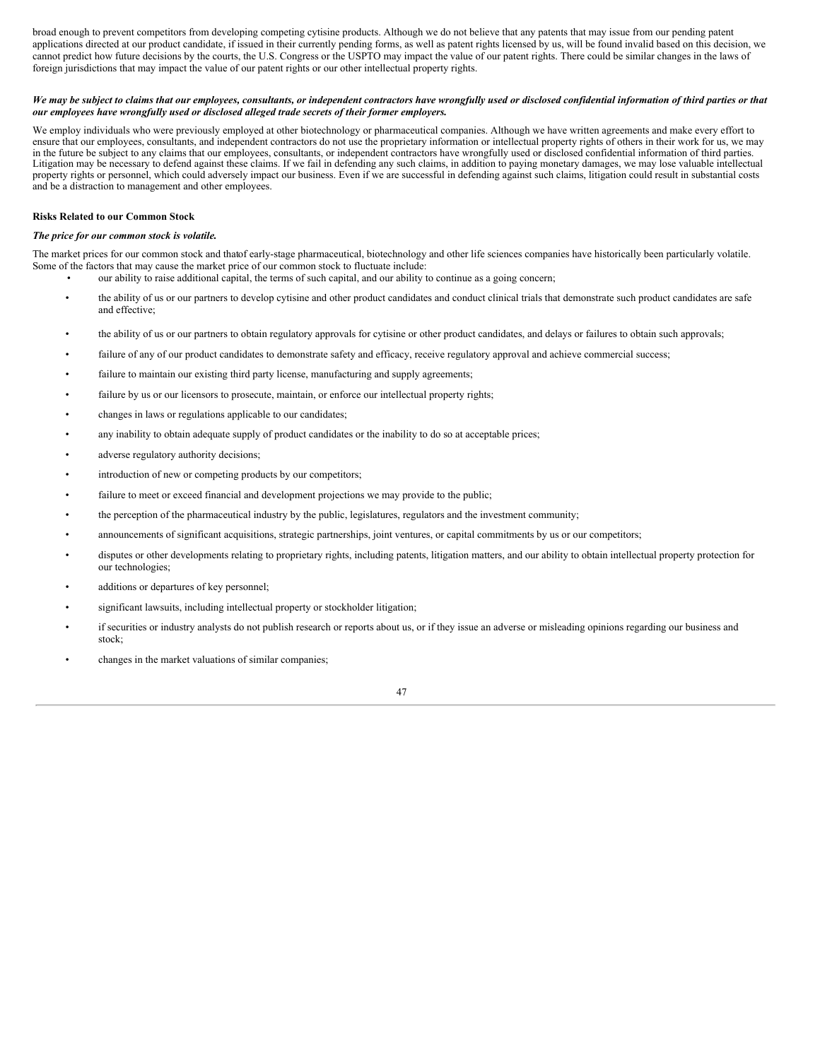broad enough to prevent competitors from developing competing cytisine products. Although we do not believe that any patents that may issue from our pending patent applications directed at our product candidate, if issued in their currently pending forms, as well as patent rights licensed by us, will be found invalid based on this decision, we cannot predict how future decisions by the courts, the U.S. Congress or the USPTO may impact the value of our patent rights. There could be similar changes in the laws of foreign jurisdictions that may impact the value of our patent rights or our other intellectual property rights.

***We may be subject to claims that our employees, consultants, or independent contractors have wrongfully used or disclosed confidential information of third parties or that our employees have wrongfully used or disclosed alleged trade secrets of their former employers.***

We employ individuals who were previously employed at other biotechnology or pharmaceutical companies. Although we have written agreements and make every effort to ensure that our employees, consultants, and independent contractors do not use the proprietary information or intellectual property rights of others in their work for us, we may in the future be subject to any claims that our employees, consultants, or independent contractors have wrongfully used or disclosed confidential information of third parties. Litigation may be necessary to defend against these claims. If we fail in defending any such claims, in addition to paying monetary damages, we may lose valuable intellectual property rights or personnel, which could adversely impact our business. Even if we are successful in defending against such claims, litigation could result in substantial costs and be a distraction to management and other employees.

**Risks Related to our Common Stock**

***The price for our common stock is volatile.***

The market prices for our common stock and thatof early-stage pharmaceutical, biotechnology and other life sciences companies have historically been particularly volatile. Some of the factors that may cause the market price of our common stock to fluctuate include:

- our ability to raise additional capital, the terms of such capital, and our ability to continue as a going concern;
- the ability of us or our partners to develop cytisine and other product candidates and conduct clinical trials that demonstrate such product candidates are safe and effective;
- the ability of us or our partners to obtain regulatory approvals for cytisine or other product candidates, and delays or failures to obtain such approvals;
- failure of any of our product candidates to demonstrate safety and efficacy, receive regulatory approval and achieve commercial success;
- failure to maintain our existing third party license, manufacturing and supply agreements;
- failure by us or our licensors to prosecute, maintain, or enforce our intellectual property rights;
- changes in laws or regulations applicable to our candidates;
- any inability to obtain adequate supply of product candidates or the inability to do so at acceptable prices;
- adverse regulatory authority decisions;
- introduction of new or competing products by our competitors;
- failure to meet or exceed financial and development projections we may provide to the public;
- the perception of the pharmaceutical industry by the public, legislatures, regulators and the investment community;
- announcements of significant acquisitions, strategic partnerships, joint ventures, or capital commitments by us or our competitors;
- disputes or other developments relating to proprietary rights, including patents, litigation matters, and our ability to obtain intellectual property protection for our technologies;
- additions or departures of key personnel;
- significant lawsuits, including intellectual property or stockholder litigation;
- if securities or industry analysts do not publish research or reports about us, or if they issue an adverse or misleading opinions regarding our business and stock;
- changes in the market valuations of similar companies;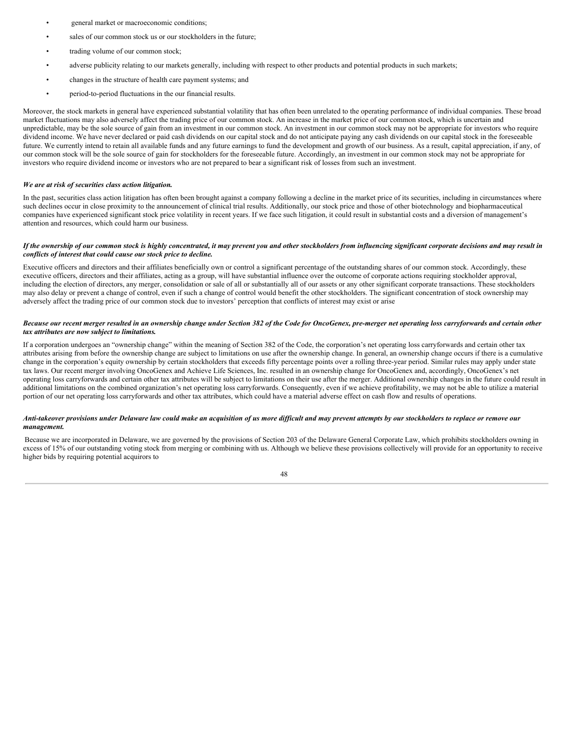- general market or macroeconomic conditions;
- sales of our common stock us or our stockholders in the future;
- trading volume of our common stock;
- adverse publicity relating to our markets generally, including with respect to other products and potential products in such markets;
- changes in the structure of health care payment systems; and
- period-to-period fluctuations in the our financial results.

Moreover, the stock markets in general have experienced substantial volatility that has often been unrelated to the operating performance of individual companies. These broad market fluctuations may also adversely affect the trading price of our common stock. An increase in the market price of our common stock, which is uncertain and unpredictable, may be the sole source of gain from an investment in our common stock. An investment in our common stock may not be appropriate for investors who require dividend income. We have never declared or paid cash dividends on our capital stock and do not anticipate paying any cash dividends on our capital stock in the foreseeable future. We currently intend to retain all available funds and any future earnings to fund the development and growth of our business. As a result, capital appreciation, if any, of our common stock will be the sole source of gain for stockholders for the foreseeable future. Accordingly, an investment in our common stock may not be appropriate for investors who require dividend income or investors who are not prepared to bear a significant risk of losses from such an investment.

***We are at risk of securities class action litigation.***

In the past, securities class action litigation has often been brought against a company following a decline in the market price of its securities, including in circumstances where such declines occur in close proximity to the announcement of clinical trial results. Additionally, our stock price and those of other biotechnology and biopharmaceutical companies have experienced significant stock price volatility in recent years. If we face such litigation, it could result in substantial costs and a diversion of management's attention and resources, which could harm our business.

***If the ownership of our common stock is highly concentrated, it may prevent you and other stockholders from influencing significant corporate decisions and may result in conflicts of interest that could cause our stock price to decline.***

Executive officers and directors and their affiliates beneficially own or control a significant percentage of the outstanding shares of our common stock. Accordingly, these executive officers, directors and their affiliates, acting as a group, will have substantial influence over the outcome of corporate actions requiring stockholder approval, including the election of directors, any merger, consolidation or sale of all or substantially all of our assets or any other significant corporate transactions. These stockholders may also delay or prevent a change of control, even if such a change of control would benefit the other stockholders. The significant concentration of stock ownership may adversely affect the trading price of our common stock due to investors' perception that conflicts of interest may exist or arise

***Because our recent merger resulted in an ownership change under Section 382 of the Code for OncoGenex, pre-merger net operating loss carryforwards and certain other tax attributes are now subject to limitations.***

If a corporation undergoes an "ownership change" within the meaning of Section 382 of the Code, the corporation's net operating loss carryforwards and certain other tax attributes arising from before the ownership change are subject to limitations on use after the ownership change. In general, an ownership change occurs if there is a cumulative change in the corporation's equity ownership by certain stockholders that exceeds fifty percentage points over a rolling three-year period. Similar rules may apply under state tax laws. Our recent merger involving OncoGenex and Achieve Life Sciences, Inc. resulted in an ownership change for OncoGenex and, accordingly, OncoGenex's net operating loss carryforwards and certain other tax attributes will be subject to limitations on their use after the merger. Additional ownership changes in the future could result in additional limitations on the combined organization's net operating loss carryforwards. Consequently, even if we achieve profitability, we may not be able to utilize a material portion of our net operating loss carryforwards and other tax attributes, which could have a material adverse effect on cash flow and results of operations.

***Anti-takeover provisions under Delaware law could make an acquisition of us more difficult and may prevent attempts by our stockholders to replace or remove our management.***

Because we are incorporated in Delaware, we are governed by the provisions of Section 203 of the Delaware General Corporate Law, which prohibits stockholders owning in excess of 15% of our outstanding voting stock from merging or combining with us. Although we believe these provisions collectively will provide for an opportunity to receive higher bids by requiring potential acquirors to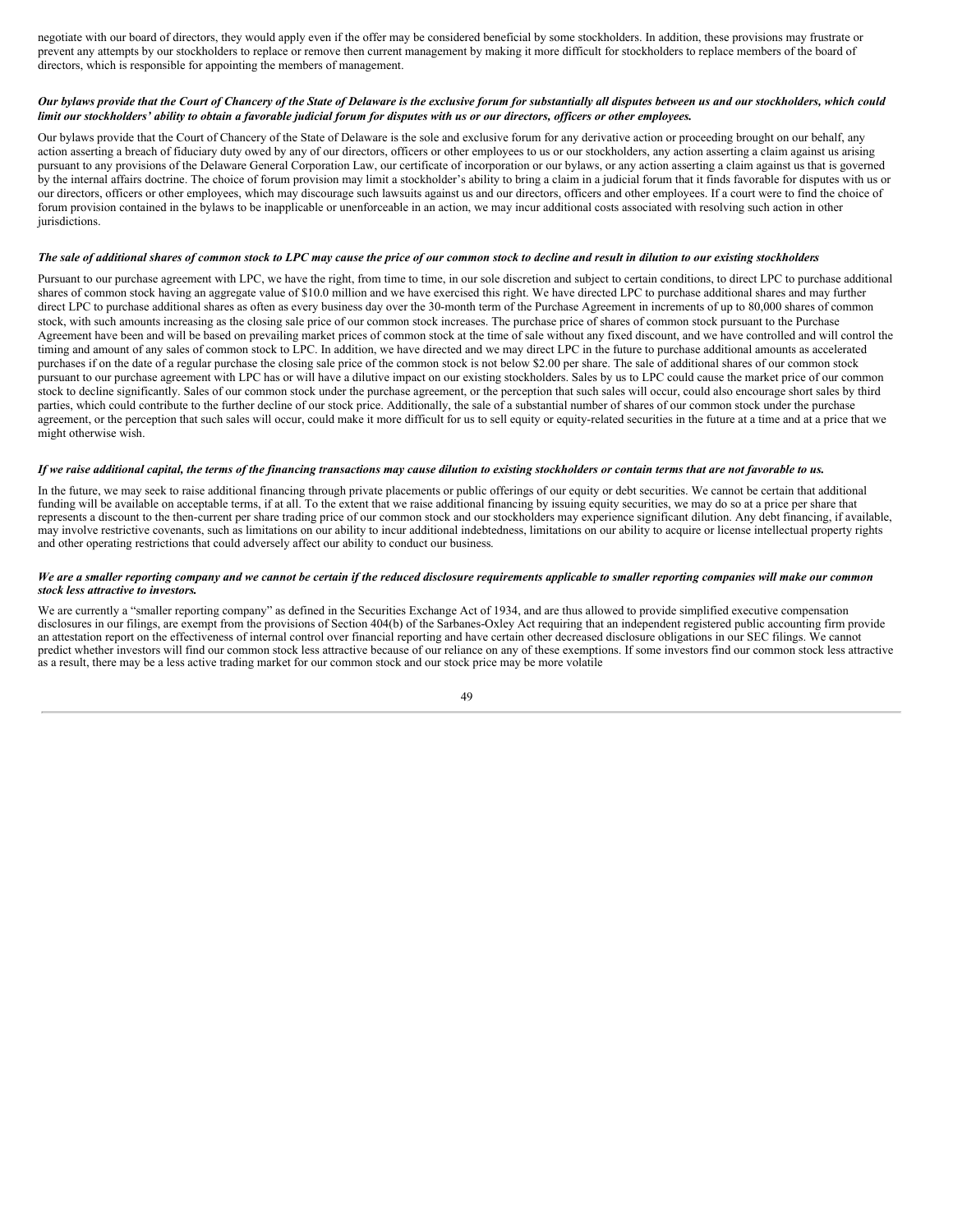negotiate with our board of directors, they would apply even if the offer may be considered beneficial by some stockholders. In addition, these provisions may frustrate or prevent any attempts by our stockholders to replace or remove then current management by making it more difficult for stockholders to replace members of the board of directors, which is responsible for appointing the members of management.

***Our bylaws provide that the Court of Chancery of the State of Delaware is the exclusive forum for substantially all disputes between us and our stockholders, which could limit our stockholders' ability to obtain a favorable judicial forum for disputes with us or our directors, officers or other employees.***

Our bylaws provide that the Court of Chancery of the State of Delaware is the sole and exclusive forum for any derivative action or proceeding brought on our behalf, any action asserting a breach of fiduciary duty owed by any of our directors, officers or other employees to us or our stockholders, any action asserting a claim against us arising pursuant to any provisions of the Delaware General Corporation Law, our certificate of incorporation or our bylaws, or any action asserting a claim against us that is governed by the internal affairs doctrine. The choice of forum provision may limit a stockholder's ability to bring a claim in a judicial forum that it finds favorable for disputes with us or our directors, officers or other employees, which may discourage such lawsuits against us and our directors, officers and other employees. If a court were to find the choice of forum provision contained in the bylaws to be inapplicable or unenforceable in an action, we may incur additional costs associated with resolving such action in other jurisdictions.

***The sale of additional shares of common stock to LPC may cause the price of our common stock to decline and result in dilution to our existing stockholders***

Pursuant to our purchase agreement with LPC, we have the right, from time to time, in our sole discretion and subject to certain conditions, to direct LPC to purchase additional shares of common stock having an aggregate value of $10.0 million and we have exercised this right. We have directed LPC to purchase additional shares and may further direct LPC to purchase additional shares as often as every business day over the 30-month term of the Purchase Agreement in increments of up to 80,000 shares of common stock, with such amounts increasing as the closing sale price of our common stock increases. The purchase price of shares of common stock pursuant to the Purchase Agreement have been and will be based on prevailing market prices of common stock at the time of sale without any fixed discount, and we have controlled and will control the timing and amount of any sales of common stock to LPC. In addition, we have directed and we may direct LPC in the future to purchase additional amounts as accelerated purchases if on the date of a regular purchase the closing sale price of the common stock is not below $2.00 per share. The sale of additional shares of our common stock pursuant to our purchase agreement with LPC has or will have a dilutive impact on our existing stockholders. Sales by us to LPC could cause the market price of our common stock to decline significantly. Sales of our common stock under the purchase agreement, or the perception that such sales will occur, could also encourage short sales by third parties, which could contribute to the further decline of our stock price. Additionally, the sale of a substantial number of shares of our common stock under the purchase agreement, or the perception that such sales will occur, could make it more difficult for us to sell equity or equity-related securities in the future at a time and at a price that we might otherwise wish.

***If we raise additional capital, the terms of the financing transactions may cause dilution to existing stockholders or contain terms that are not favorable to us.***

In the future, we may seek to raise additional financing through private placements or public offerings of our equity or debt securities. We cannot be certain that additional funding will be available on acceptable terms, if at all. To the extent that we raise additional financing by issuing equity securities, we may do so at a price per share that represents a discount to the then-current per share trading price of our common stock and our stockholders may experience significant dilution. Any debt financing, if available, may involve restrictive covenants, such as limitations on our ability to incur additional indebtedness, limitations on our ability to acquire or license intellectual property rights and other operating restrictions that could adversely affect our ability to conduct our business.

***We are a smaller reporting company and we cannot be certain if the reduced disclosure requirements applicable to smaller reporting companies will make our common stock less attractive to investors.***

We are currently a "smaller reporting company" as defined in the Securities Exchange Act of 1934, and are thus allowed to provide simplified executive compensation disclosures in our filings, are exempt from the provisions of Section 404(b) of the Sarbanes-Oxley Act requiring that an independent registered public accounting firm provide an attestation report on the effectiveness of internal control over financial reporting and have certain other decreased disclosure obligations in our SEC filings. We cannot predict whether investors will find our common stock less attractive because of our reliance on any of these exemptions. If some investors find our common stock less attractive as a result, there may be a less active trading market for our common stock and our stock price may be more volatile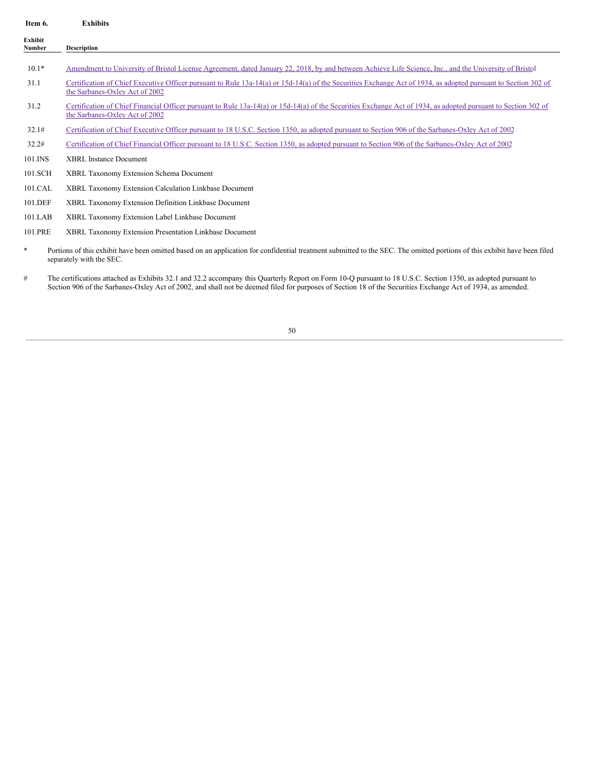## Item 6. Exhibits

| Exhibit Number | Description |
|---|---|
| 10.1* | Amendment to University of Bristol License Agreement, dated January 22, 2018, by and between Achieve Life Science, Inc., and the University of Bristol |
| 31.1 | Certification of Chief Executive Officer pursuant to Rule 13a-14(a) or 15d-14(a) of the Securities Exchange Act of 1934, as adopted pursuant to Section 302 of the Sarbanes-Oxley Act of 2002 |
| 31.2 | Certification of Chief Financial Officer pursuant to Rule 13a-14(a) or 15d-14(a) of the Securities Exchange Act of 1934, as adopted pursuant to Section 302 of the Sarbanes-Oxley Act of 2002 |
| 32.1# | Certification of Chief Executive Officer pursuant to 18 U.S.C. Section 1350, as adopted pursuant to Section 906 of the Sarbanes-Oxley Act of 2002 |
| 32.2# | Certification of Chief Financial Officer pursuant to 18 U.S.C. Section 1350, as adopted pursuant to Section 906 of the Sarbanes-Oxley Act of 2002 |
| 101.INS | XBRL Instance Document |
| 101.SCH | XBRL Taxonomy Extension Schema Document |
| 101.CAL | XBRL Taxonomy Extension Calculation Linkbase Document |
| 101.DEF | XBRL Taxonomy Extension Definition Linkbase Document |
| 101.LAB | XBRL Taxonomy Extension Label Linkbase Document |
| 101.PRE | XBRL Taxonomy Extension Presentation Linkbase Document |

\* Portions of this exhibit have been omitted based on an application for confidential treatment submitted to the SEC. The omitted portions of this exhibit have been filed separately with the SEC.

\# The certifications attached as Exhibits 32.1 and 32.2 accompany this Quarterly Report on Form 10-Q pursuant to 18 U.S.C. Section 1350, as adopted pursuant to Section 906 of the Sarbanes-Oxley Act of 2002, and shall not be deemed filed for purposes of Section 18 of the Securities Exchange Act of 1934, as amended.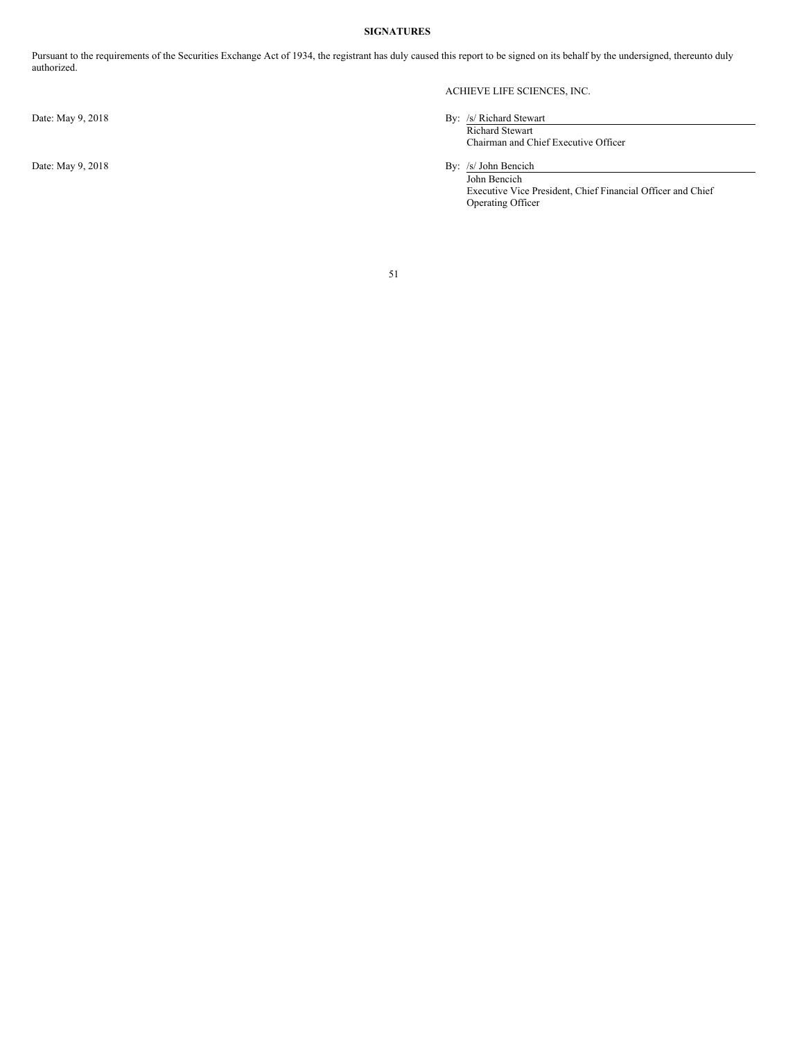**SIGNATURES**

Pursuant to the requirements of the Securities Exchange Act of 1934, the registrant has duly caused this report to be signed on its behalf by the undersigned, thereunto duly authorized.

ACHIEVE LIFE SCIENCES, INC.

Date: May 9, 2018

By: /s/ Richard Stewart
Richard Stewart
Chairman and Chief Executive Officer

Date: May 9, 2018

By: /s/ John Bencich
John Bencich
Executive Vice President, Chief Financial Officer and Chief Operating Officer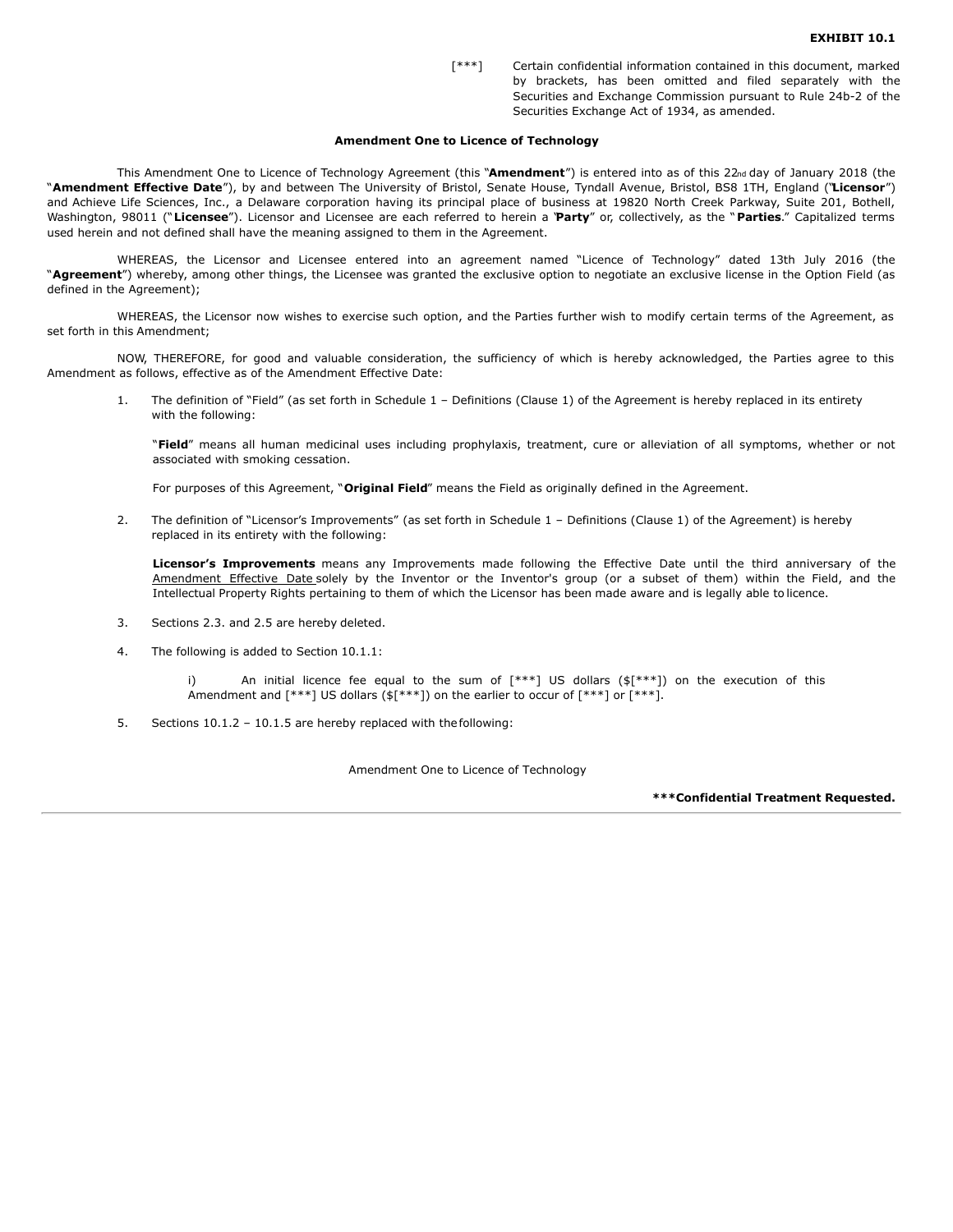**EXHIBIT 10.1**

[***] Certain confidential information contained in this document, marked by brackets, has been omitted and filed separately with the Securities and Exchange Commission pursuant to Rule 24b-2 of the Securities Exchange Act of 1934, as amended.

**Amendment One to Licence of Technology**

This Amendment One to Licence of Technology Agreement (this "**Amendment**") is entered into as of this 22nd day of January 2018 (the "**Amendment Effective Date**"), by and between The University of Bristol, Senate House, Tyndall Avenue, Bristol, BS8 1TH, England ("**Licensor**") and Achieve Life Sciences, Inc., a Delaware corporation having its principal place of business at 19820 North Creek Parkway, Suite 201, Bothell, Washington, 98011 ("**Licensee**"). Licensor and Licensee are each referred to herein a "**Party**" or, collectively, as the "**Parties**." Capitalized terms used herein and not defined shall have the meaning assigned to them in the Agreement.

WHEREAS, the Licensor and Licensee entered into an agreement named "Licence of Technology" dated 13th July 2016 (the "**Agreement**") whereby, among other things, the Licensee was granted the exclusive option to negotiate an exclusive license in the Option Field (as defined in the Agreement);

WHEREAS, the Licensor now wishes to exercise such option, and the Parties further wish to modify certain terms of the Agreement, as set forth in this Amendment;

NOW, THEREFORE, for good and valuable consideration, the sufficiency of which is hereby acknowledged, the Parties agree to this Amendment as follows, effective as of the Amendment Effective Date:

1. The definition of "Field" (as set forth in Schedule 1 – Definitions (Clause 1) of the Agreement is hereby replaced in its entirety with the following:

   "**Field**" means all human medicinal uses including prophylaxis, treatment, cure or alleviation of all symptoms, whether or not associated with smoking cessation.

   For purposes of this Agreement, "**Original Field**" means the Field as originally defined in the Agreement.

2. The definition of "Licensor's Improvements" (as set forth in Schedule 1 – Definitions (Clause 1) of the Agreement) is hereby replaced in its entirety with the following:

   **Licensor's Improvements** means any Improvements made following the Effective Date until the third anniversary of the Amendment Effective Date solely by the Inventor or the Inventor's group (or a subset of them) within the Field, and the Intellectual Property Rights pertaining to them of which the Licensor has been made aware and is legally able to licence.

3. Sections 2.3. and 2.5 are hereby deleted.

4. The following is added to Section 10.1.1:

   i) An initial licence fee equal to the sum of [***] US dollars ($[***]) on the execution of this Amendment and [***] US dollars ($[***]) on the earlier to occur of [***] or [***].

5. Sections 10.1.2 – 10.1.5 are hereby replaced with the following:

Amendment One to Licence of Technology

**\*\*\*Confidential Treatment Requested.**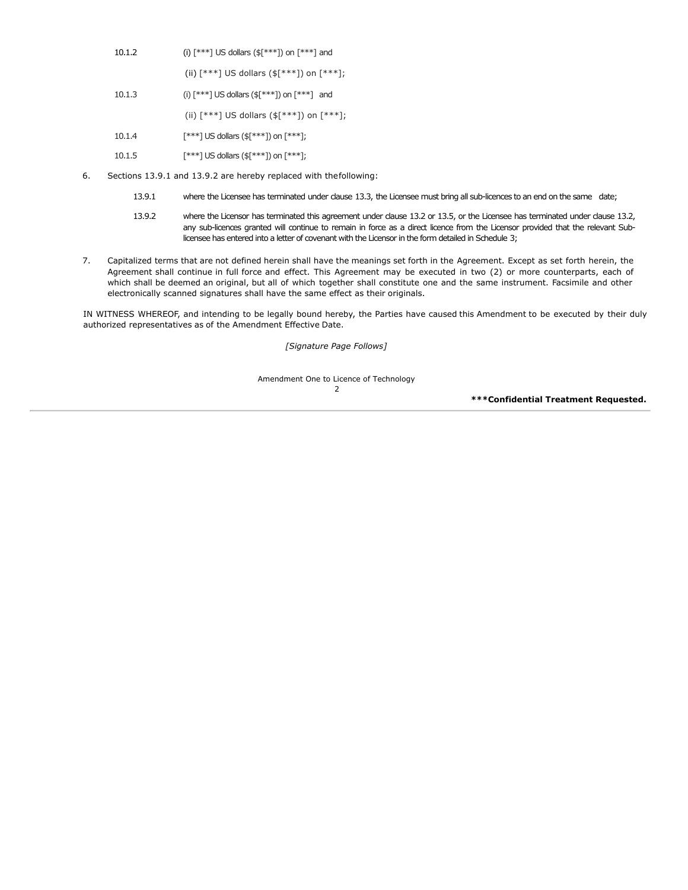10.1.2 (i) [***] US dollars ($[***]) on [***] and

(ii) [***] US dollars ($[***]) on [***];

10.1.3 (i) [***] US dollars ($[***]) on [***] and

(ii) [***] US dollars ($[***]) on [***];

10.1.4 [***] US dollars ($[***]) on [***];

10.1.5 [***] US dollars ($[***]) on [***];

6. Sections 13.9.1 and 13.9.2 are hereby replaced with thefollowing:

13.9.1 where the Licensee has terminated under clause 13.3, the Licensee must bring all sub-licences to an end on the same date;

13.9.2 where the Licensor has terminated this agreement under clause 13.2 or 13.5, or the Licensee has terminated under clause 13.2, any sub-licences granted will continue to remain in force as a direct licence from the Licensor provided that the relevant Sub-licensee has entered into a letter of covenant with the Licensor in the form detailed in Schedule 3;

7. Capitalized terms that are not defined herein shall have the meanings set forth in the Agreement. Except as set forth herein, the Agreement shall continue in full force and effect. This Agreement may be executed in two (2) or more counterparts, each of which shall be deemed an original, but all of which together shall constitute one and the same instrument. Facsimile and other electronically scanned signatures shall have the same effect as their originals.

IN WITNESS WHEREOF, and intending to be legally bound hereby, the Parties have caused this Amendment to be executed by their duly authorized representatives as of the Amendment Effective Date.

*[Signature Page Follows]*

Amendment One to Licence of Technology

**\*\*\*Confidential Treatment Requested.**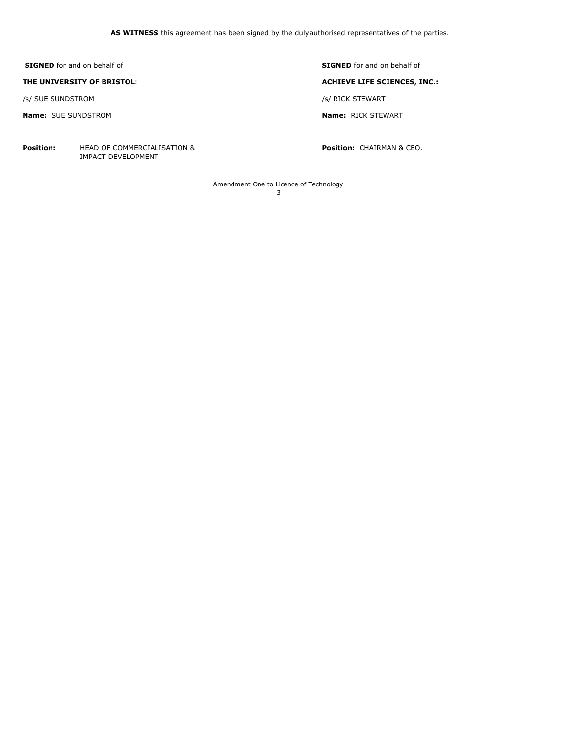**AS WITNESS** this agreement has been signed by the duly authorised representatives of the parties.

**SIGNED** for and on behalf of

**THE UNIVERSITY OF BRISTOL**:

/s/ SUE SUNDSTROM

**Name:** SUE SUNDSTROM

**Position:** HEAD OF COMMERCIALISATION & IMPACT DEVELOPMENT

**SIGNED** for and on behalf of

**ACHIEVE LIFE SCIENCES, INC.:**

/s/ RICK STEWART

**Name:** RICK STEWART

**Position:** CHAIRMAN & CEO.

Amendment One to Licence of Technology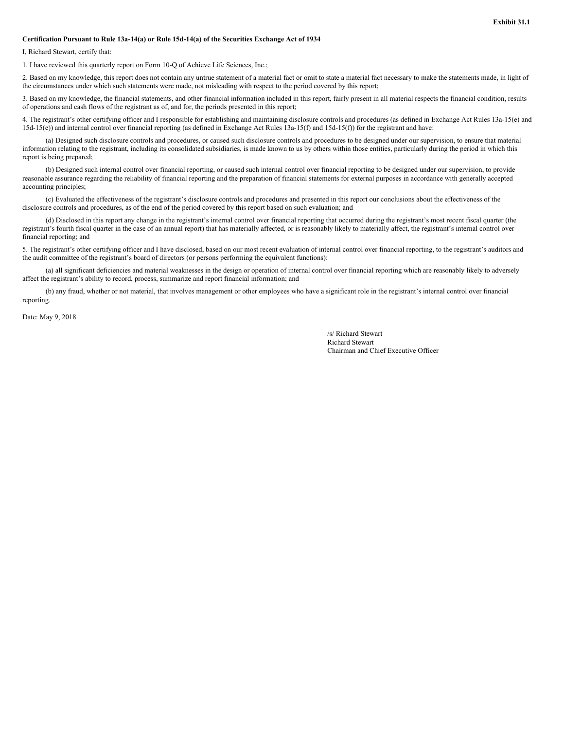**Exhibit 31.1**

**Certification Pursuant to Rule 13a-14(a) or Rule 15d-14(a) of the Securities Exchange Act of 1934**

I, Richard Stewart, certify that:

1. I have reviewed this quarterly report on Form 10-Q of Achieve Life Sciences, Inc.;

2. Based on my knowledge, this report does not contain any untrue statement of a material fact or omit to state a material fact necessary to make the statements made, in light of the circumstances under which such statements were made, not misleading with respect to the period covered by this report;

3. Based on my knowledge, the financial statements, and other financial information included in this report, fairly present in all material respects the financial condition, results of operations and cash flows of the registrant as of, and for, the periods presented in this report;

4. The registrant's other certifying officer and I responsible for establishing and maintaining disclosure controls and procedures (as defined in Exchange Act Rules 13a-15(e) and 15d-15(e)) and internal control over financial reporting (as defined in Exchange Act Rules 13a-15(f) and 15d-15(f)) for the registrant and have:

(a) Designed such disclosure controls and procedures, or caused such disclosure controls and procedures to be designed under our supervision, to ensure that material information relating to the registrant, including its consolidated subsidiaries, is made known to us by others within those entities, particularly during the period in which this report is being prepared;

(b) Designed such internal control over financial reporting, or caused such internal control over financial reporting to be designed under our supervision, to provide reasonable assurance regarding the reliability of financial reporting and the preparation of financial statements for external purposes in accordance with generally accepted accounting principles;

(c) Evaluated the effectiveness of the registrant's disclosure controls and procedures and presented in this report our conclusions about the effectiveness of the disclosure controls and procedures, as of the end of the period covered by this report based on such evaluation; and

(d) Disclosed in this report any change in the registrant's internal control over financial reporting that occurred during the registrant's most recent fiscal quarter (the registrant's fourth fiscal quarter in the case of an annual report) that has materially affected, or is reasonably likely to materially affect, the registrant's internal control over financial reporting; and

5. The registrant's other certifying officer and I have disclosed, based on our most recent evaluation of internal control over financial reporting, to the registrant's auditors and the audit committee of the registrant's board of directors (or persons performing the equivalent functions):

(a) all significant deficiencies and material weaknesses in the design or operation of internal control over financial reporting which are reasonably likely to adversely affect the registrant's ability to record, process, summarize and report financial information; and

(b) any fraud, whether or not material, that involves management or other employees who have a significant role in the registrant's internal control over financial reporting.

Date: May 9, 2018

/s/ Richard Stewart
Richard Stewart
Chairman and Chief Executive Officer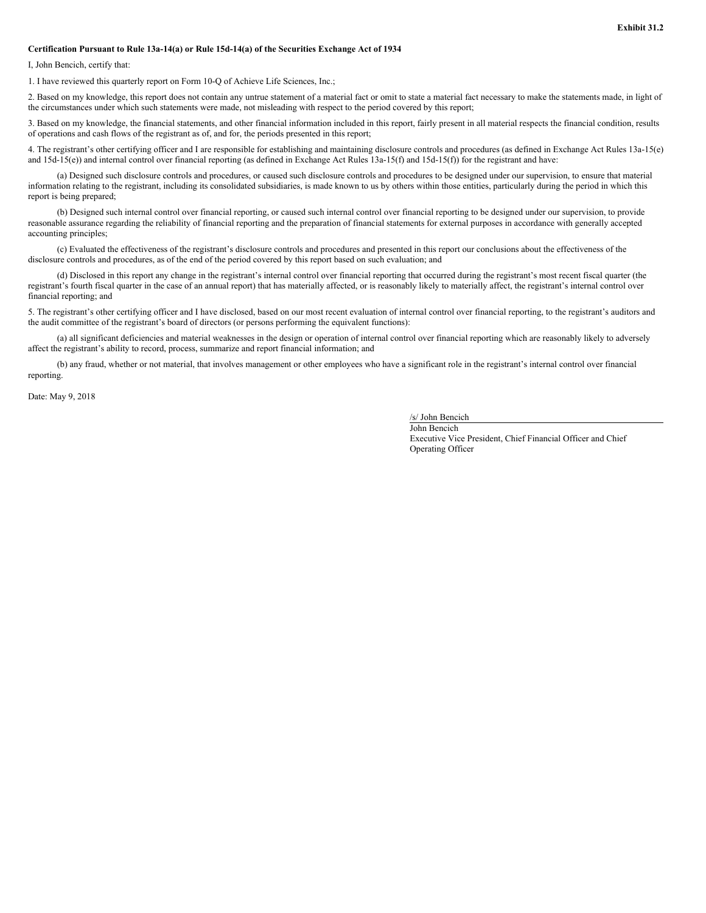**Exhibit 31.2**

**Certification Pursuant to Rule 13a-14(a) or Rule 15d-14(a) of the Securities Exchange Act of 1934**

I, John Bencich, certify that:

1. I have reviewed this quarterly report on Form 10-Q of Achieve Life Sciences, Inc.;

2. Based on my knowledge, this report does not contain any untrue statement of a material fact or omit to state a material fact necessary to make the statements made, in light of the circumstances under which such statements were made, not misleading with respect to the period covered by this report;

3. Based on my knowledge, the financial statements, and other financial information included in this report, fairly present in all material respects the financial condition, results of operations and cash flows of the registrant as of, and for, the periods presented in this report;

4. The registrant's other certifying officer and I are responsible for establishing and maintaining disclosure controls and procedures (as defined in Exchange Act Rules 13a-15(e) and 15d-15(e)) and internal control over financial reporting (as defined in Exchange Act Rules 13a-15(f) and 15d-15(f)) for the registrant and have:

(a) Designed such disclosure controls and procedures, or caused such disclosure controls and procedures to be designed under our supervision, to ensure that material information relating to the registrant, including its consolidated subsidiaries, is made known to us by others within those entities, particularly during the period in which this report is being prepared;

(b) Designed such internal control over financial reporting, or caused such internal control over financial reporting to be designed under our supervision, to provide reasonable assurance regarding the reliability of financial reporting and the preparation of financial statements for external purposes in accordance with generally accepted accounting principles;

(c) Evaluated the effectiveness of the registrant's disclosure controls and procedures and presented in this report our conclusions about the effectiveness of the disclosure controls and procedures, as of the end of the period covered by this report based on such evaluation; and

(d) Disclosed in this report any change in the registrant's internal control over financial reporting that occurred during the registrant's most recent fiscal quarter (the registrant's fourth fiscal quarter in the case of an annual report) that has materially affected, or is reasonably likely to materially affect, the registrant's internal control over financial reporting; and

5. The registrant's other certifying officer and I have disclosed, based on our most recent evaluation of internal control over financial reporting, to the registrant's auditors and the audit committee of the registrant's board of directors (or persons performing the equivalent functions):

(a) all significant deficiencies and material weaknesses in the design or operation of internal control over financial reporting which are reasonably likely to adversely affect the registrant's ability to record, process, summarize and report financial information; and

(b) any fraud, whether or not material, that involves management or other employees who have a significant role in the registrant's internal control over financial reporting.

Date: May 9, 2018

/s/ John Bencich

John Bencich

Executive Vice President, Chief Financial Officer and Chief Operating Officer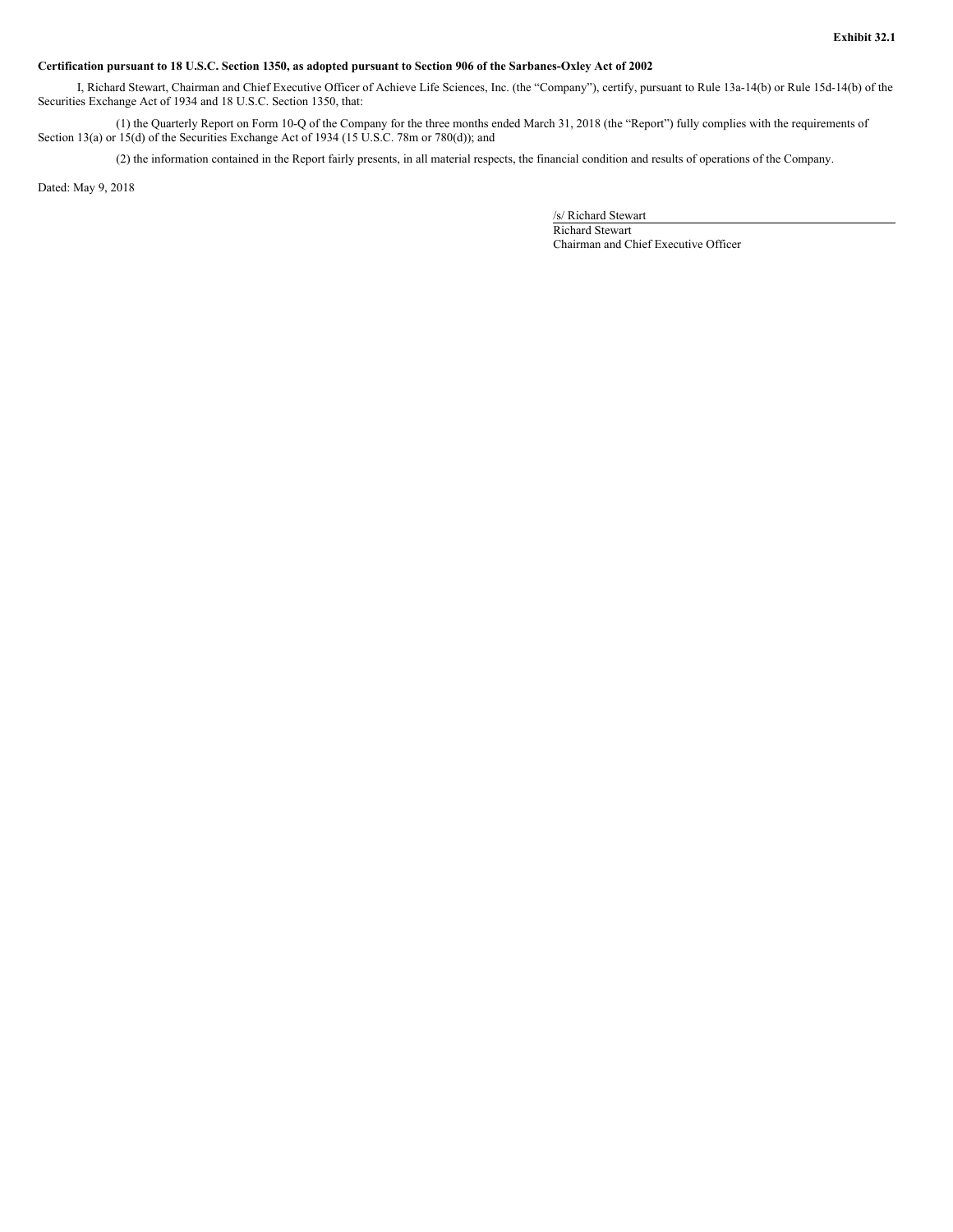**Exhibit 32.1**

**Certification pursuant to 18 U.S.C. Section 1350, as adopted pursuant to Section 906 of the Sarbanes-Oxley Act of 2002**

I, Richard Stewart, Chairman and Chief Executive Officer of Achieve Life Sciences, Inc. (the "Company"), certify, pursuant to Rule 13a-14(b) or Rule 15d-14(b) of the Securities Exchange Act of 1934 and 18 U.S.C. Section 1350, that:

(1) the Quarterly Report on Form 10-Q of the Company for the three months ended March 31, 2018 (the "Report") fully complies with the requirements of Section 13(a) or 15(d) of the Securities Exchange Act of 1934 (15 U.S.C. 78m or 780(d)); and

(2) the information contained in the Report fairly presents, in all material respects, the financial condition and results of operations of the Company.

Dated: May 9, 2018

/s/ Richard Stewart
Richard Stewart
Chairman and Chief Executive Officer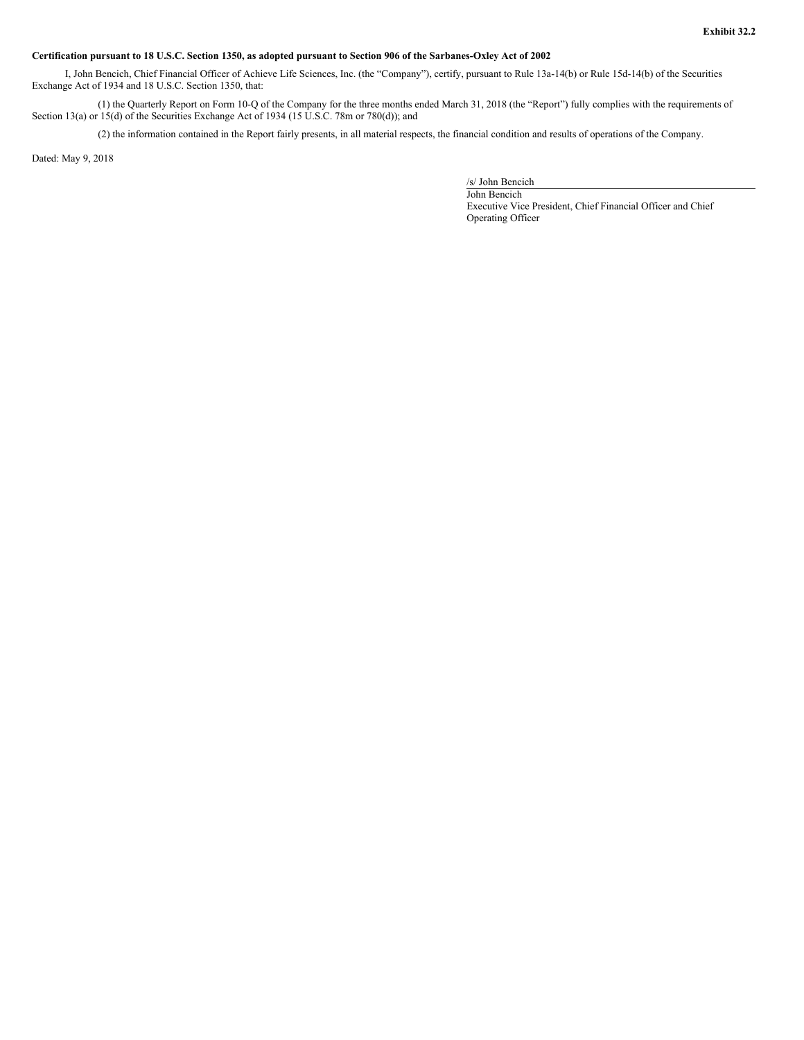**Exhibit 32.2**

**Certification pursuant to 18 U.S.C. Section 1350, as adopted pursuant to Section 906 of the Sarbanes-Oxley Act of 2002**

I, John Bencich, Chief Financial Officer of Achieve Life Sciences, Inc. (the "Company"), certify, pursuant to Rule 13a-14(b) or Rule 15d-14(b) of the Securities Exchange Act of 1934 and 18 U.S.C. Section 1350, that:

(1) the Quarterly Report on Form 10-Q of the Company for the three months ended March 31, 2018 (the "Report") fully complies with the requirements of Section 13(a) or 15(d) of the Securities Exchange Act of 1934 (15 U.S.C. 78m or 780(d)); and

(2) the information contained in the Report fairly presents, in all material respects, the financial condition and results of operations of the Company.

Dated: May 9, 2018

/s/ John Bencich
John Bencich
Executive Vice President, Chief Financial Officer and Chief Operating Officer